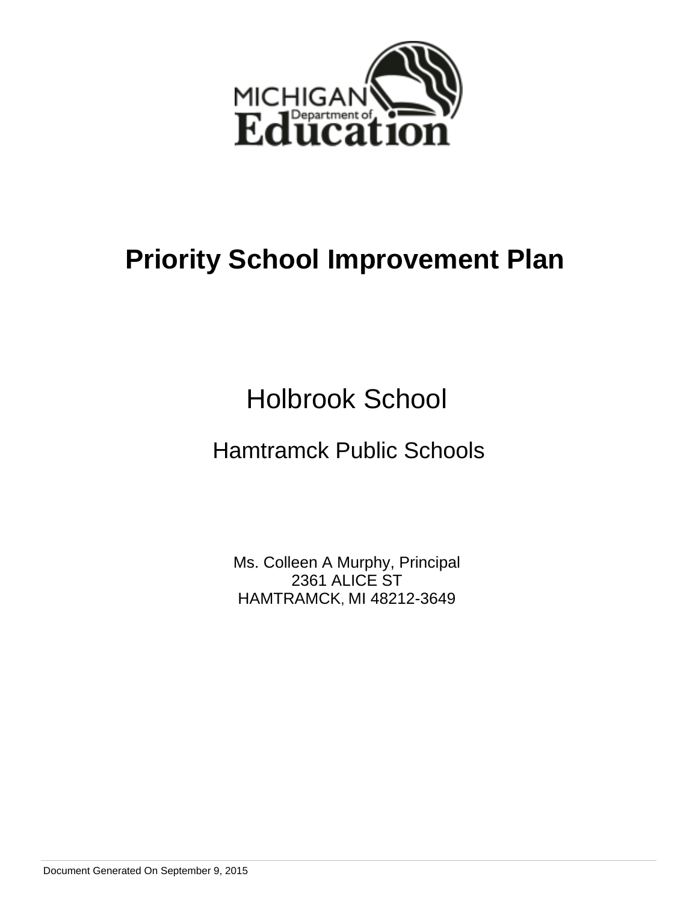MICHIGAN Department of Education

# Priority School Improvement Plan

## Holbrook School

### Hamtramck Public Schools

Ms. Colleen A Murphy, Principal
2361 ALICE ST
HAMTRAMCK, MI 48212-3649

Document Generated On September 9, 2015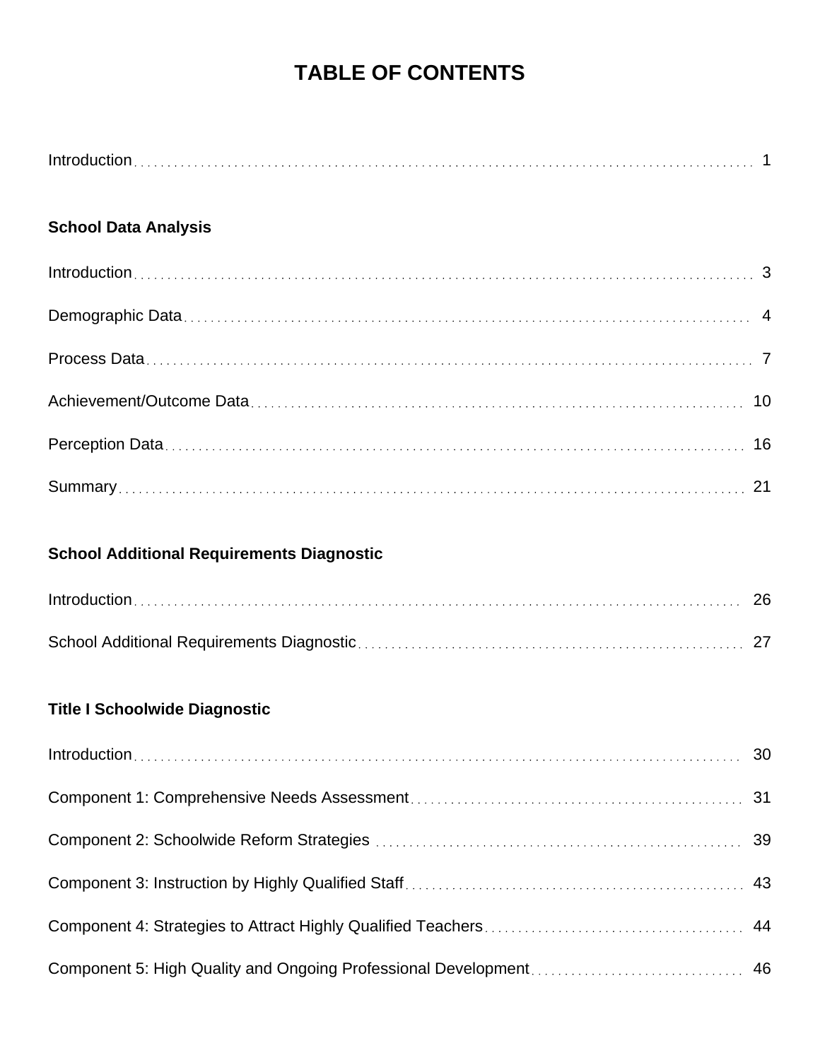# TABLE OF CONTENTS

Introduction ..... 1

**School Data Analysis**

Introduction ..... 3

Demographic Data ..... 4

Process Data ..... 7

Achievement/Outcome Data ..... 10

Perception Data ..... 16

Summary ..... 21

**School Additional Requirements Diagnostic**

Introduction ..... 26

School Additional Requirements Diagnostic ..... 27

**Title I Schoolwide Diagnostic**

Introduction ..... 30

Component 1: Comprehensive Needs Assessment ..... 31

Component 2: Schoolwide Reform Strategies ..... 39

Component 3: Instruction by Highly Qualified Staff ..... 43

Component 4: Strategies to Attract Highly Qualified Teachers ..... 44

Component 5: High Quality and Ongoing Professional Development ..... 46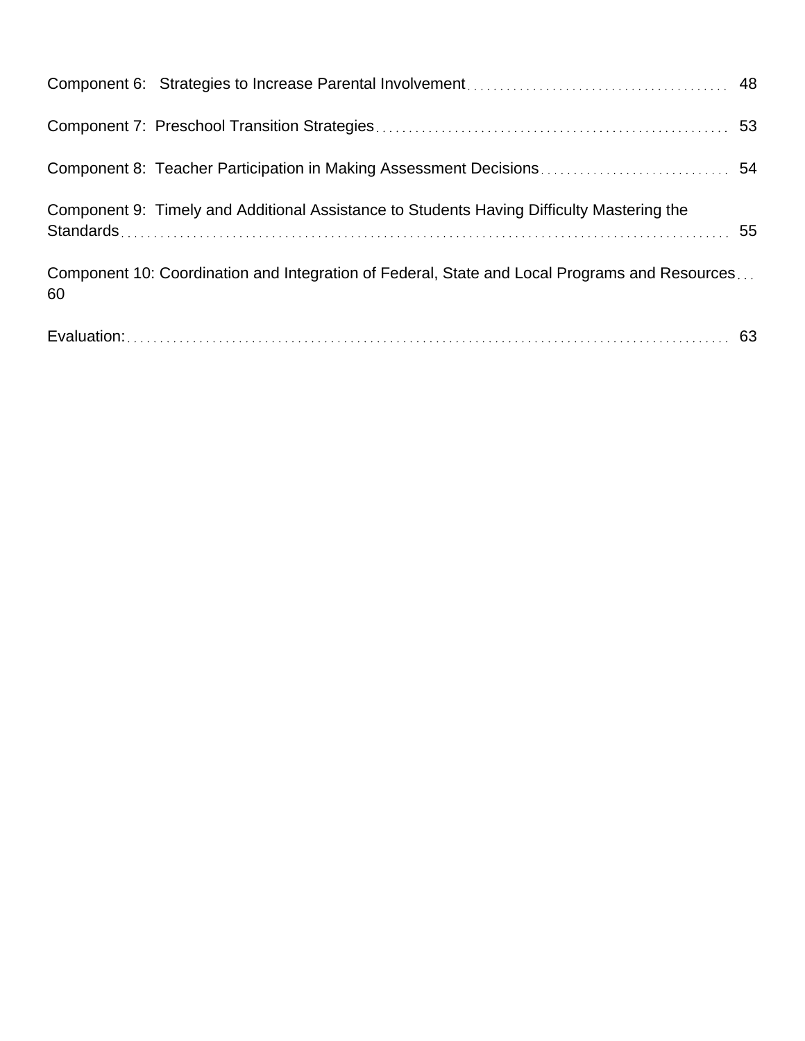Component 6: Strategies to Increase Parental Involvement ........................................ 48

Component 7: Preschool Transition Strategies ........................................................ 53

Component 8: Teacher Participation in Making Assessment Decisions ............................. 54

Component 9: Timely and Additional Assistance to Students Having Difficulty Mastering the Standards ........................................................................................ 55

Component 10: Coordination and Integration of Federal, State and Local Programs and Resources ... 60

Evaluation: ........................................................................................ 63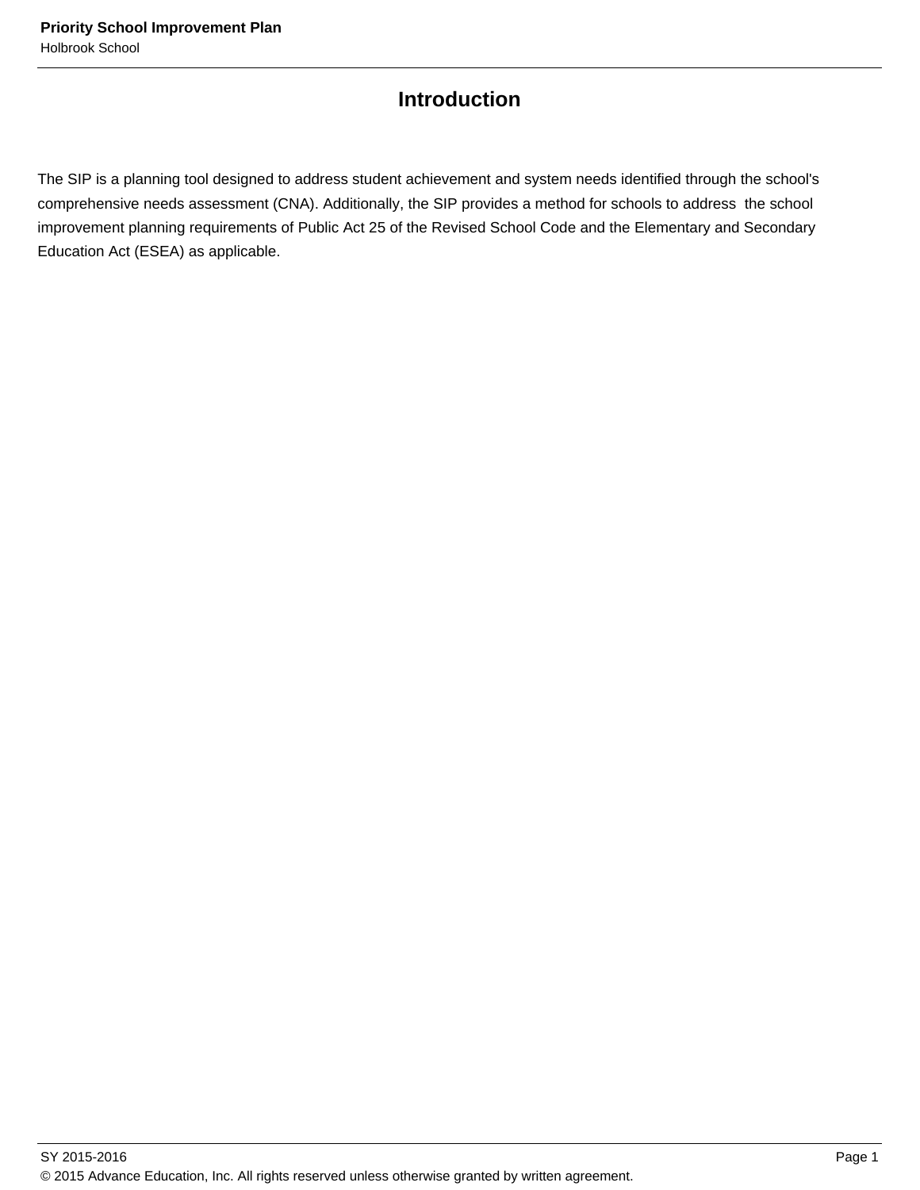# Introduction

The SIP is a planning tool designed to address student achievement and system needs identified through the school's comprehensive needs assessment (CNA). Additionally, the SIP provides a method for schools to address the school improvement planning requirements of Public Act 25 of the Revised School Code and the Elementary and Secondary Education Act (ESEA) as applicable.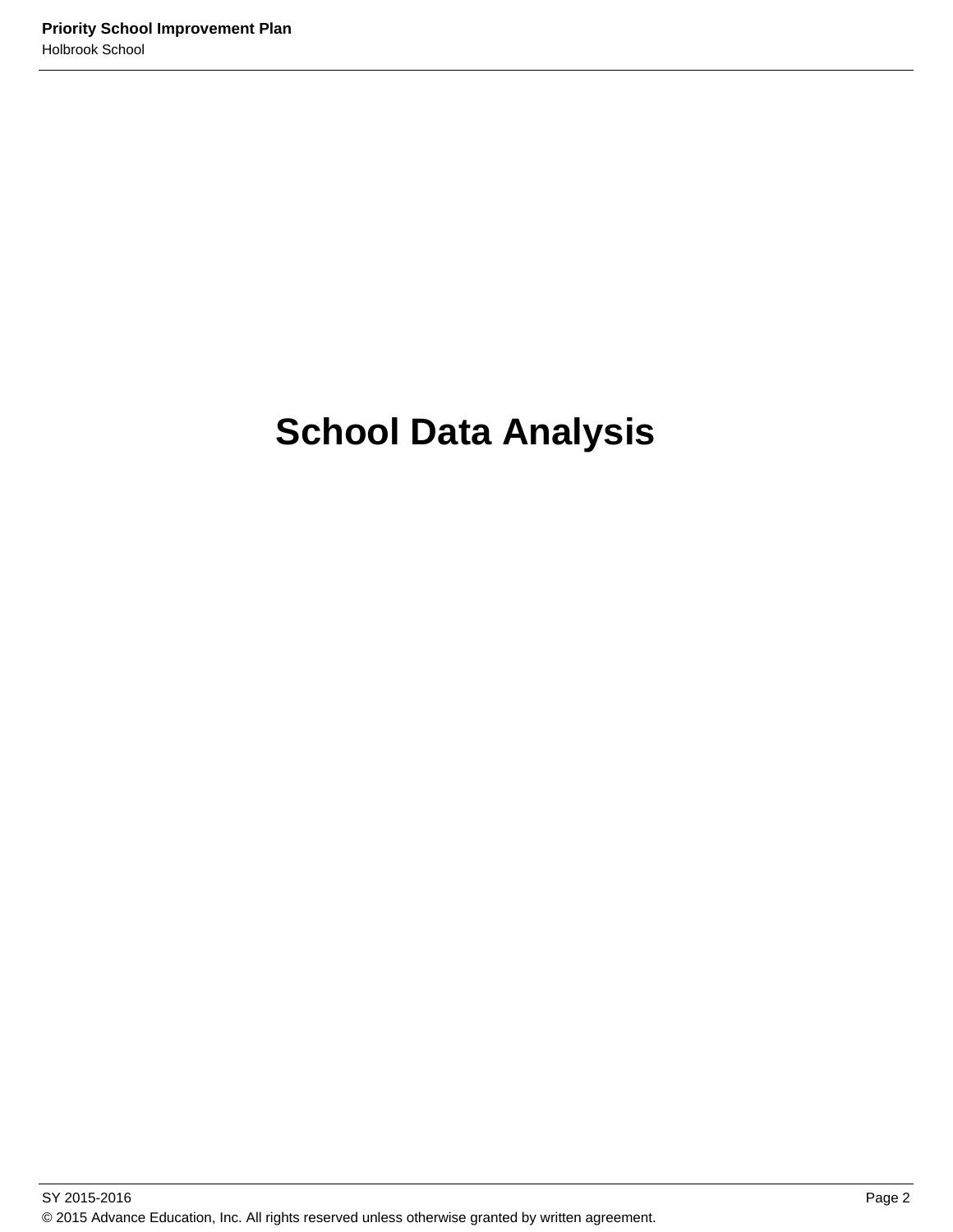# School Data Analysis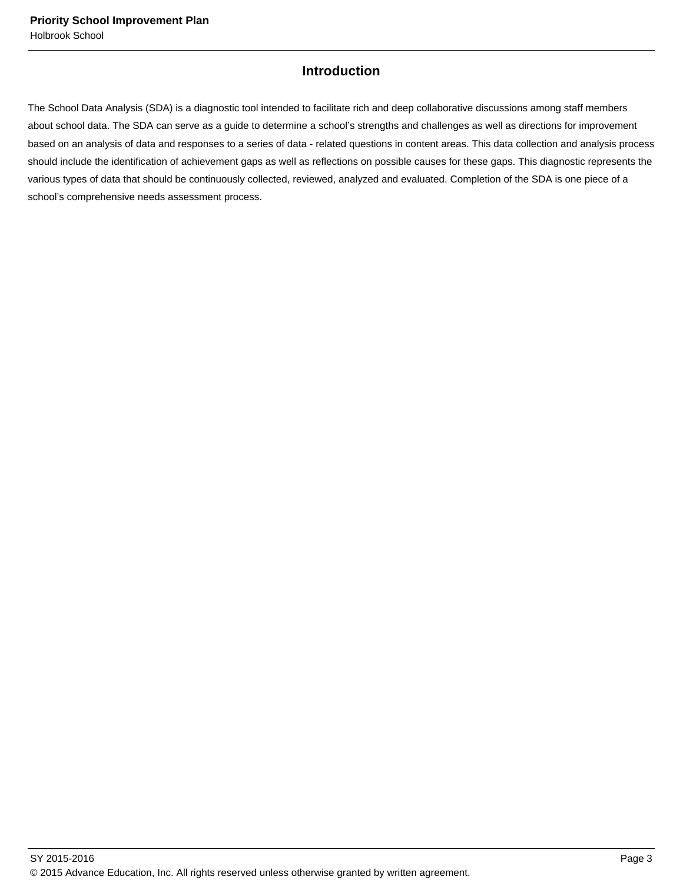## Introduction

The School Data Analysis (SDA) is a diagnostic tool intended to facilitate rich and deep collaborative discussions among staff members about school data. The SDA can serve as a guide to determine a school's strengths and challenges as well as directions for improvement based on an analysis of data and responses to a series of data - related questions in content areas. This data collection and analysis process should include the identification of achievement gaps as well as reflections on possible causes for these gaps. This diagnostic represents the various types of data that should be continuously collected, reviewed, analyzed and evaluated. Completion of the SDA is one piece of a school's comprehensive needs assessment process.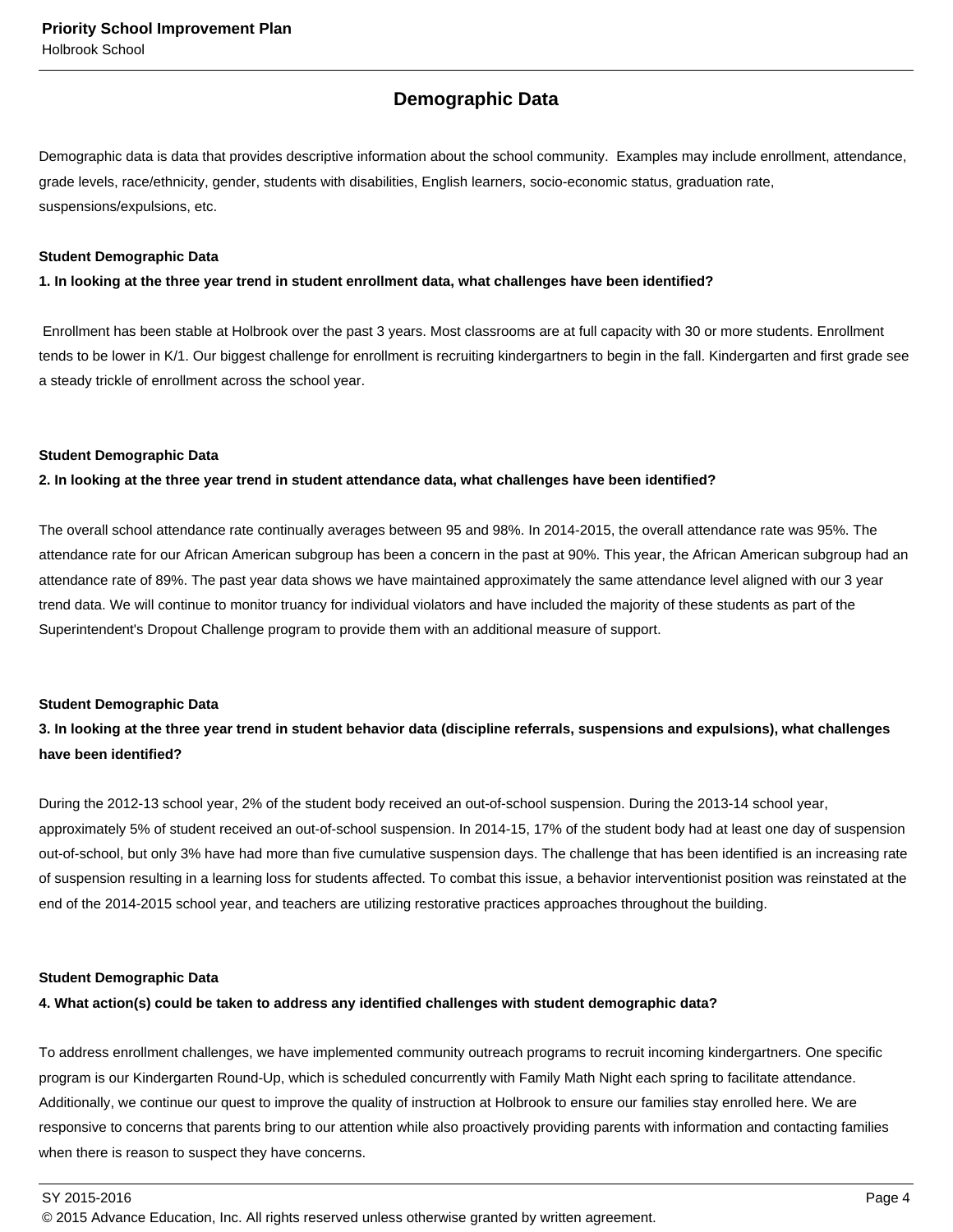## Demographic Data

Demographic data is data that provides descriptive information about the school community. Examples may include enrollment, attendance, grade levels, race/ethnicity, gender, students with disabilities, English learners, socio-economic status, graduation rate, suspensions/expulsions, etc.

**Student Demographic Data**

**1. In looking at the three year trend in student enrollment data, what challenges have been identified?**

Enrollment has been stable at Holbrook over the past 3 years. Most classrooms are at full capacity with 30 or more students. Enrollment tends to be lower in K/1. Our biggest challenge for enrollment is recruiting kindergartners to begin in the fall. Kindergarten and first grade see a steady trickle of enrollment across the school year.

**Student Demographic Data**

**2. In looking at the three year trend in student attendance data, what challenges have been identified?**

The overall school attendance rate continually averages between 95 and 98%. In 2014-2015, the overall attendance rate was 95%. The attendance rate for our African American subgroup has been a concern in the past at 90%. This year, the African American subgroup had an attendance rate of 89%. The past year data shows we have maintained approximately the same attendance level aligned with our 3 year trend data. We will continue to monitor truancy for individual violators and have included the majority of these students as part of the Superintendent's Dropout Challenge program to provide them with an additional measure of support.

**Student Demographic Data**

**3. In looking at the three year trend in student behavior data (discipline referrals, suspensions and expulsions), what challenges have been identified?**

During the 2012-13 school year, 2% of the student body received an out-of-school suspension. During the 2013-14 school year, approximately 5% of student received an out-of-school suspension. In 2014-15, 17% of the student body had at least one day of suspension out-of-school, but only 3% have had more than five cumulative suspension days. The challenge that has been identified is an increasing rate of suspension resulting in a learning loss for students affected. To combat this issue, a behavior interventionist position was reinstated at the end of the 2014-2015 school year, and teachers are utilizing restorative practices approaches throughout the building.

**Student Demographic Data**

**4. What action(s) could be taken to address any identified challenges with student demographic data?**

To address enrollment challenges, we have implemented community outreach programs to recruit incoming kindergartners. One specific program is our Kindergarten Round-Up, which is scheduled concurrently with Family Math Night each spring to facilitate attendance. Additionally, we continue our quest to improve the quality of instruction at Holbrook to ensure our families stay enrolled here. We are responsive to concerns that parents bring to our attention while also proactively providing parents with information and contacting families when there is reason to suspect they have concerns.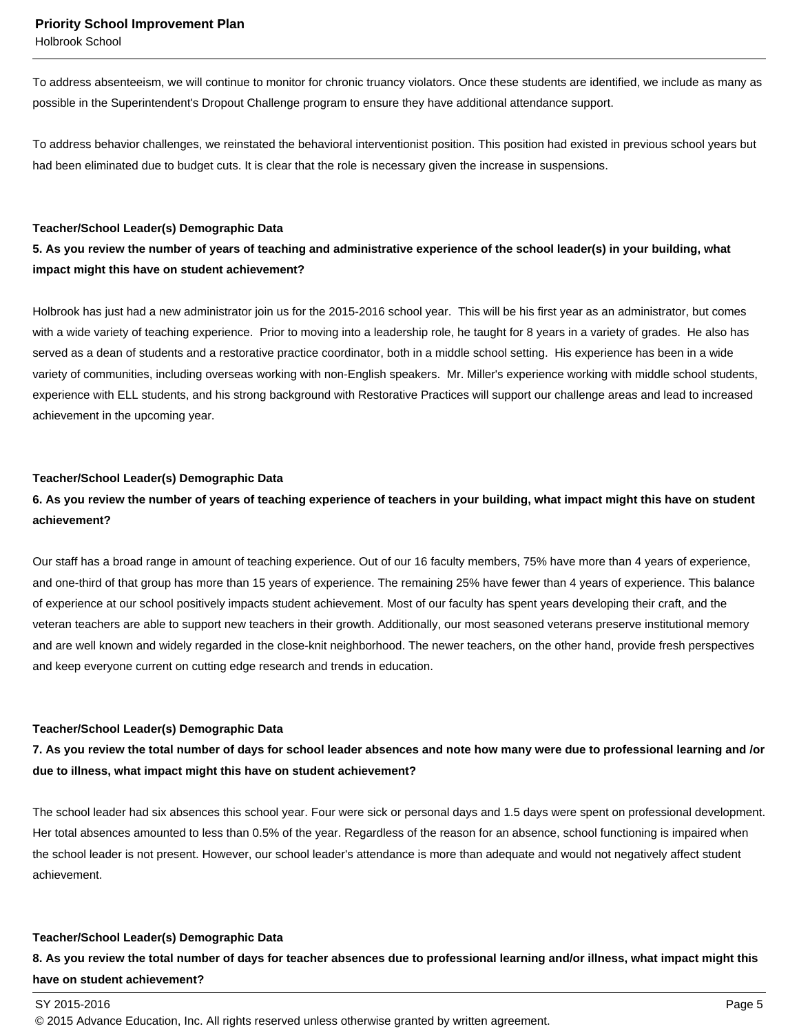To address absenteeism, we will continue to monitor for chronic truancy violators. Once these students are identified, we include as many as possible in the Superintendent's Dropout Challenge program to ensure they have additional attendance support.

To address behavior challenges, we reinstated the behavioral interventionist position. This position had existed in previous school years but had been eliminated due to budget cuts. It is clear that the role is necessary given the increase in suspensions.

**Teacher/School Leader(s) Demographic Data**

**5. As you review the number of years of teaching and administrative experience of the school leader(s) in your building, what impact might this have on student achievement?**

Holbrook has just had a new administrator join us for the 2015-2016 school year. This will be his first year as an administrator, but comes with a wide variety of teaching experience. Prior to moving into a leadership role, he taught for 8 years in a variety of grades. He also has served as a dean of students and a restorative practice coordinator, both in a middle school setting. His experience has been in a wide variety of communities, including overseas working with non-English speakers. Mr. Miller's experience working with middle school students, experience with ELL students, and his strong background with Restorative Practices will support our challenge areas and lead to increased achievement in the upcoming year.

**Teacher/School Leader(s) Demographic Data**

**6. As you review the number of years of teaching experience of teachers in your building, what impact might this have on student achievement?**

Our staff has a broad range in amount of teaching experience. Out of our 16 faculty members, 75% have more than 4 years of experience, and one-third of that group has more than 15 years of experience. The remaining 25% have fewer than 4 years of experience. This balance of experience at our school positively impacts student achievement. Most of our faculty has spent years developing their craft, and the veteran teachers are able to support new teachers in their growth. Additionally, our most seasoned veterans preserve institutional memory and are well known and widely regarded in the close-knit neighborhood. The newer teachers, on the other hand, provide fresh perspectives and keep everyone current on cutting edge research and trends in education.

**Teacher/School Leader(s) Demographic Data**

**7. As you review the total number of days for school leader absences and note how many were due to professional learning and /or due to illness, what impact might this have on student achievement?**

The school leader had six absences this school year. Four were sick or personal days and 1.5 days were spent on professional development. Her total absences amounted to less than 0.5% of the year. Regardless of the reason for an absence, school functioning is impaired when the school leader is not present. However, our school leader's attendance is more than adequate and would not negatively affect student achievement.

**Teacher/School Leader(s) Demographic Data**

**8. As you review the total number of days for teacher absences due to professional learning and/or illness, what impact might this have on student achievement?**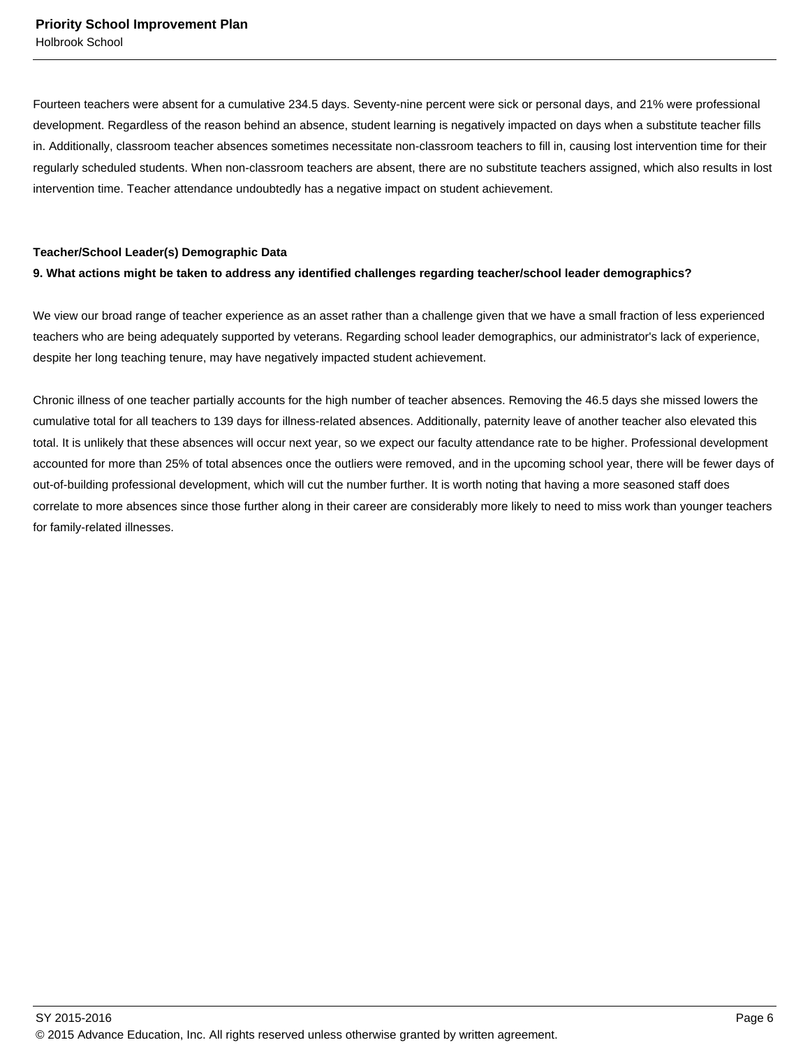Fourteen teachers were absent for a cumulative 234.5 days. Seventy-nine percent were sick or personal days, and 21% were professional development. Regardless of the reason behind an absence, student learning is negatively impacted on days when a substitute teacher fills in. Additionally, classroom teacher absences sometimes necessitate non-classroom teachers to fill in, causing lost intervention time for their regularly scheduled students. When non-classroom teachers are absent, there are no substitute teachers assigned, which also results in lost intervention time. Teacher attendance undoubtedly has a negative impact on student achievement.

**Teacher/School Leader(s) Demographic Data**

**9. What actions might be taken to address any identified challenges regarding teacher/school leader demographics?**

We view our broad range of teacher experience as an asset rather than a challenge given that we have a small fraction of less experienced teachers who are being adequately supported by veterans. Regarding school leader demographics, our administrator's lack of experience, despite her long teaching tenure, may have negatively impacted student achievement.

Chronic illness of one teacher partially accounts for the high number of teacher absences. Removing the 46.5 days she missed lowers the cumulative total for all teachers to 139 days for illness-related absences. Additionally, paternity leave of another teacher also elevated this total. It is unlikely that these absences will occur next year, so we expect our faculty attendance rate to be higher. Professional development accounted for more than 25% of total absences once the outliers were removed, and in the upcoming school year, there will be fewer days of out-of-building professional development, which will cut the number further. It is worth noting that having a more seasoned staff does correlate to more absences since those further along in their career are considerably more likely to need to miss work than younger teachers for family-related illnesses.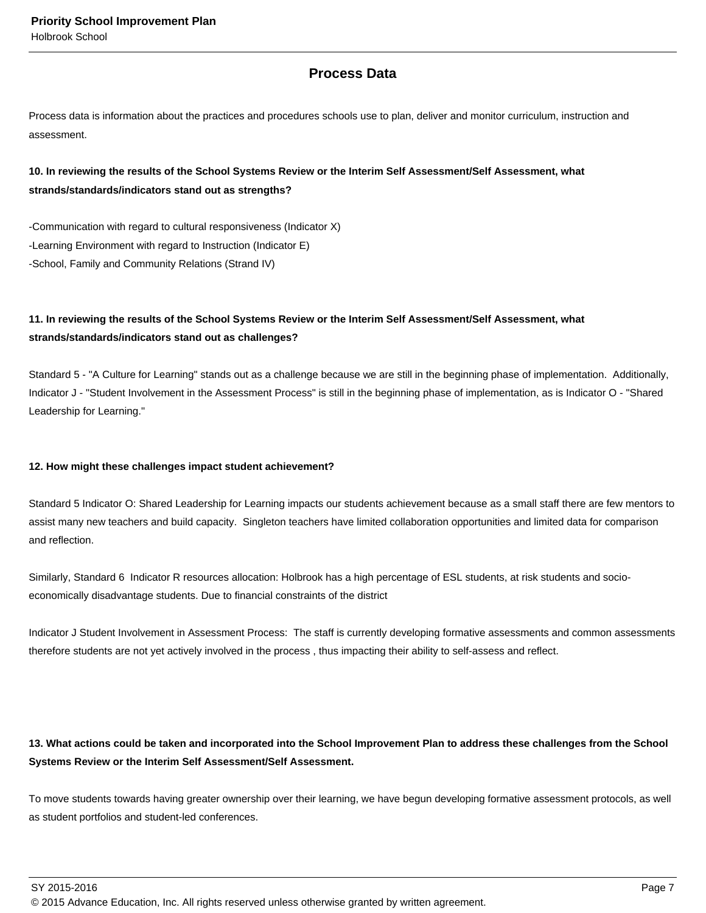## Process Data

Process data is information about the practices and procedures schools use to plan, deliver and monitor curriculum, instruction and assessment.

**10. In reviewing the results of the School Systems Review or the Interim Self Assessment/Self Assessment, what strands/standards/indicators stand out as strengths?**

-Communication with regard to cultural responsiveness (Indicator X)
-Learning Environment with regard to Instruction (Indicator E)
-School, Family and Community Relations (Strand IV)

**11. In reviewing the results of the School Systems Review or the Interim Self Assessment/Self Assessment, what strands/standards/indicators stand out as challenges?**

Standard 5 - "A Culture for Learning" stands out as a challenge because we are still in the beginning phase of implementation. Additionally, Indicator J - "Student Involvement in the Assessment Process" is still in the beginning phase of implementation, as is Indicator O - "Shared Leadership for Learning."

**12. How might these challenges impact student achievement?**

Standard 5 Indicator O: Shared Leadership for Learning impacts our students achievement because as a small staff there are few mentors to assist many new teachers and build capacity. Singleton teachers have limited collaboration opportunities and limited data for comparison and reflection.

Similarly, Standard 6 Indicator R resources allocation: Holbrook has a high percentage of ESL students, at risk students and socio-economically disadvantage students. Due to financial constraints of the district

Indicator J Student Involvement in Assessment Process: The staff is currently developing formative assessments and common assessments therefore students are not yet actively involved in the process , thus impacting their ability to self-assess and reflect.

**13. What actions could be taken and incorporated into the School Improvement Plan to address these challenges from the School Systems Review or the Interim Self Assessment/Self Assessment.**

To move students towards having greater ownership over their learning, we have begun developing formative assessment protocols, as well as student portfolios and student-led conferences.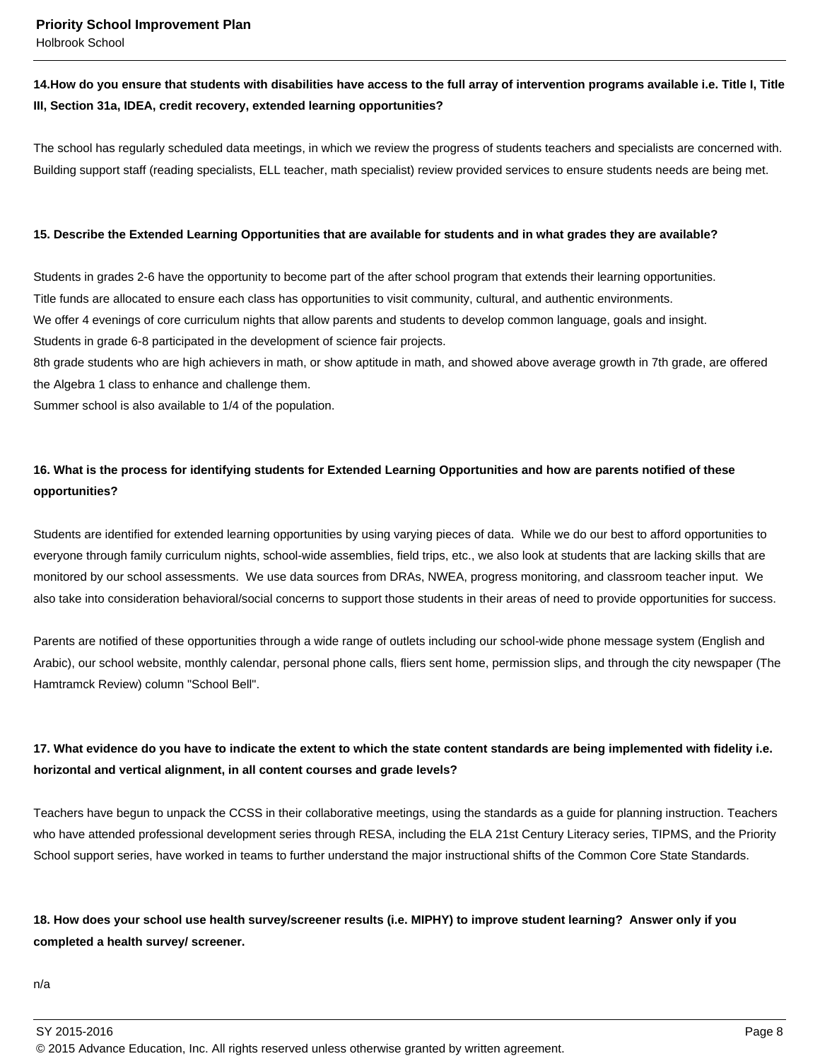**14.How do you ensure that students with disabilities have access to the full array of intervention programs available i.e. Title I, Title III, Section 31a, IDEA, credit recovery, extended learning opportunities?**

The school has regularly scheduled data meetings, in which we review the progress of students teachers and specialists are concerned with. Building support staff (reading specialists, ELL teacher, math specialist) review provided services to ensure students needs are being met.

**15. Describe the Extended Learning Opportunities that are available for students and in what grades they are available?**

Students in grades 2-6 have the opportunity to become part of the after school program that extends their learning opportunities.
Title funds are allocated to ensure each class has opportunities to visit community, cultural, and authentic environments.
We offer 4 evenings of core curriculum nights that allow parents and students to develop common language, goals and insight.
Students in grade 6-8 participated in the development of science fair projects.
8th grade students who are high achievers in math, or show aptitude in math, and showed above average growth in 7th grade, are offered the Algebra 1 class to enhance and challenge them.
Summer school is also available to 1/4 of the population.

**16. What is the process for identifying students for Extended Learning Opportunities and how are parents notified of these opportunities?**

Students are identified for extended learning opportunities by using varying pieces of data. While we do our best to afford opportunities to everyone through family curriculum nights, school-wide assemblies, field trips, etc., we also look at students that are lacking skills that are monitored by our school assessments. We use data sources from DRAs, NWEA, progress monitoring, and classroom teacher input. We also take into consideration behavioral/social concerns to support those students in their areas of need to provide opportunities for success.

Parents are notified of these opportunities through a wide range of outlets including our school-wide phone message system (English and Arabic), our school website, monthly calendar, personal phone calls, fliers sent home, permission slips, and through the city newspaper (The Hamtramck Review) column "School Bell".

**17. What evidence do you have to indicate the extent to which the state content standards are being implemented with fidelity i.e. horizontal and vertical alignment, in all content courses and grade levels?**

Teachers have begun to unpack the CCSS in their collaborative meetings, using the standards as a guide for planning instruction. Teachers who have attended professional development series through RESA, including the ELA 21st Century Literacy series, TIPMS, and the Priority School support series, have worked in teams to further understand the major instructional shifts of the Common Core State Standards.

**18. How does your school use health survey/screener results (i.e. MIPHY) to improve student learning? Answer only if you completed a health survey/ screener.**

n/a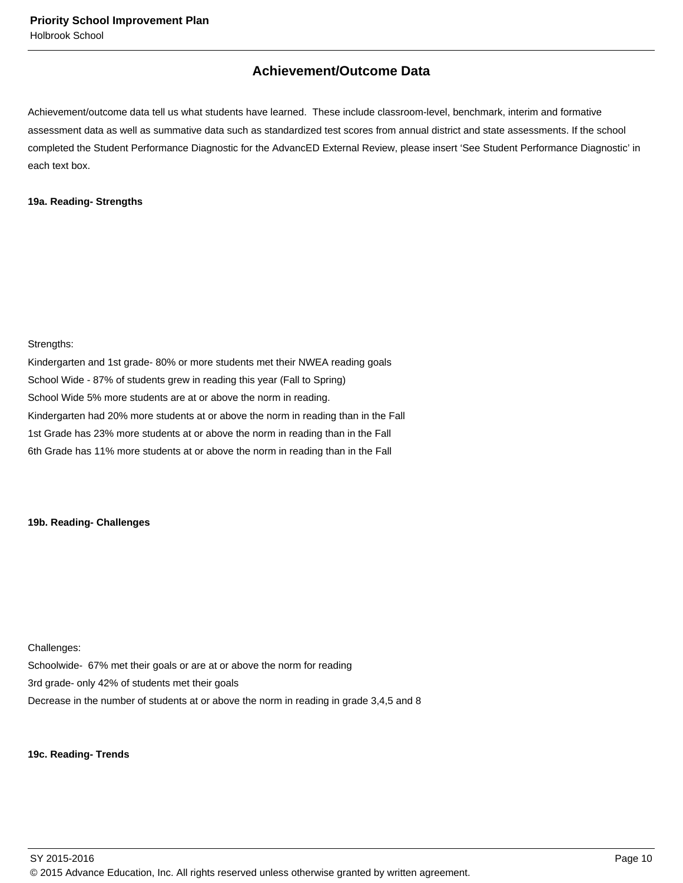## Achievement/Outcome Data

Achievement/outcome data tell us what students have learned. These include classroom-level, benchmark, interim and formative assessment data as well as summative data such as standardized test scores from annual district and state assessments. If the school completed the Student Performance Diagnostic for the AdvancED External Review, please insert 'See Student Performance Diagnostic' in each text box.

**19a. Reading- Strengths**

Strengths:
Kindergarten and 1st grade- 80% or more students met their NWEA reading goals
School Wide - 87% of students grew in reading this year (Fall to Spring)
School Wide 5% more students are at or above the norm in reading.
Kindergarten had 20% more students at or above the norm in reading than in the Fall
1st Grade has 23% more students at or above the norm in reading than in the Fall
6th Grade has 11% more students at or above the norm in reading than in the Fall

**19b. Reading- Challenges**

Challenges:
Schoolwide- 67% met their goals or are at or above the norm for reading
3rd grade- only 42% of students met their goals
Decrease in the number of students at or above the norm in reading in grade 3,4,5 and 8

**19c. Reading- Trends**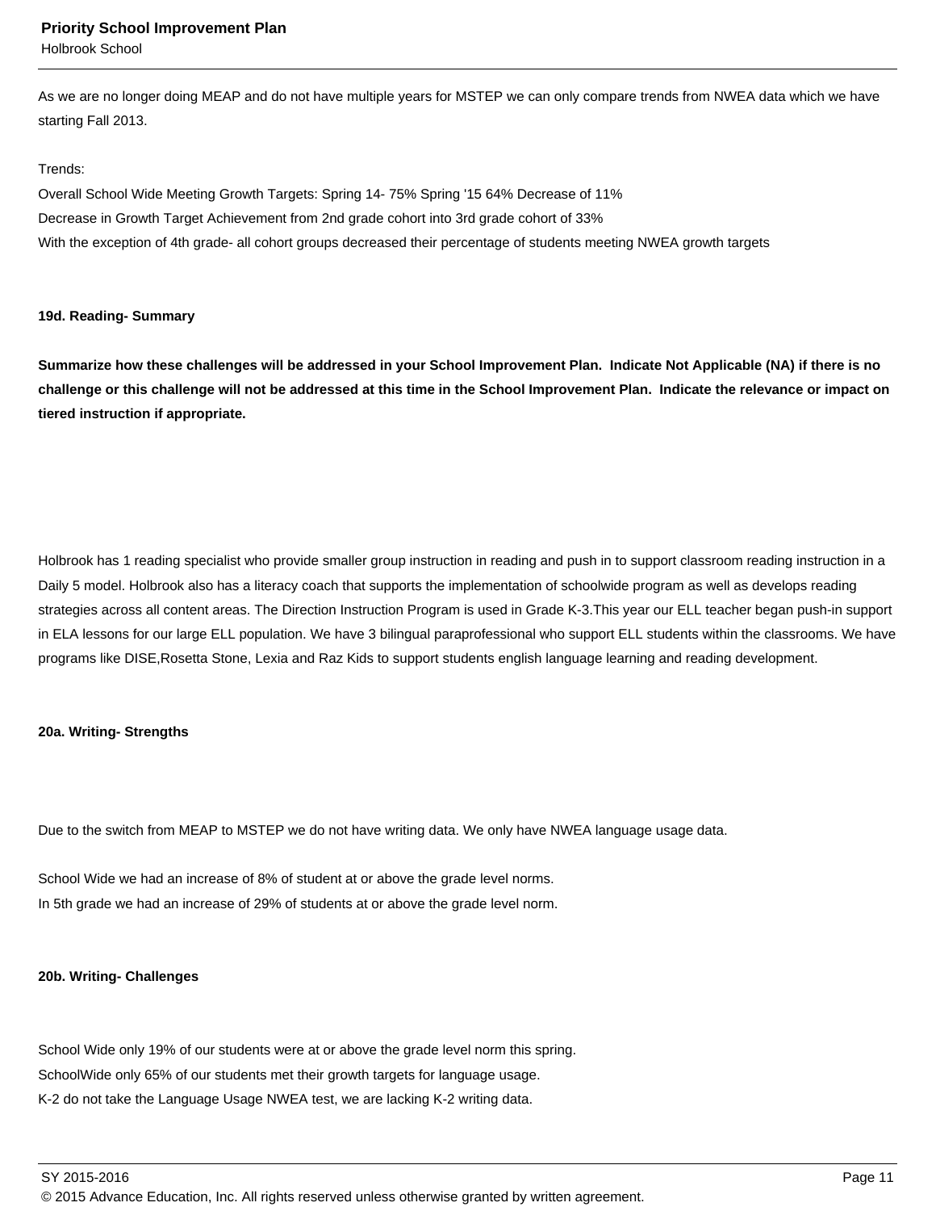As we are no longer doing MEAP and do not have multiple years for MSTEP we can only compare trends from NWEA data which we have starting Fall 2013.

Trends:
Overall School Wide Meeting Growth Targets: Spring 14- 75% Spring '15 64% Decrease of 11%
Decrease in Growth Target Achievement from 2nd grade cohort into 3rd grade cohort of 33%
With the exception of 4th grade- all cohort groups decreased their percentage of students meeting NWEA growth targets

### 19d. Reading- Summary

**Summarize how these challenges will be addressed in your School Improvement Plan. Indicate Not Applicable (NA) if there is no challenge or this challenge will not be addressed at this time in the School Improvement Plan. Indicate the relevance or impact on tiered instruction if appropriate.**

Holbrook has 1 reading specialist who provide smaller group instruction in reading and push in to support classroom reading instruction in a Daily 5 model. Holbrook also has a literacy coach that supports the implementation of schoolwide program as well as develops reading strategies across all content areas. The Direction Instruction Program is used in Grade K-3.This year our ELL teacher began push-in support in ELA lessons for our large ELL population. We have 3 bilingual paraprofessional who support ELL students within the classrooms. We have programs like DISE,Rosetta Stone, Lexia and Raz Kids to support students english language learning and reading development.

### 20a. Writing- Strengths

Due to the switch from MEAP to MSTEP we do not have writing data. We only have NWEA language usage data.

School Wide we had an increase of 8% of student at or above the grade level norms.
In 5th grade we had an increase of 29% of students at or above the grade level norm.

### 20b. Writing- Challenges

School Wide only 19% of our students were at or above the grade level norm this spring.
SchoolWide only 65% of our students met their growth targets for language usage.
K-2 do not take the Language Usage NWEA test, we are lacking K-2 writing data.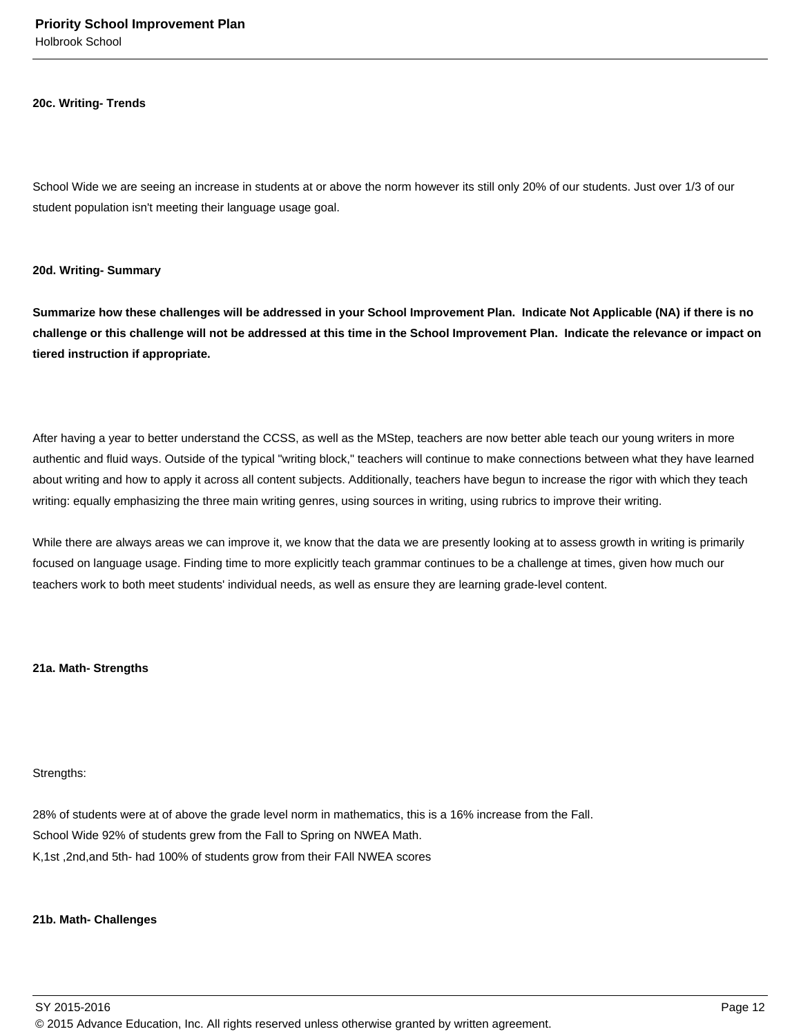**20c. Writing- Trends**

School Wide we are seeing an increase in students at or above the norm however its still only 20% of our students. Just over 1/3 of our student population isn't meeting their language usage goal.

**20d. Writing- Summary**

**Summarize how these challenges will be addressed in your School Improvement Plan. Indicate Not Applicable (NA) if there is no challenge or this challenge will not be addressed at this time in the School Improvement Plan. Indicate the relevance or impact on tiered instruction if appropriate.**

After having a year to better understand the CCSS, as well as the MStep, teachers are now better able teach our young writers in more authentic and fluid ways. Outside of the typical "writing block," teachers will continue to make connections between what they have learned about writing and how to apply it across all content subjects. Additionally, teachers have begun to increase the rigor with which they teach writing: equally emphasizing the three main writing genres, using sources in writing, using rubrics to improve their writing.

While there are always areas we can improve it, we know that the data we are presently looking at to assess growth in writing is primarily focused on language usage. Finding time to more explicitly teach grammar continues to be a challenge at times, given how much our teachers work to both meet students' individual needs, as well as ensure they are learning grade-level content.

**21a. Math- Strengths**

Strengths:

28% of students were at of above the grade level norm in mathematics, this is a 16% increase from the Fall.
School Wide 92% of students grew from the Fall to Spring on NWEA Math.
K,1st ,2nd,and 5th- had 100% of students grow from their FAll NWEA scores

**21b. Math- Challenges**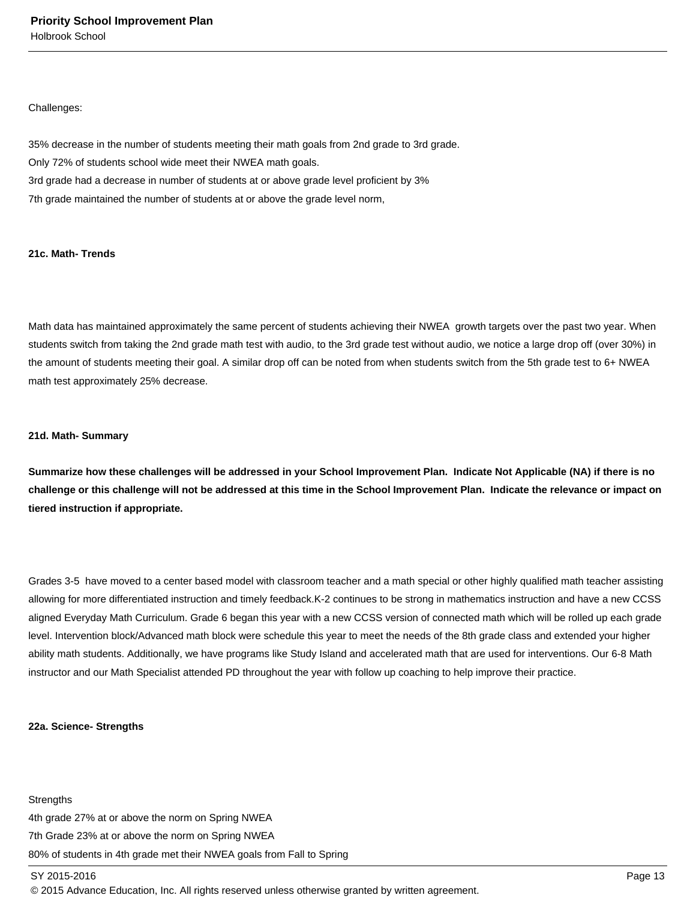Challenges:

35% decrease in the number of students meeting their math goals from 2nd grade to 3rd grade.
Only 72% of students school wide meet their NWEA math goals.
3rd grade had a decrease in number of students at or above grade level proficient by 3%
7th grade maintained the number of students at or above the grade level norm,

**21c. Math- Trends**

Math data has maintained approximately the same percent of students achieving their NWEA growth targets over the past two year. When students switch from taking the 2nd grade math test with audio, to the 3rd grade test without audio, we notice a large drop off (over 30%) in the amount of students meeting their goal. A similar drop off can be noted from when students switch from the 5th grade test to 6+ NWEA math test approximately 25% decrease.

**21d. Math- Summary**

**Summarize how these challenges will be addressed in your School Improvement Plan. Indicate Not Applicable (NA) if there is no challenge or this challenge will not be addressed at this time in the School Improvement Plan. Indicate the relevance or impact on tiered instruction if appropriate.**

Grades 3-5 have moved to a center based model with classroom teacher and a math special or other highly qualified math teacher assisting allowing for more differentiated instruction and timely feedback.K-2 continues to be strong in mathematics instruction and have a new CCSS aligned Everyday Math Curriculum. Grade 6 began this year with a new CCSS version of connected math which will be rolled up each grade level. Intervention block/Advanced math block were schedule this year to meet the needs of the 8th grade class and extended your higher ability math students. Additionally, we have programs like Study Island and accelerated math that are used for interventions. Our 6-8 Math instructor and our Math Specialist attended PD throughout the year with follow up coaching to help improve their practice.

**22a. Science- Strengths**

Strengths
4th grade 27% at or above the norm on Spring NWEA
7th Grade 23% at or above the norm on Spring NWEA
80% of students in 4th grade met their NWEA goals from Fall to Spring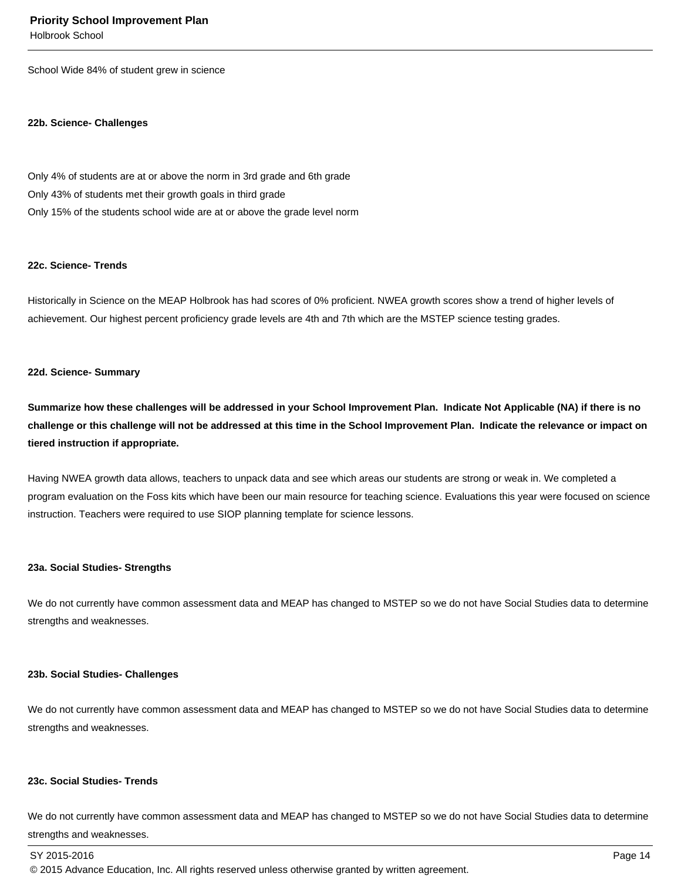School Wide 84% of student grew in science

**22b. Science- Challenges**

Only 4% of students are at or above the norm in 3rd grade and 6th grade
Only 43% of students met their growth goals in third grade
Only 15% of the students school wide are at or above the grade level norm

**22c. Science- Trends**

Historically in Science on the MEAP Holbrook has had scores of 0% proficient. NWEA growth scores show a trend of higher levels of achievement. Our highest percent proficiency grade levels are 4th and 7th which are the MSTEP science testing grades.

**22d. Science- Summary**

**Summarize how these challenges will be addressed in your School Improvement Plan. Indicate Not Applicable (NA) if there is no challenge or this challenge will not be addressed at this time in the School Improvement Plan. Indicate the relevance or impact on tiered instruction if appropriate.**

Having NWEA growth data allows, teachers to unpack data and see which areas our students are strong or weak in. We completed a program evaluation on the Foss kits which have been our main resource for teaching science. Evaluations this year were focused on science instruction. Teachers were required to use SIOP planning template for science lessons.

**23a. Social Studies- Strengths**

We do not currently have common assessment data and MEAP has changed to MSTEP so we do not have Social Studies data to determine strengths and weaknesses.

**23b. Social Studies- Challenges**

We do not currently have common assessment data and MEAP has changed to MSTEP so we do not have Social Studies data to determine strengths and weaknesses.

**23c. Social Studies- Trends**

We do not currently have common assessment data and MEAP has changed to MSTEP so we do not have Social Studies data to determine strengths and weaknesses.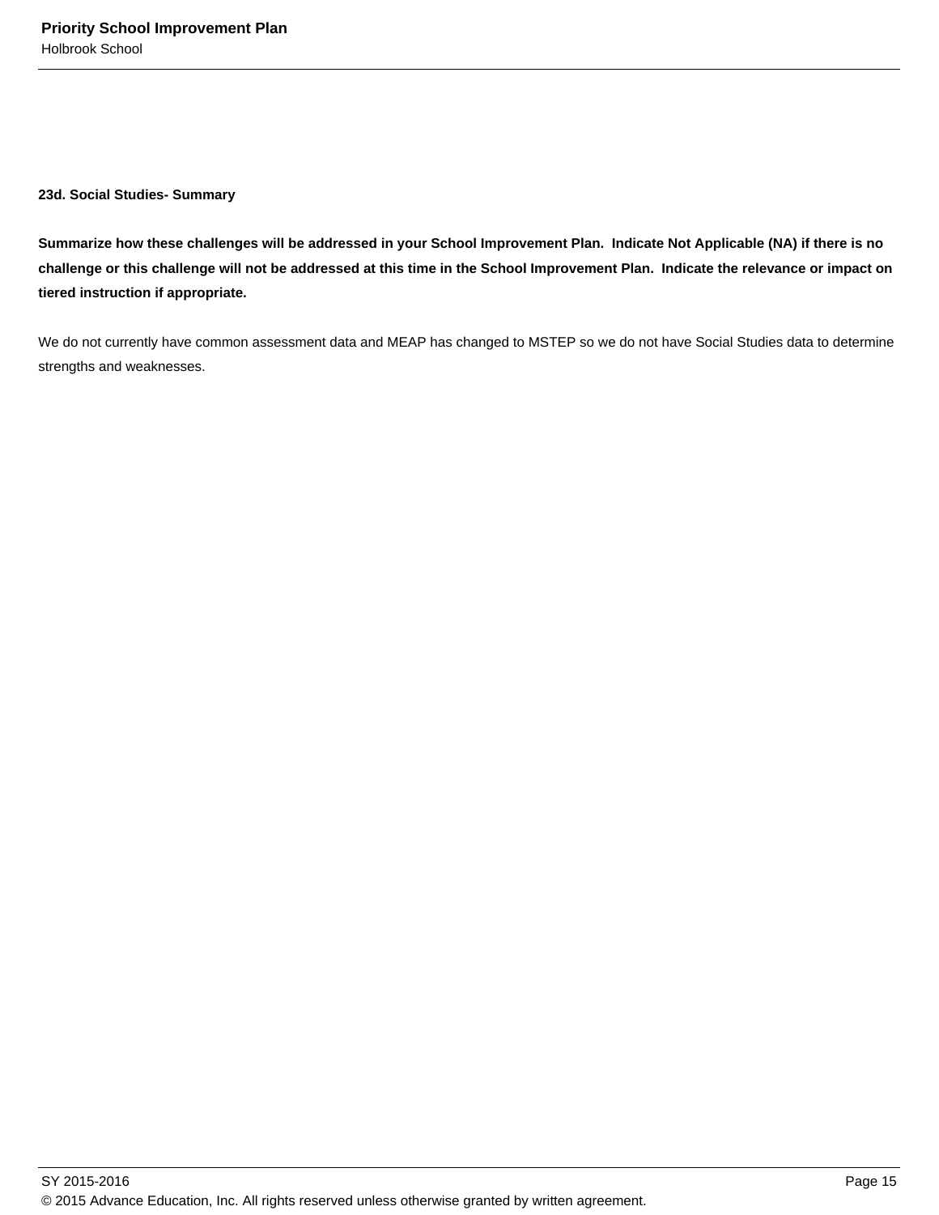### 23d. Social Studies- Summary

**Summarize how these challenges will be addressed in your School Improvement Plan. Indicate Not Applicable (NA) if there is no challenge or this challenge will not be addressed at this time in the School Improvement Plan. Indicate the relevance or impact on tiered instruction if appropriate.**

We do not currently have common assessment data and MEAP has changed to MSTEP so we do not have Social Studies data to determine strengths and weaknesses.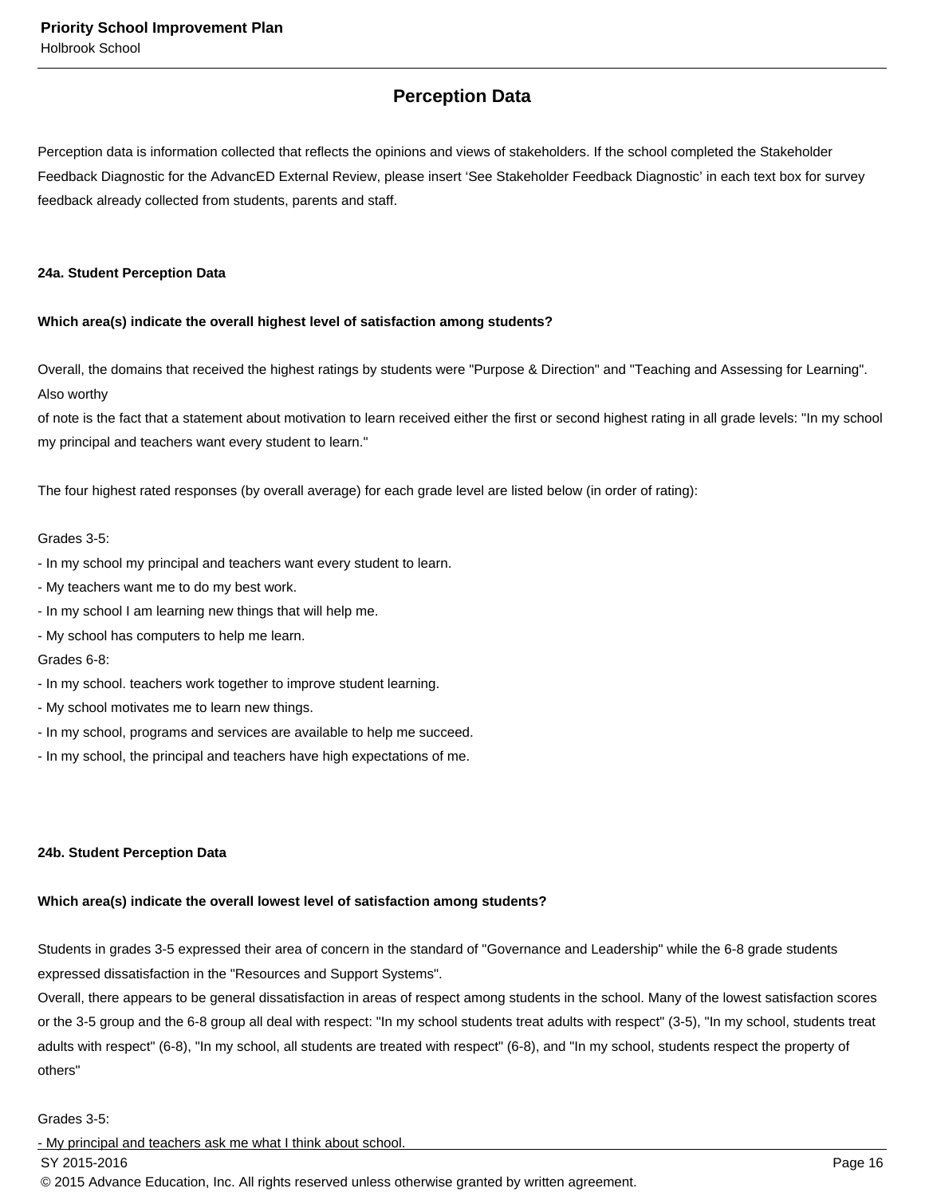## Perception Data

Perception data is information collected that reflects the opinions and views of stakeholders. If the school completed the Stakeholder Feedback Diagnostic for the AdvancED External Review, please insert 'See Stakeholder Feedback Diagnostic' in each text box for survey feedback already collected from students, parents and staff.

### 24a. Student Perception Data

**Which area(s) indicate the overall highest level of satisfaction among students?**

Overall, the domains that received the highest ratings by students were "Purpose & Direction" and "Teaching and Assessing for Learning". Also worthy of note is the fact that a statement about motivation to learn received either the first or second highest rating in all grade levels: "In my school my principal and teachers want every student to learn."

The four highest rated responses (by overall average) for each grade level are listed below (in order of rating):

Grades 3-5:
- In my school my principal and teachers want every student to learn.
- My teachers want me to do my best work.
- In my school I am learning new things that will help me.
- My school has computers to help me learn.

Grades 6-8:
- In my school. teachers work together to improve student learning.
- My school motivates me to learn new things.
- In my school, programs and services are available to help me succeed.
- In my school, the principal and teachers have high expectations of me.

### 24b. Student Perception Data

**Which area(s) indicate the overall lowest level of satisfaction among students?**

Students in grades 3-5 expressed their area of concern in the standard of "Governance and Leadership" while the 6-8 grade students expressed dissatisfaction in the "Resources and Support Systems".
Overall, there appears to be general dissatisfaction in areas of respect among students in the school. Many of the lowest satisfaction scores or the 3-5 group and the 6-8 group all deal with respect: "In my school students treat adults with respect" (3-5), "In my school, students treat adults with respect" (6-8), "In my school, all students are treated with respect" (6-8), and "In my school, students respect the property of others"

Grades 3-5:
- My principal and teachers ask me what I think about school.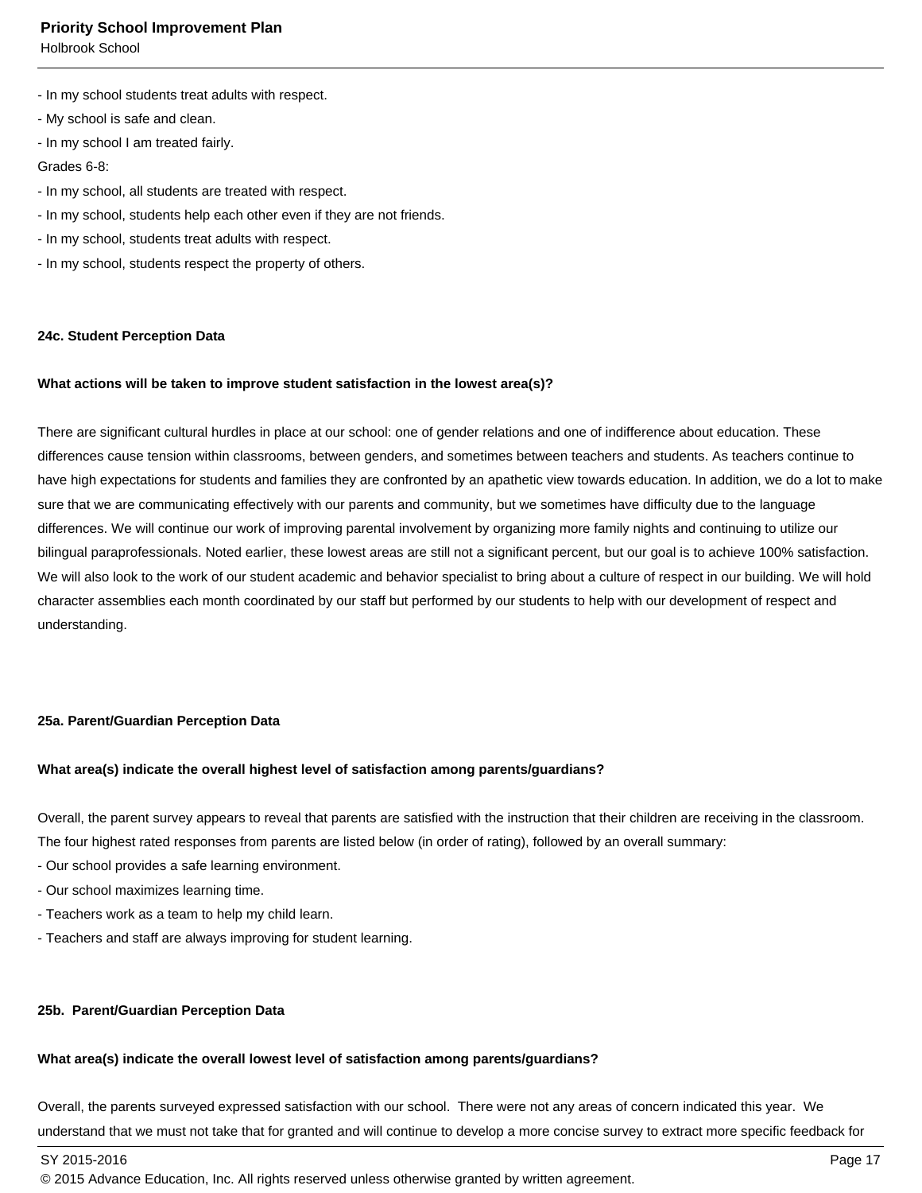- In my school students treat adults with respect.
- My school is safe and clean.
- In my school I am treated fairly.

Grades 6-8:

- In my school, all students are treated with respect.
- In my school, students help each other even if they are not friends.
- In my school, students treat adults with respect.
- In my school, students respect the property of others.

**24c. Student Perception Data**

**What actions will be taken to improve student satisfaction in the lowest area(s)?**

There are significant cultural hurdles in place at our school: one of gender relations and one of indifference about education. These differences cause tension within classrooms, between genders, and sometimes between teachers and students. As teachers continue to have high expectations for students and families they are confronted by an apathetic view towards education. In addition, we do a lot to make sure that we are communicating effectively with our parents and community, but we sometimes have difficulty due to the language differences. We will continue our work of improving parental involvement by organizing more family nights and continuing to utilize our bilingual paraprofessionals. Noted earlier, these lowest areas are still not a significant percent, but our goal is to achieve 100% satisfaction. We will also look to the work of our student academic and behavior specialist to bring about a culture of respect in our building. We will hold character assemblies each month coordinated by our staff but performed by our students to help with our development of respect and understanding.

**25a. Parent/Guardian Perception Data**

**What area(s) indicate the overall highest level of satisfaction among parents/guardians?**

Overall, the parent survey appears to reveal that parents are satisfied with the instruction that their children are receiving in the classroom. The four highest rated responses from parents are listed below (in order of rating), followed by an overall summary:

- Our school provides a safe learning environment.
- Our school maximizes learning time.
- Teachers work as a team to help my child learn.
- Teachers and staff are always improving for student learning.

**25b. Parent/Guardian Perception Data**

**What area(s) indicate the overall lowest level of satisfaction among parents/guardians?**

Overall, the parents surveyed expressed satisfaction with our school. There were not any areas of concern indicated this year. We understand that we must not take that for granted and will continue to develop a more concise survey to extract more specific feedback for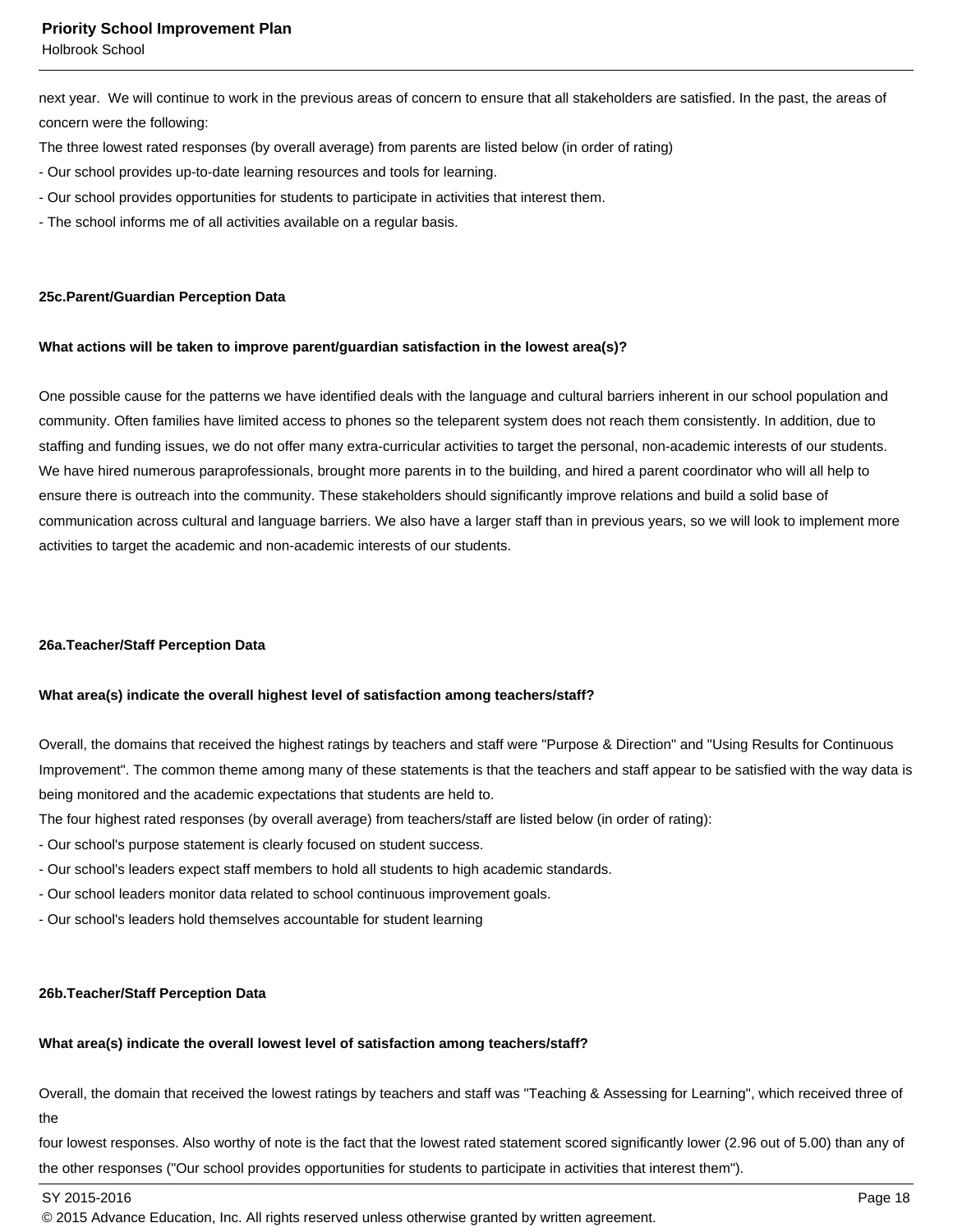next year. We will continue to work in the previous areas of concern to ensure that all stakeholders are satisfied. In the past, the areas of concern were the following:

The three lowest rated responses (by overall average) from parents are listed below (in order of rating)

- Our school provides up-to-date learning resources and tools for learning.
- Our school provides opportunities for students to participate in activities that interest them.
- The school informs me of all activities available on a regular basis.

**25c.Parent/Guardian Perception Data**

**What actions will be taken to improve parent/guardian satisfaction in the lowest area(s)?**

One possible cause for the patterns we have identified deals with the language and cultural barriers inherent in our school population and community. Often families have limited access to phones so the teleparent system does not reach them consistently. In addition, due to staffing and funding issues, we do not offer many extra-curricular activities to target the personal, non-academic interests of our students. We have hired numerous paraprofessionals, brought more parents in to the building, and hired a parent coordinator who will all help to ensure there is outreach into the community. These stakeholders should significantly improve relations and build a solid base of communication across cultural and language barriers. We also have a larger staff than in previous years, so we will look to implement more activities to target the academic and non-academic interests of our students.

**26a.Teacher/Staff Perception Data**

**What area(s) indicate the overall highest level of satisfaction among teachers/staff?**

Overall, the domains that received the highest ratings by teachers and staff were "Purpose & Direction" and "Using Results for Continuous Improvement". The common theme among many of these statements is that the teachers and staff appear to be satisfied with the way data is being monitored and the academic expectations that students are held to.

The four highest rated responses (by overall average) from teachers/staff are listed below (in order of rating):

- Our school's purpose statement is clearly focused on student success.
- Our school's leaders expect staff members to hold all students to high academic standards.
- Our school leaders monitor data related to school continuous improvement goals.
- Our school's leaders hold themselves accountable for student learning

**26b.Teacher/Staff Perception Data**

**What area(s) indicate the overall lowest level of satisfaction among teachers/staff?**

Overall, the domain that received the lowest ratings by teachers and staff was "Teaching & Assessing for Learning", which received three of the four lowest responses. Also worthy of note is the fact that the lowest rated statement scored significantly lower (2.96 out of 5.00) than any of the other responses ("Our school provides opportunities for students to participate in activities that interest them").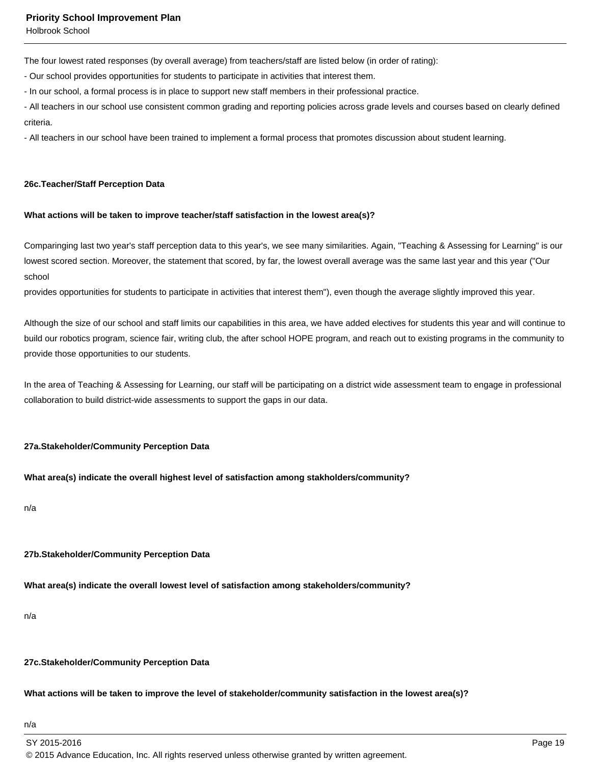The four lowest rated responses (by overall average) from teachers/staff are listed below (in order of rating):
- Our school provides opportunities for students to participate in activities that interest them.
- In our school, a formal process is in place to support new staff members in their professional practice.
- All teachers in our school use consistent common grading and reporting policies across grade levels and courses based on clearly defined criteria.
- All teachers in our school have been trained to implement a formal process that promotes discussion about student learning.

**26c.Teacher/Staff Perception Data**

**What actions will be taken to improve teacher/staff satisfaction in the lowest area(s)?**

Comparinging last two year's staff perception data to this year's, we see many similarities. Again, "Teaching & Assessing for Learning" is our lowest scored section. Moreover, the statement that scored, by far, the lowest overall average was the same last year and this year ("Our school
provides opportunities for students to participate in activities that interest them"), even though the average slightly improved this year.

Although the size of our school and staff limits our capabilities in this area, we have added electives for students this year and will continue to build our robotics program, science fair, writing club, the after school HOPE program, and reach out to existing programs in the community to provide those opportunities to our students.

In the area of Teaching & Assessing for Learning, our staff will be participating on a district wide assessment team to engage in professional collaboration to build district-wide assessments to support the gaps in our data.

**27a.Stakeholder/Community Perception Data**

**What area(s) indicate the overall highest level of satisfaction among stakholders/community?**

n/a

**27b.Stakeholder/Community Perception Data**

**What area(s) indicate the overall lowest level of satisfaction among stakeholders/community?**

n/a

**27c.Stakeholder/Community Perception Data**

**What actions will be taken to improve the level of stakeholder/community satisfaction in the lowest area(s)?**

n/a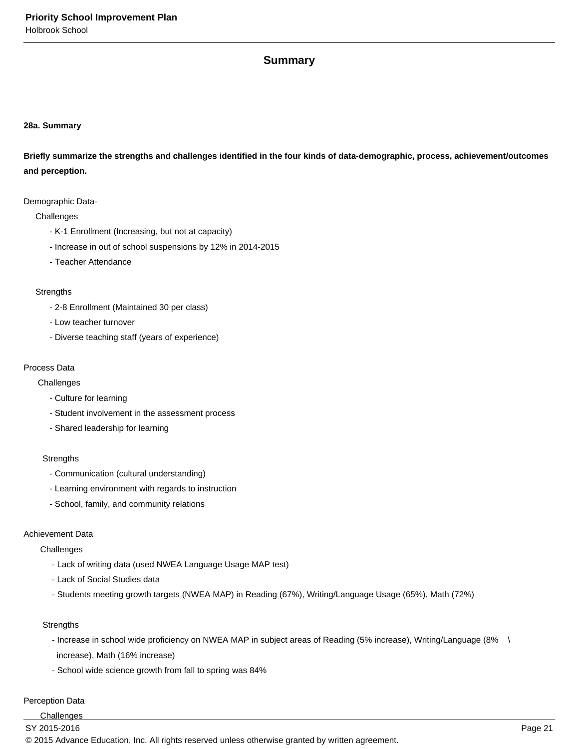## Summary

**28a. Summary**

**Briefly summarize the strengths and challenges identified in the four kinds of data-demographic, process, achievement/outcomes and perception.**

Demographic Data-

Challenges

- K-1 Enrollment (Increasing, but not at capacity)
- Increase in out of school suspensions by 12% in 2014-2015
- Teacher Attendance

Strengths

- 2-8 Enrollment (Maintained 30 per class)
- Low teacher turnover
- Diverse teaching staff (years of experience)

Process Data

Challenges

- Culture for learning
- Student involvement in the assessment process
- Shared leadership for learning

Strengths

- Communication (cultural understanding)
- Learning environment with regards to instruction
- School, family, and community relations

Achievement Data

Challenges

- Lack of writing data (used NWEA Language Usage MAP test)
- Lack of Social Studies data
- Students meeting growth targets (NWEA MAP) in Reading (67%), Writing/Language Usage (65%), Math (72%)

Strengths

- Increase in school wide proficiency on NWEA MAP in subject areas of Reading (5% increase), Writing/Language (8% \ increase), Math (16% increase)
- School wide science growth from fall to spring was 84%

Perception Data

Challenges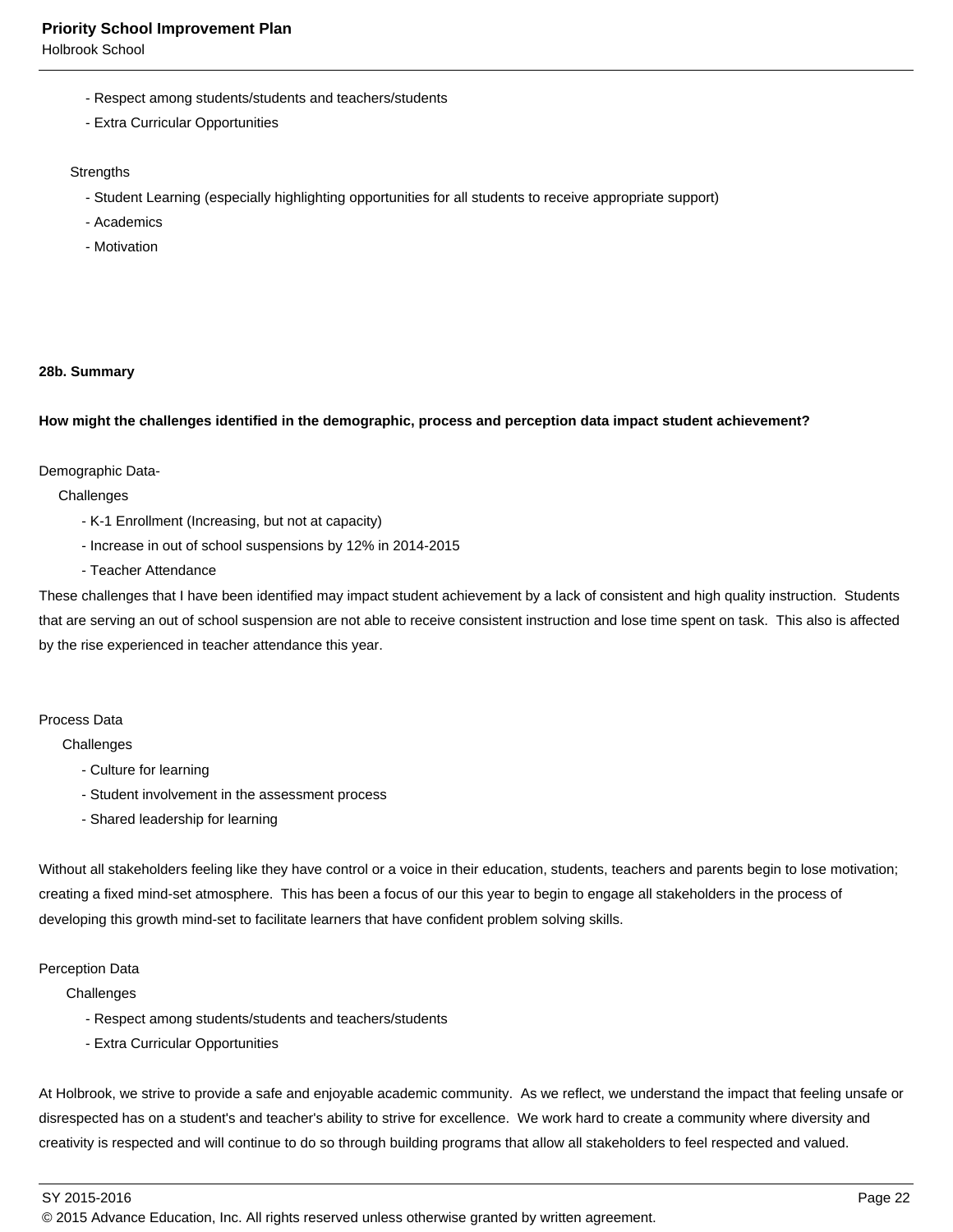- Respect among students/students and teachers/students
- Extra Curricular Opportunities

Strengths

- Student Learning (especially highlighting opportunities for all students to receive appropriate support)
- Academics
- Motivation

**28b. Summary**

**How might the challenges identified in the demographic, process and perception data impact student achievement?**

Demographic Data-

Challenges

- K-1 Enrollment (Increasing, but not at capacity)
- Increase in out of school suspensions by 12% in 2014-2015
- Teacher Attendance

These challenges that I have been identified may impact student achievement by a lack of consistent and high quality instruction. Students that are serving an out of school suspension are not able to receive consistent instruction and lose time spent on task. This also is affected by the rise experienced in teacher attendance this year.

Process Data

Challenges

- Culture for learning
- Student involvement in the assessment process
- Shared leadership for learning

Without all stakeholders feeling like they have control or a voice in their education, students, teachers and parents begin to lose motivation; creating a fixed mind-set atmosphere. This has been a focus of our this year to begin to engage all stakeholders in the process of developing this growth mind-set to facilitate learners that have confident problem solving skills.

Perception Data

Challenges

- Respect among students/students and teachers/students
- Extra Curricular Opportunities

At Holbrook, we strive to provide a safe and enjoyable academic community. As we reflect, we understand the impact that feeling unsafe or disrespected has on a student's and teacher's ability to strive for excellence. We work hard to create a community where diversity and creativity is respected and will continue to do so through building programs that allow all stakeholders to feel respected and valued.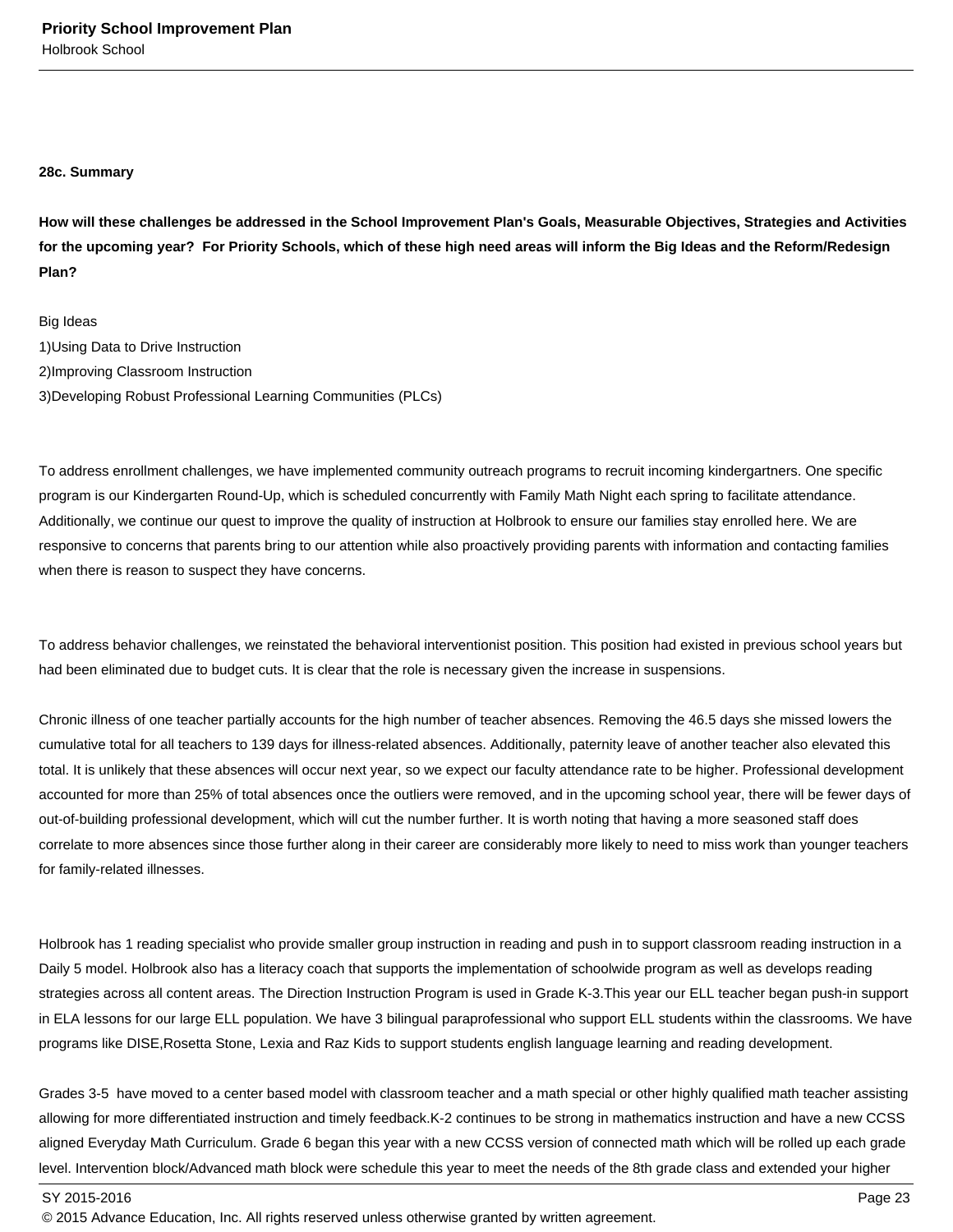**28c. Summary**

**How will these challenges be addressed in the School Improvement Plan's Goals, Measurable Objectives, Strategies and Activities for the upcoming year? For Priority Schools, which of these high need areas will inform the Big Ideas and the Reform/Redesign Plan?**

Big Ideas
1)Using Data to Drive Instruction
2)Improving Classroom Instruction
3)Developing Robust Professional Learning Communities (PLCs)

To address enrollment challenges, we have implemented community outreach programs to recruit incoming kindergartners. One specific program is our Kindergarten Round-Up, which is scheduled concurrently with Family Math Night each spring to facilitate attendance. Additionally, we continue our quest to improve the quality of instruction at Holbrook to ensure our families stay enrolled here. We are responsive to concerns that parents bring to our attention while also proactively providing parents with information and contacting families when there is reason to suspect they have concerns.

To address behavior challenges, we reinstated the behavioral interventionist position. This position had existed in previous school years but had been eliminated due to budget cuts. It is clear that the role is necessary given the increase in suspensions.

Chronic illness of one teacher partially accounts for the high number of teacher absences. Removing the 46.5 days she missed lowers the cumulative total for all teachers to 139 days for illness-related absences. Additionally, paternity leave of another teacher also elevated this total. It is unlikely that these absences will occur next year, so we expect our faculty attendance rate to be higher. Professional development accounted for more than 25% of total absences once the outliers were removed, and in the upcoming school year, there will be fewer days of out-of-building professional development, which will cut the number further. It is worth noting that having a more seasoned staff does correlate to more absences since those further along in their career are considerably more likely to need to miss work than younger teachers for family-related illnesses.

Holbrook has 1 reading specialist who provide smaller group instruction in reading and push in to support classroom reading instruction in a Daily 5 model. Holbrook also has a literacy coach that supports the implementation of schoolwide program as well as develops reading strategies across all content areas. The Direction Instruction Program is used in Grade K-3.This year our ELL teacher began push-in support in ELA lessons for our large ELL population. We have 3 bilingual paraprofessional who support ELL students within the classrooms. We have programs like DISE,Rosetta Stone, Lexia and Raz Kids to support students english language learning and reading development.

Grades 3-5 have moved to a center based model with classroom teacher and a math special or other highly qualified math teacher assisting allowing for more differentiated instruction and timely feedback.K-2 continues to be strong in mathematics instruction and have a new CCSS aligned Everyday Math Curriculum. Grade 6 began this year with a new CCSS version of connected math which will be rolled up each grade level. Intervention block/Advanced math block were schedule this year to meet the needs of the 8th grade class and extended your higher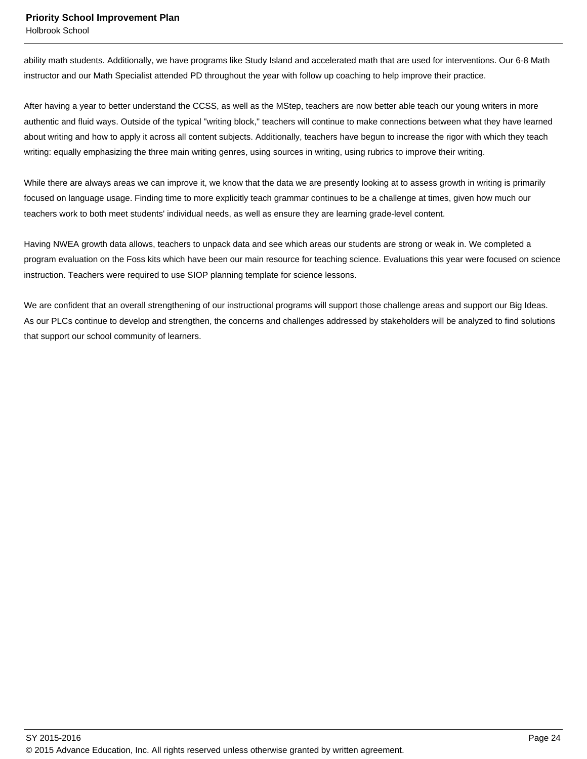ability math students. Additionally, we have programs like Study Island and accelerated math that are used for interventions. Our 6-8 Math instructor and our Math Specialist attended PD throughout the year with follow up coaching to help improve their practice.

After having a year to better understand the CCSS, as well as the MStep, teachers are now better able teach our young writers in more authentic and fluid ways. Outside of the typical "writing block," teachers will continue to make connections between what they have learned about writing and how to apply it across all content subjects. Additionally, teachers have begun to increase the rigor with which they teach writing: equally emphasizing the three main writing genres, using sources in writing, using rubrics to improve their writing.

While there are always areas we can improve it, we know that the data we are presently looking at to assess growth in writing is primarily focused on language usage. Finding time to more explicitly teach grammar continues to be a challenge at times, given how much our teachers work to both meet students' individual needs, as well as ensure they are learning grade-level content.

Having NWEA growth data allows, teachers to unpack data and see which areas our students are strong or weak in. We completed a program evaluation on the Foss kits which have been our main resource for teaching science. Evaluations this year were focused on science instruction. Teachers were required to use SIOP planning template for science lessons.

We are confident that an overall strengthening of our instructional programs will support those challenge areas and support our Big Ideas. As our PLCs continue to develop and strengthen, the concerns and challenges addressed by stakeholders will be analyzed to find solutions that support our school community of learners.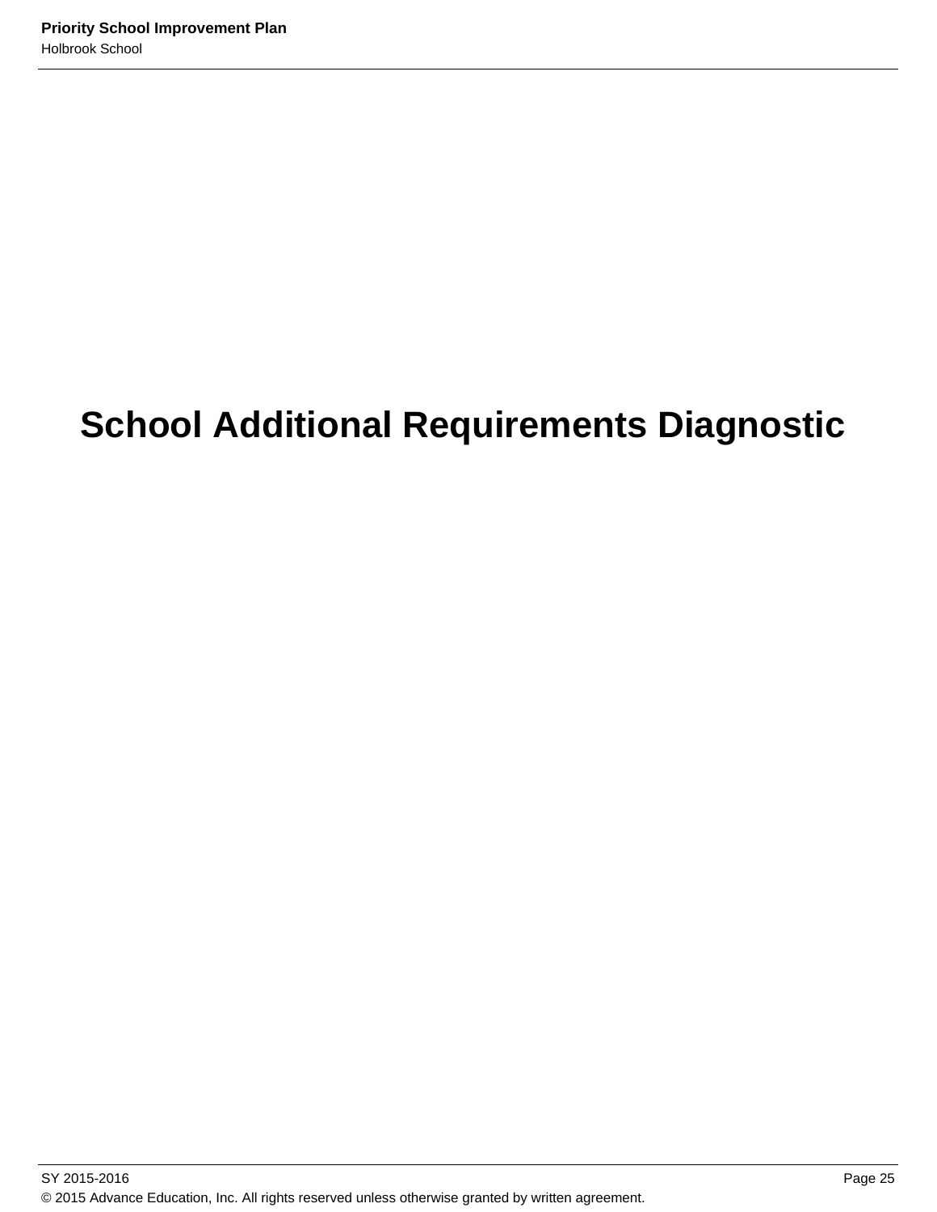# School Additional Requirements Diagnostic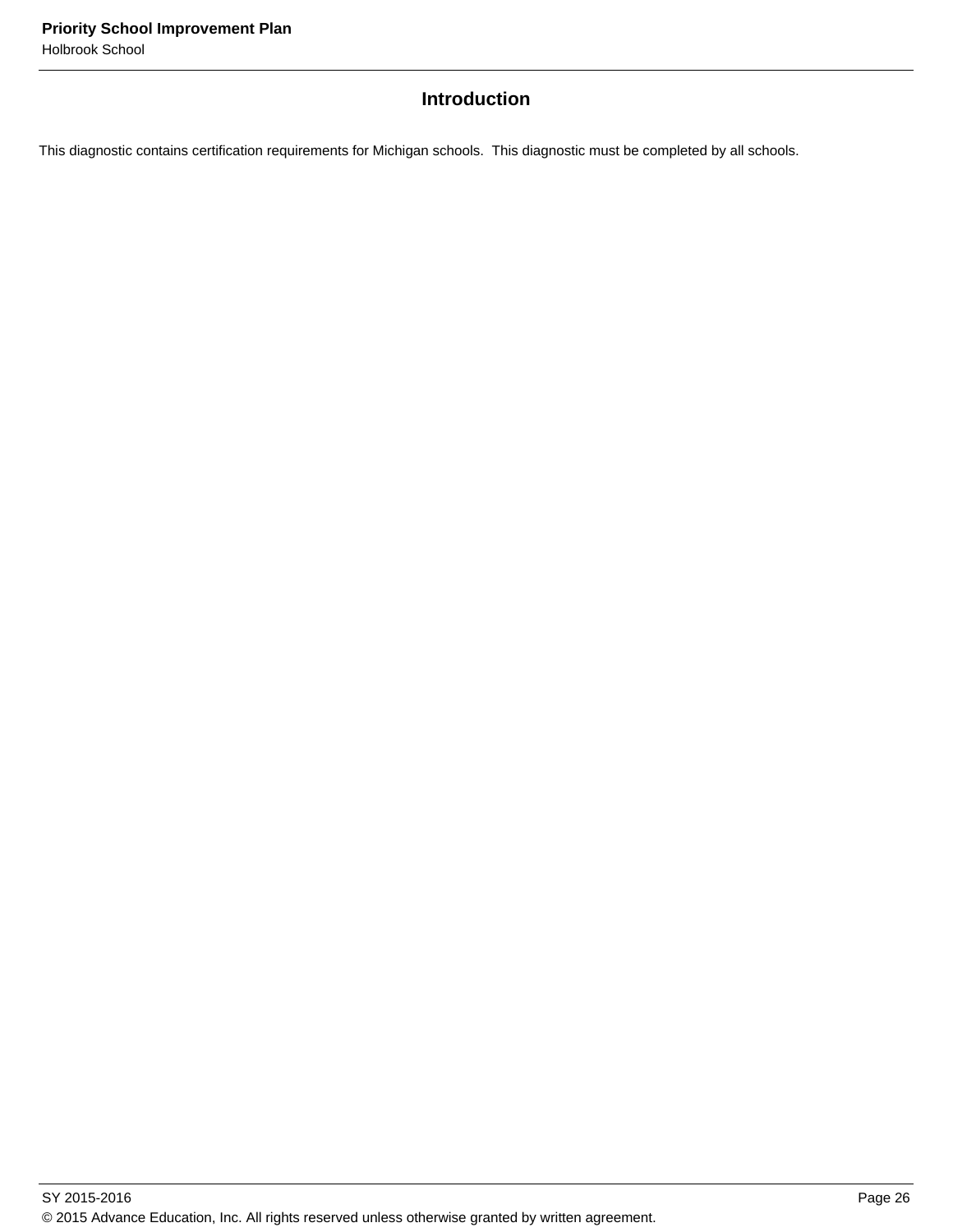## Introduction

This diagnostic contains certification requirements for Michigan schools. This diagnostic must be completed by all schools.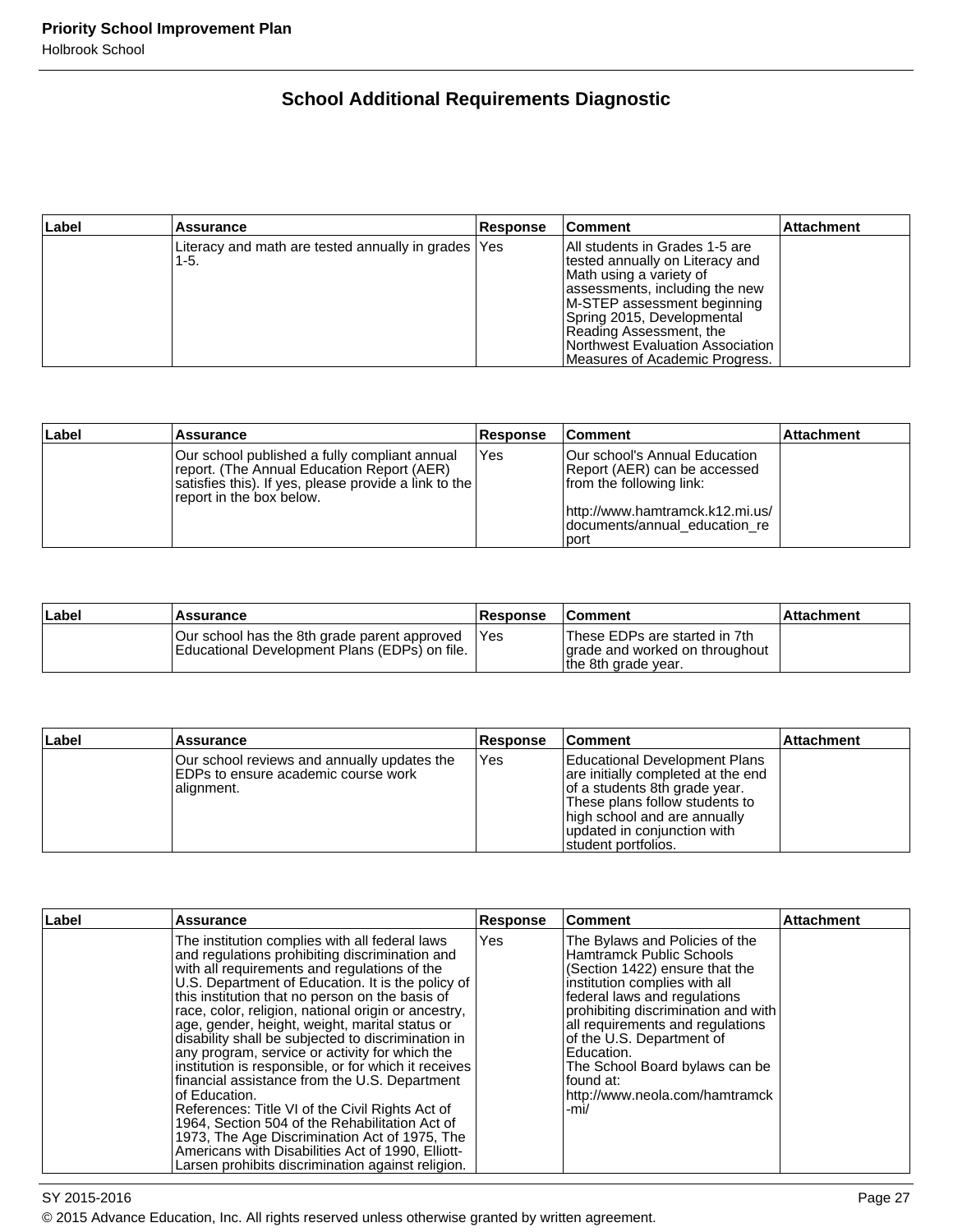## School Additional Requirements Diagnostic

| Label | Assurance | Response | Comment | Attachment |
|---|---|---|---|---|
| | Literacy and math are tested annually in grades 1-5. | Yes | All students in Grades 1-5 are tested annually on Literacy and Math using a variety of assessments, including the new M-STEP assessment beginning Spring 2015, Developmental Reading Assessment, the Northwest Evaluation Association Measures of Academic Progress. | |

| Label | Assurance | Response | Comment | Attachment |
|---|---|---|---|---|
| | Our school published a fully compliant annual report. (The Annual Education Report (AER) satisfies this). If yes, please provide a link to the report in the box below. | Yes | Our school's Annual Education Report (AER) can be accessed from the following link:<br><br>http://www.hamtramck.k12.mi.us/documents/annual_education_report | |

| Label | Assurance | Response | Comment | Attachment |
|---|---|---|---|---|
| | Our school has the 8th grade parent approved Educational Development Plans (EDPs) on file. | Yes | These EDPs are started in 7th grade and worked on throughout the 8th grade year. | |

| Label | Assurance | Response | Comment | Attachment |
|---|---|---|---|---|
| | Our school reviews and annually updates the EDPs to ensure academic course work alignment. | Yes | Educational Development Plans are initially completed at the end of a students 8th grade year. These plans follow students to high school and are annually updated in conjunction with student portfolios. | |

| Label | Assurance | Response | Comment | Attachment |
|---|---|---|---|---|
| | The institution complies with all federal laws and regulations prohibiting discrimination and with all requirements and regulations of the U.S. Department of Education. It is the policy of this institution that no person on the basis of race, color, religion, national origin or ancestry, age, gender, height, weight, marital status or disability shall be subjected to discrimination in any program, service or activity for which the institution is responsible, or for which it receives financial assistance from the U.S. Department of Education.<br>References: Title VI of the Civil Rights Act of 1964, Section 504 of the Rehabilitation Act of 1973, The Age Discrimination Act of 1975, The Americans with Disabilities Act of 1990, Elliott-Larsen prohibits discrimination against religion. | Yes | The Bylaws and Policies of the Hamtramck Public Schools (Section 1422) ensure that the institution complies with all federal laws and regulations prohibiting discrimination and with all requirements and regulations of the U.S. Department of Education.<br>The School Board bylaws can be found at:<br>http://www.neola.com/hamtramck-mi/ | |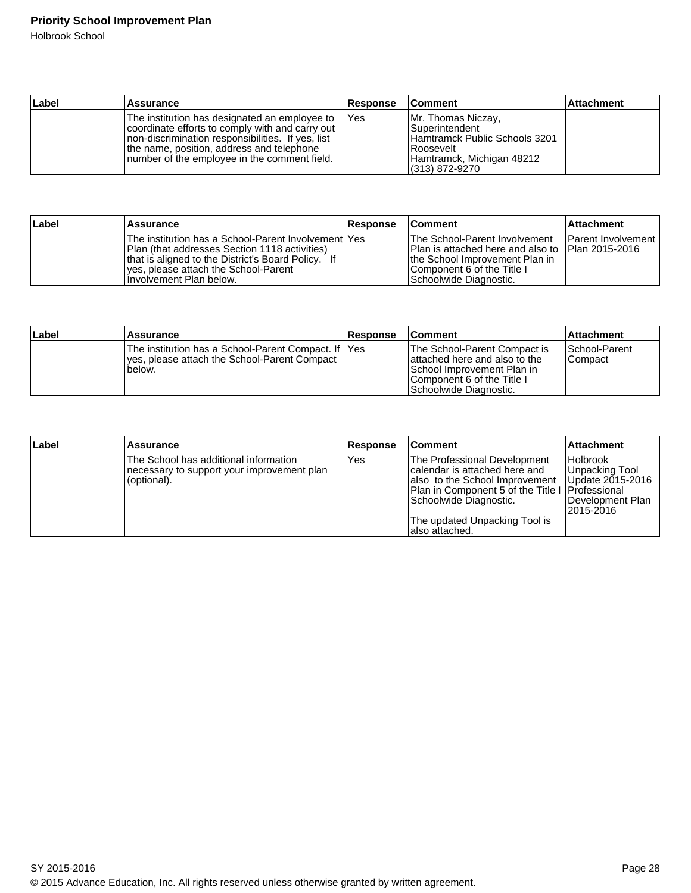| Label | Assurance | Response | Comment | Attachment |
|---|---|---|---|---|
| | The institution has designated an employee to coordinate efforts to comply with and carry out non-discrimination responsibilities. If yes, list the name, position, address and telephone number of the employee in the comment field. | Yes | Mr. Thomas Niczay, Superintendent<br>Hamtramck Public Schools 3201 Roosevelt<br>Hamtramck, Michigan 48212<br>(313) 872-9270 | |

| Label | Assurance | Response | Comment | Attachment |
|---|---|---|---|---|
| | The institution has a School-Parent Involvement Plan (that addresses Section 1118 activities) that is aligned to the District's Board Policy. If yes, please attach the School-Parent Involvement Plan below. | Yes | The School-Parent Involvement Plan is attached here and also to the School Improvement Plan in Component 6 of the Title I Schoolwide Diagnostic. | Parent Involvement Plan 2015-2016 |

| Label | Assurance | Response | Comment | Attachment |
|---|---|---|---|---|
| | The institution has a School-Parent Compact. If yes, please attach the School-Parent Compact below. | Yes | The School-Parent Compact is attached here and also to the School Improvement Plan in Component 6 of the Title I Schoolwide Diagnostic. | School-Parent Compact |

| Label | Assurance | Response | Comment | Attachment |
|---|---|---|---|---|
| | The School has additional information necessary to support your improvement plan (optional). | Yes | The Professional Development calendar is attached here and also to the School Improvement Plan in Component 5 of the Title I Schoolwide Diagnostic.<br><br>The updated Unpacking Tool is also attached. | Holbrook Unpacking Tool Update 2015-2016<br>Professional Development Plan 2015-2016 |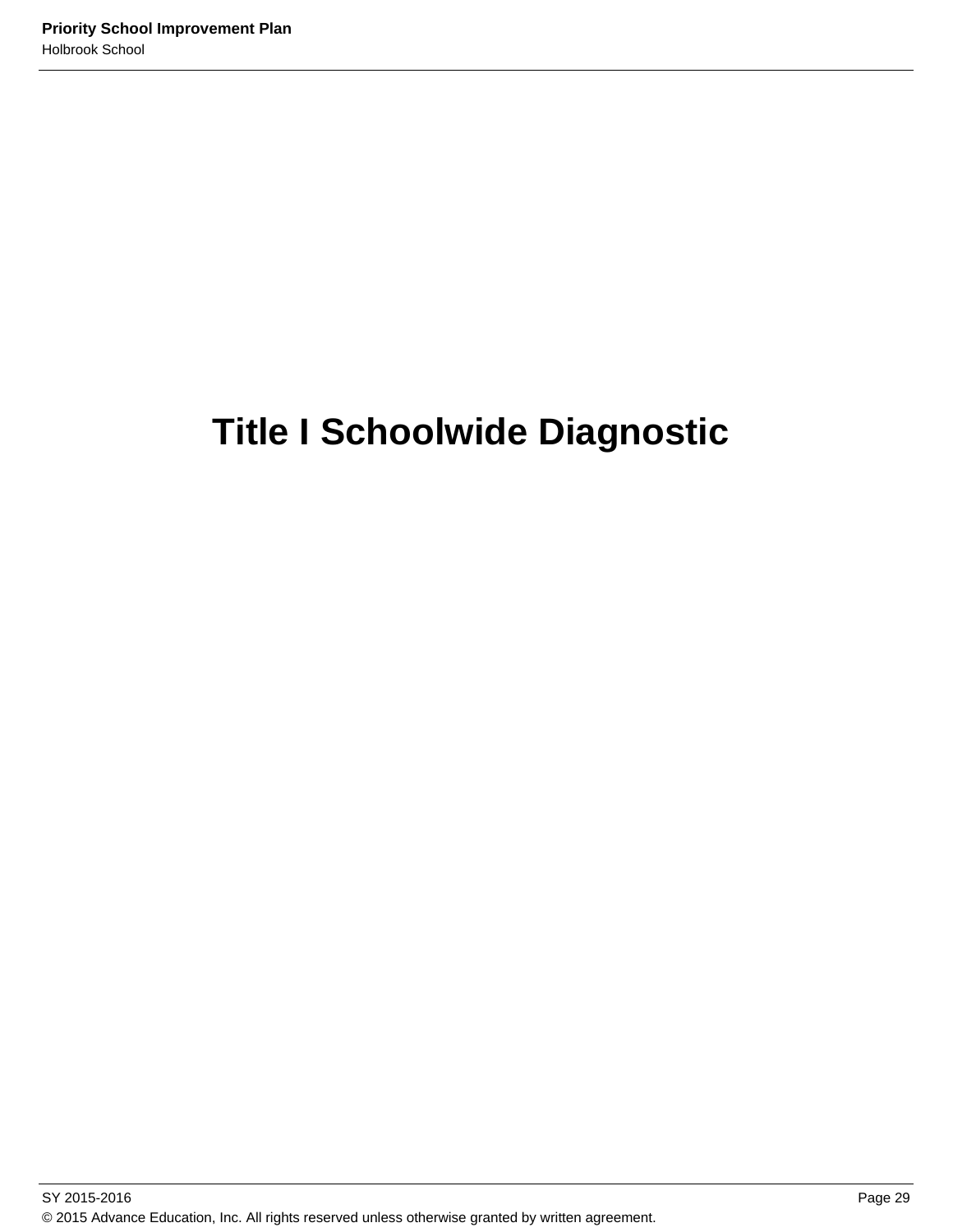# Title I Schoolwide Diagnostic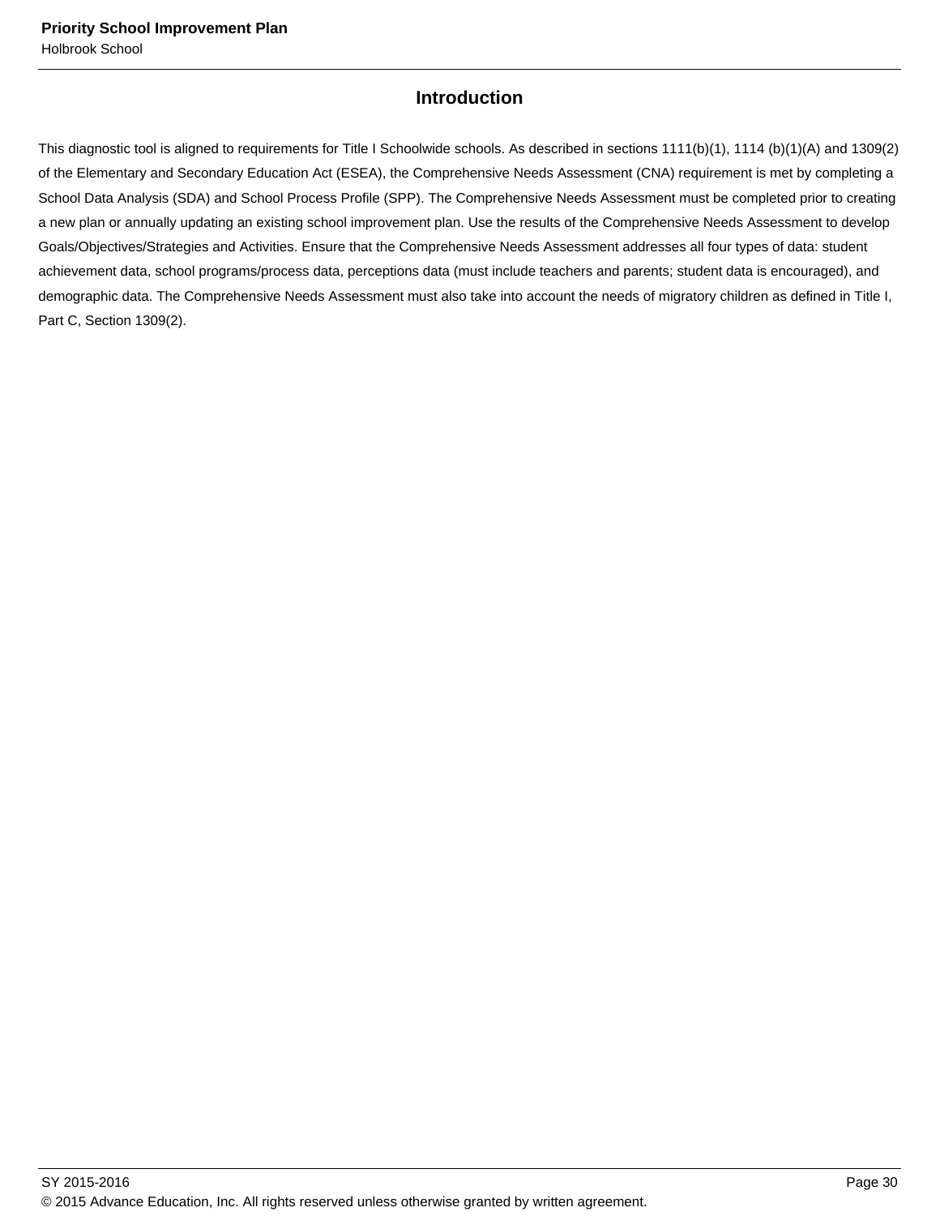## Introduction

This diagnostic tool is aligned to requirements for Title I Schoolwide schools. As described in sections 1111(b)(1), 1114 (b)(1)(A) and 1309(2) of the Elementary and Secondary Education Act (ESEA), the Comprehensive Needs Assessment (CNA) requirement is met by completing a School Data Analysis (SDA) and School Process Profile (SPP). The Comprehensive Needs Assessment must be completed prior to creating a new plan or annually updating an existing school improvement plan. Use the results of the Comprehensive Needs Assessment to develop Goals/Objectives/Strategies and Activities. Ensure that the Comprehensive Needs Assessment addresses all four types of data: student achievement data, school programs/process data, perceptions data (must include teachers and parents; student data is encouraged), and demographic data. The Comprehensive Needs Assessment must also take into account the needs of migratory children as defined in Title I, Part C, Section 1309(2).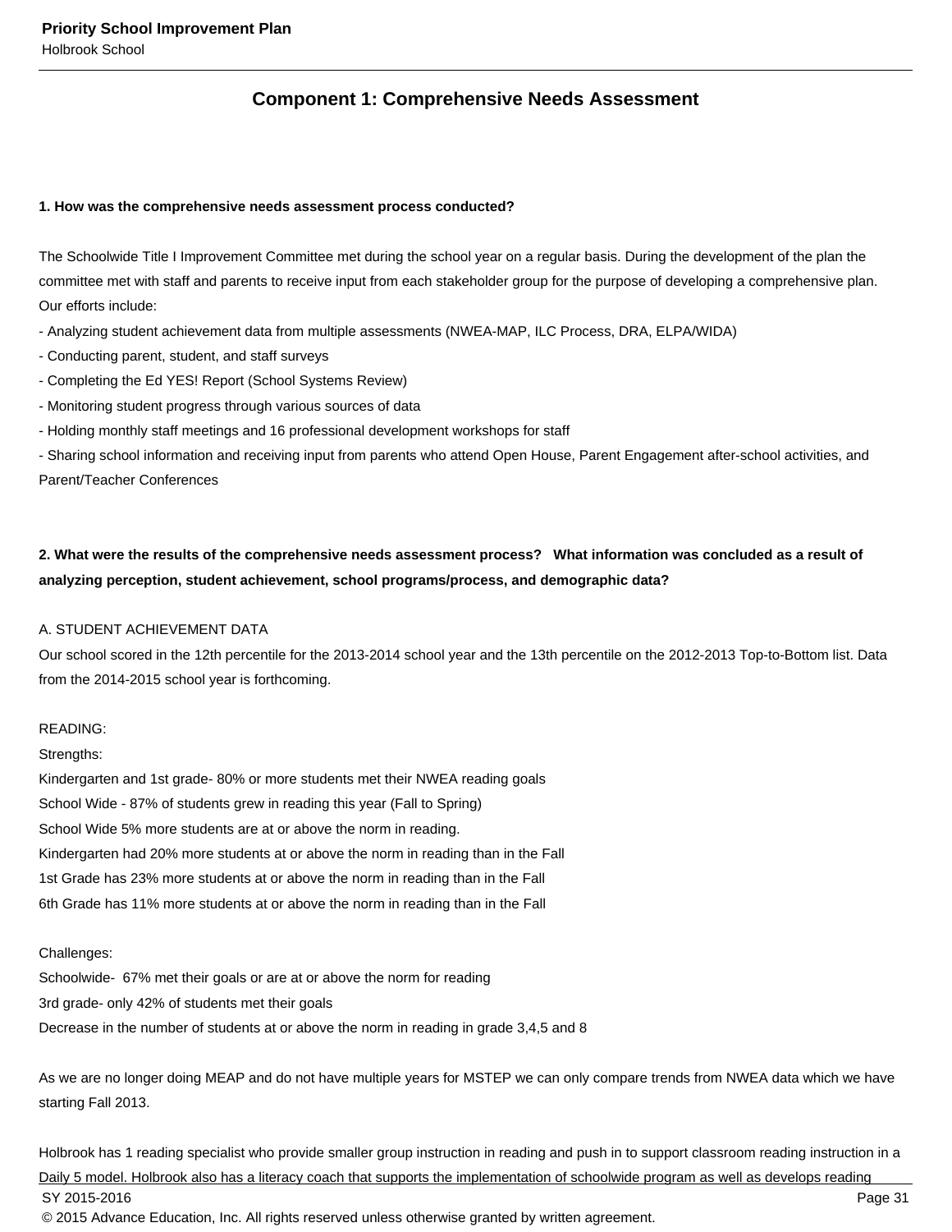## Component 1: Comprehensive Needs Assessment

**1. How was the comprehensive needs assessment process conducted?**

The Schoolwide Title I Improvement Committee met during the school year on a regular basis. During the development of the plan the committee met with staff and parents to receive input from each stakeholder group for the purpose of developing a comprehensive plan. Our efforts include:

- Analyzing student achievement data from multiple assessments (NWEA-MAP, ILC Process, DRA, ELPA/WIDA)
- Conducting parent, student, and staff surveys
- Completing the Ed YES! Report (School Systems Review)
- Monitoring student progress through various sources of data
- Holding monthly staff meetings and 16 professional development workshops for staff
- Sharing school information and receiving input from parents who attend Open House, Parent Engagement after-school activities, and Parent/Teacher Conferences

**2. What were the results of the comprehensive needs assessment process? What information was concluded as a result of analyzing perception, student achievement, school programs/process, and demographic data?**

A. STUDENT ACHIEVEMENT DATA

Our school scored in the 12th percentile for the 2013-2014 school year and the 13th percentile on the 2012-2013 Top-to-Bottom list. Data from the 2014-2015 school year is forthcoming.

READING:

Strengths:

Kindergarten and 1st grade- 80% or more students met their NWEA reading goals

School Wide - 87% of students grew in reading this year (Fall to Spring)

School Wide 5% more students are at or above the norm in reading.

Kindergarten had 20% more students at or above the norm in reading than in the Fall

1st Grade has 23% more students at or above the norm in reading than in the Fall

6th Grade has 11% more students at or above the norm in reading than in the Fall

Challenges:

Schoolwide- 67% met their goals or are at or above the norm for reading

3rd grade- only 42% of students met their goals

Decrease in the number of students at or above the norm in reading in grade 3,4,5 and 8

As we are no longer doing MEAP and do not have multiple years for MSTEP we can only compare trends from NWEA data which we have starting Fall 2013.

Holbrook has 1 reading specialist who provide smaller group instruction in reading and push in to support classroom reading instruction in a Daily 5 model. Holbrook also has a literacy coach that supports the implementation of schoolwide program as well as develops reading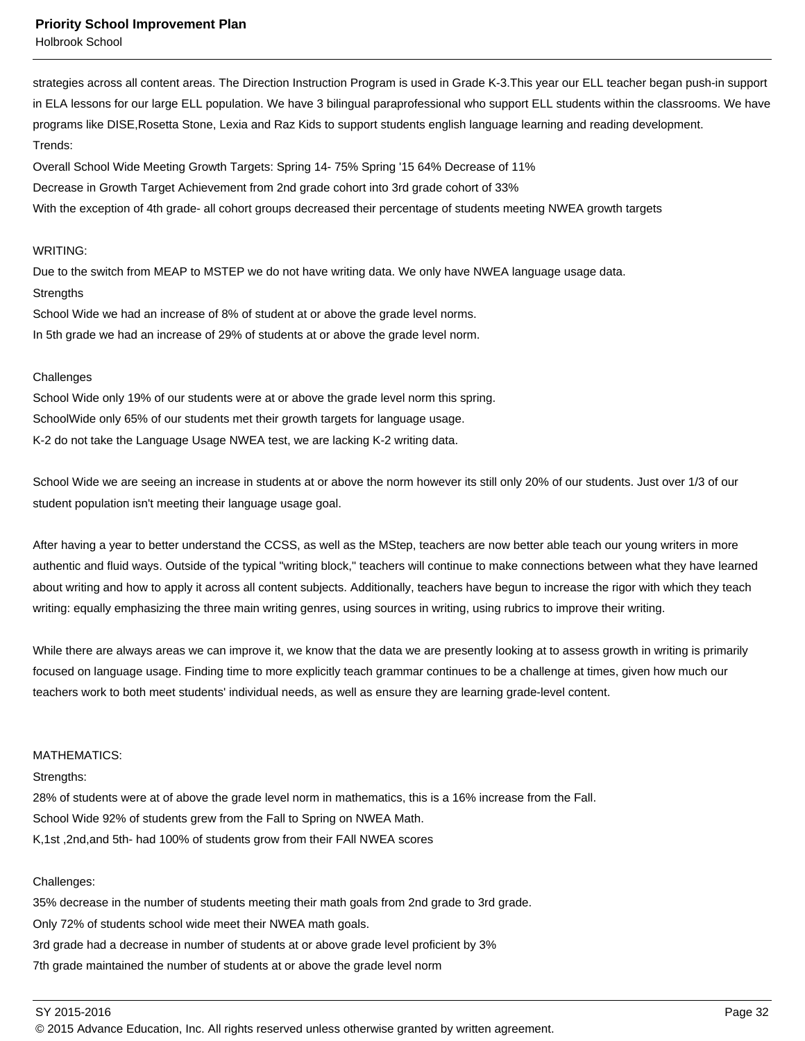strategies across all content areas. The Direction Instruction Program is used in Grade K-3.This year our ELL teacher began push-in support in ELA lessons for our large ELL population. We have 3 bilingual paraprofessional who support ELL students within the classrooms. We have programs like DISE,Rosetta Stone, Lexia and Raz Kids to support students english language learning and reading development.

Trends:

Overall School Wide Meeting Growth Targets: Spring 14- 75% Spring '15 64% Decrease of 11%

Decrease in Growth Target Achievement from 2nd grade cohort into 3rd grade cohort of 33%

With the exception of 4th grade- all cohort groups decreased their percentage of students meeting NWEA growth targets

WRITING:

Due to the switch from MEAP to MSTEP we do not have writing data. We only have NWEA language usage data.

Strengths

School Wide we had an increase of 8% of student at or above the grade level norms.

In 5th grade we had an increase of 29% of students at or above the grade level norm.

Challenges

School Wide only 19% of our students were at or above the grade level norm this spring.

SchoolWide only 65% of our students met their growth targets for language usage.

K-2 do not take the Language Usage NWEA test, we are lacking K-2 writing data.

School Wide we are seeing an increase in students at or above the norm however its still only 20% of our students. Just over 1/3 of our student population isn't meeting their language usage goal.

After having a year to better understand the CCSS, as well as the MStep, teachers are now better able teach our young writers in more authentic and fluid ways. Outside of the typical "writing block," teachers will continue to make connections between what they have learned about writing and how to apply it across all content subjects. Additionally, teachers have begun to increase the rigor with which they teach writing: equally emphasizing the three main writing genres, using sources in writing, using rubrics to improve their writing.

While there are always areas we can improve it, we know that the data we are presently looking at to assess growth in writing is primarily focused on language usage. Finding time to more explicitly teach grammar continues to be a challenge at times, given how much our teachers work to both meet students' individual needs, as well as ensure they are learning grade-level content.

MATHEMATICS:

Strengths:

28% of students were at of above the grade level norm in mathematics, this is a 16% increase from the Fall.

School Wide 92% of students grew from the Fall to Spring on NWEA Math.

K,1st ,2nd,and 5th- had 100% of students grow from their FAll NWEA scores

Challenges:

35% decrease in the number of students meeting their math goals from 2nd grade to 3rd grade.

Only 72% of students school wide meet their NWEA math goals.

3rd grade had a decrease in number of students at or above grade level proficient by 3%

7th grade maintained the number of students at or above the grade level norm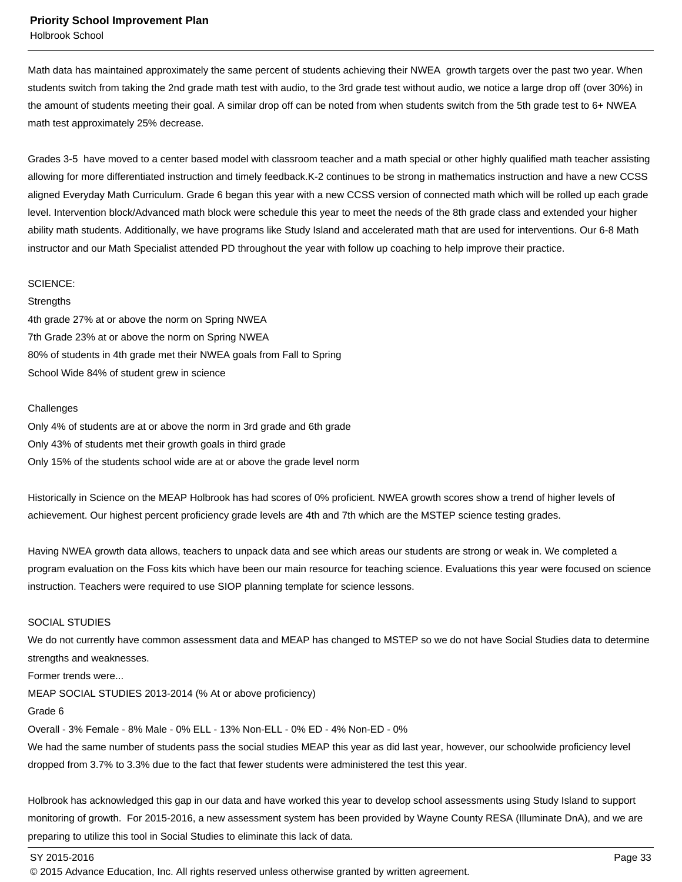Math data has maintained approximately the same percent of students achieving their NWEA growth targets over the past two year. When students switch from taking the 2nd grade math test with audio, to the 3rd grade test without audio, we notice a large drop off (over 30%) in the amount of students meeting their goal. A similar drop off can be noted from when students switch from the 5th grade test to 6+ NWEA math test approximately 25% decrease.

Grades 3-5 have moved to a center based model with classroom teacher and a math special or other highly qualified math teacher assisting allowing for more differentiated instruction and timely feedback.K-2 continues to be strong in mathematics instruction and have a new CCSS aligned Everyday Math Curriculum. Grade 6 began this year with a new CCSS version of connected math which will be rolled up each grade level. Intervention block/Advanced math block were schedule this year to meet the needs of the 8th grade class and extended your higher ability math students. Additionally, we have programs like Study Island and accelerated math that are used for interventions. Our 6-8 Math instructor and our Math Specialist attended PD throughout the year with follow up coaching to help improve their practice.

SCIENCE:
Strengths
4th grade 27% at or above the norm on Spring NWEA
7th Grade 23% at or above the norm on Spring NWEA
80% of students in 4th grade met their NWEA goals from Fall to Spring
School Wide 84% of student grew in science

Challenges
Only 4% of students are at or above the norm in 3rd grade and 6th grade
Only 43% of students met their growth goals in third grade
Only 15% of the students school wide are at or above the grade level norm

Historically in Science on the MEAP Holbrook has had scores of 0% proficient. NWEA growth scores show a trend of higher levels of achievement. Our highest percent proficiency grade levels are 4th and 7th which are the MSTEP science testing grades.

Having NWEA growth data allows, teachers to unpack data and see which areas our students are strong or weak in. We completed a program evaluation on the Foss kits which have been our main resource for teaching science. Evaluations this year were focused on science instruction. Teachers were required to use SIOP planning template for science lessons.

SOCIAL STUDIES
We do not currently have common assessment data and MEAP has changed to MSTEP so we do not have Social Studies data to determine strengths and weaknesses.
Former trends were...
MEAP SOCIAL STUDIES 2013-2014 (% At or above proficiency)
Grade 6
Overall - 3% Female - 8% Male - 0% ELL - 13% Non-ELL - 0% ED - 4% Non-ED - 0%
We had the same number of students pass the social studies MEAP this year as did last year, however, our schoolwide proficiency level dropped from 3.7% to 3.3% due to the fact that fewer students were administered the test this year.

Holbrook has acknowledged this gap in our data and have worked this year to develop school assessments using Study Island to support monitoring of growth. For 2015-2016, a new assessment system has been provided by Wayne County RESA (Illuminate DnA), and we are preparing to utilize this tool in Social Studies to eliminate this lack of data.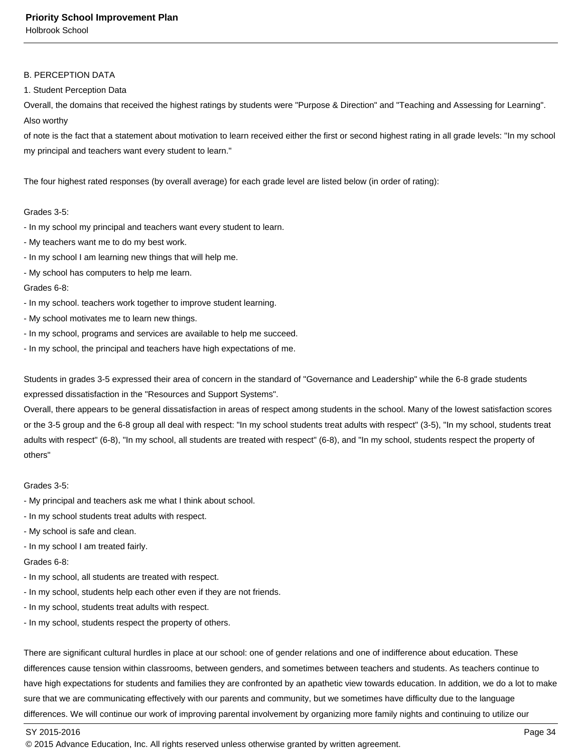B. PERCEPTION DATA

1. Student Perception Data

Overall, the domains that received the highest ratings by students were "Purpose & Direction" and "Teaching and Assessing for Learning". Also worthy of note is the fact that a statement about motivation to learn received either the first or second highest rating in all grade levels: "In my school my principal and teachers want every student to learn."

The four highest rated responses (by overall average) for each grade level are listed below (in order of rating):

Grades 3-5:
- In my school my principal and teachers want every student to learn.
- My teachers want me to do my best work.
- In my school I am learning new things that will help me.
- My school has computers to help me learn.

Grades 6-8:
- In my school. teachers work together to improve student learning.
- My school motivates me to learn new things.
- In my school, programs and services are available to help me succeed.
- In my school, the principal and teachers have high expectations of me.

Students in grades 3-5 expressed their area of concern in the standard of "Governance and Leadership" while the 6-8 grade students expressed dissatisfaction in the "Resources and Support Systems".

Overall, there appears to be general dissatisfaction in areas of respect among students in the school. Many of the lowest satisfaction scores or the 3-5 group and the 6-8 group all deal with respect: "In my school students treat adults with respect" (3-5), "In my school, students treat adults with respect" (6-8), "In my school, all students are treated with respect" (6-8), and "In my school, students respect the property of others"

Grades 3-5:
- My principal and teachers ask me what I think about school.
- In my school students treat adults with respect.
- My school is safe and clean.
- In my school I am treated fairly.

Grades 6-8:
- In my school, all students are treated with respect.
- In my school, students help each other even if they are not friends.
- In my school, students treat adults with respect.
- In my school, students respect the property of others.

There are significant cultural hurdles in place at our school: one of gender relations and one of indifference about education. These differences cause tension within classrooms, between genders, and sometimes between teachers and students. As teachers continue to have high expectations for students and families they are confronted by an apathetic view towards education. In addition, we do a lot to make sure that we are communicating effectively with our parents and community, but we sometimes have difficulty due to the language differences. We will continue our work of improving parental involvement by organizing more family nights and continuing to utilize our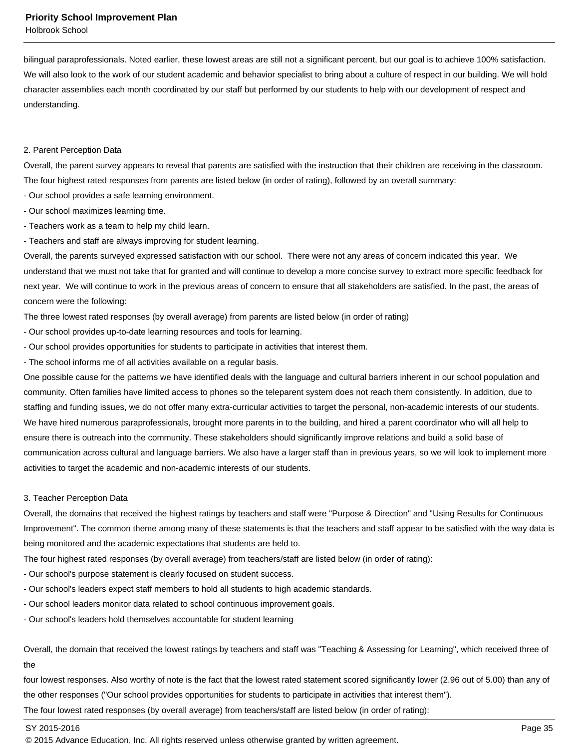bilingual paraprofessionals. Noted earlier, these lowest areas are still not a significant percent, but our goal is to achieve 100% satisfaction. We will also look to the work of our student academic and behavior specialist to bring about a culture of respect in our building. We will hold character assemblies each month coordinated by our staff but performed by our students to help with our development of respect and understanding.

2. Parent Perception Data

Overall, the parent survey appears to reveal that parents are satisfied with the instruction that their children are receiving in the classroom. The four highest rated responses from parents are listed below (in order of rating), followed by an overall summary:

- Our school provides a safe learning environment.
- Our school maximizes learning time.
- Teachers work as a team to help my child learn.
- Teachers and staff are always improving for student learning.

Overall, the parents surveyed expressed satisfaction with our school. There were not any areas of concern indicated this year. We understand that we must not take that for granted and will continue to develop a more concise survey to extract more specific feedback for next year. We will continue to work in the previous areas of concern to ensure that all stakeholders are satisfied. In the past, the areas of concern were the following:

The three lowest rated responses (by overall average) from parents are listed below (in order of rating)

- Our school provides up-to-date learning resources and tools for learning.
- Our school provides opportunities for students to participate in activities that interest them.
- The school informs me of all activities available on a regular basis.

One possible cause for the patterns we have identified deals with the language and cultural barriers inherent in our school population and community. Often families have limited access to phones so the teleparent system does not reach them consistently. In addition, due to staffing and funding issues, we do not offer many extra-curricular activities to target the personal, non-academic interests of our students. We have hired numerous paraprofessionals, brought more parents in to the building, and hired a parent coordinator who will all help to ensure there is outreach into the community. These stakeholders should significantly improve relations and build a solid base of communication across cultural and language barriers. We also have a larger staff than in previous years, so we will look to implement more activities to target the academic and non-academic interests of our students.

3. Teacher Perception Data

Overall, the domains that received the highest ratings by teachers and staff were "Purpose & Direction" and "Using Results for Continuous Improvement". The common theme among many of these statements is that the teachers and staff appear to be satisfied with the way data is being monitored and the academic expectations that students are held to.

The four highest rated responses (by overall average) from teachers/staff are listed below (in order of rating):

- Our school's purpose statement is clearly focused on student success.
- Our school's leaders expect staff members to hold all students to high academic standards.
- Our school leaders monitor data related to school continuous improvement goals.
- Our school's leaders hold themselves accountable for student learning

Overall, the domain that received the lowest ratings by teachers and staff was "Teaching & Assessing for Learning", which received three of the four lowest responses. Also worthy of note is the fact that the lowest rated statement scored significantly lower (2.96 out of 5.00) than any of the other responses ("Our school provides opportunities for students to participate in activities that interest them").

The four lowest rated responses (by overall average) from teachers/staff are listed below (in order of rating):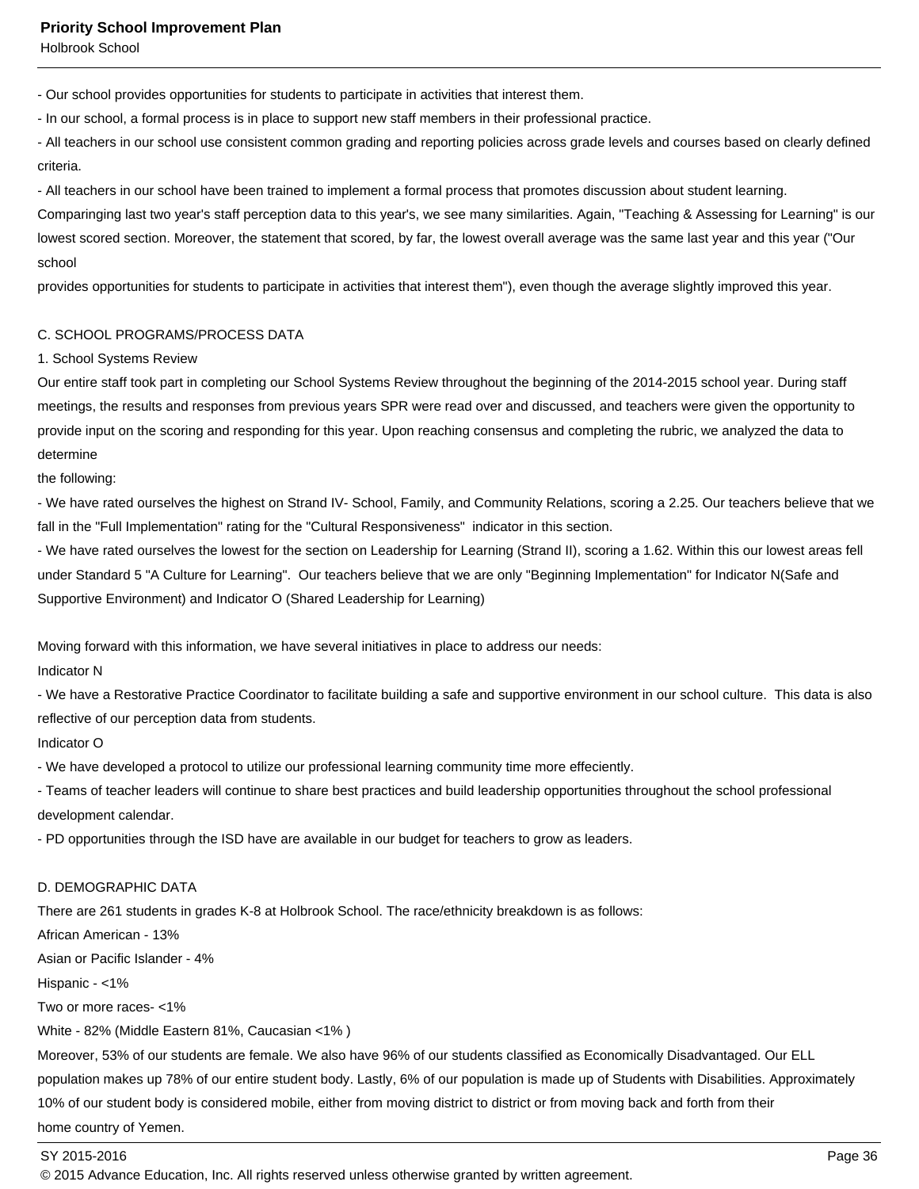- Our school provides opportunities for students to participate in activities that interest them.
- In our school, a formal process is in place to support new staff members in their professional practice.
- All teachers in our school use consistent common grading and reporting policies across grade levels and courses based on clearly defined criteria.
- All teachers in our school have been trained to implement a formal process that promotes discussion about student learning.

Comparinging last two year's staff perception data to this year's, we see many similarities. Again, "Teaching & Assessing for Learning" is our lowest scored section. Moreover, the statement that scored, by far, the lowest overall average was the same last year and this year ("Our school provides opportunities for students to participate in activities that interest them"), even though the average slightly improved this year.

C. SCHOOL PROGRAMS/PROCESS DATA

1. School Systems Review

Our entire staff took part in completing our School Systems Review throughout the beginning of the 2014-2015 school year. During staff meetings, the results and responses from previous years SPR were read over and discussed, and teachers were given the opportunity to provide input on the scoring and responding for this year. Upon reaching consensus and completing the rubric, we analyzed the data to determine the following:

- We have rated ourselves the highest on Strand IV- School, Family, and Community Relations, scoring a 2.25. Our teachers believe that we fall in the "Full Implementation" rating for the "Cultural Responsiveness" indicator in this section.
- We have rated ourselves the lowest for the section on Leadership for Learning (Strand II), scoring a 1.62. Within this our lowest areas fell under Standard 5 "A Culture for Learning". Our teachers believe that we are only "Beginning Implementation" for Indicator N(Safe and Supportive Environment) and Indicator O (Shared Leadership for Learning)

Moving forward with this information, we have several initiatives in place to address our needs:

Indicator N

- We have a Restorative Practice Coordinator to facilitate building a safe and supportive environment in our school culture. This data is also reflective of our perception data from students.

Indicator O

- We have developed a protocol to utilize our professional learning community time more effeciently.
- Teams of teacher leaders will continue to share best practices and build leadership opportunities throughout the school professional development calendar.
- PD opportunities through the ISD have are available in our budget for teachers to grow as leaders.

D. DEMOGRAPHIC DATA

There are 261 students in grades K-8 at Holbrook School. The race/ethnicity breakdown is as follows:

African American - 13%

Asian or Pacific Islander - 4%

Hispanic - <1%

Two or more races- <1%

White - 82% (Middle Eastern 81%, Caucasian <1% )

Moreover, 53% of our students are female. We also have 96% of our students classified as Economically Disadvantaged. Our ELL population makes up 78% of our entire student body. Lastly, 6% of our population is made up of Students with Disabilities. Approximately 10% of our student body is considered mobile, either from moving district to district or from moving back and forth from their home country of Yemen.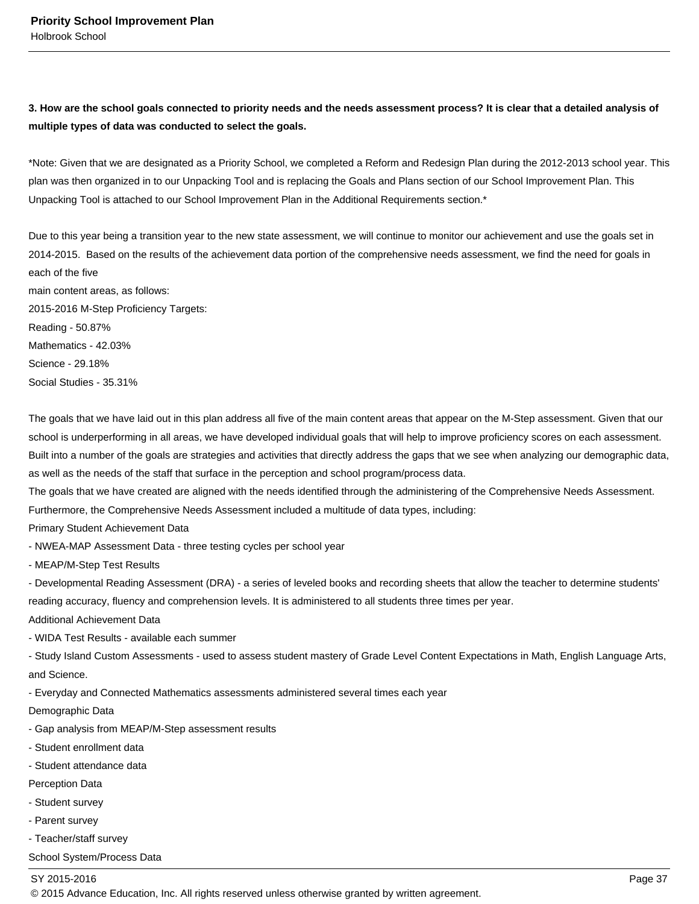**3. How are the school goals connected to priority needs and the needs assessment process? It is clear that a detailed analysis of multiple types of data was conducted to select the goals.**

*Note: Given that we are designated as a Priority School, we completed a Reform and Redesign Plan during the 2012-2013 school year. This plan was then organized in to our Unpacking Tool and is replacing the Goals and Plans section of our School Improvement Plan. This Unpacking Tool is attached to our School Improvement Plan in the Additional Requirements section.*

Due to this year being a transition year to the new state assessment, we will continue to monitor our achievement and use the goals set in 2014-2015. Based on the results of the achievement data portion of the comprehensive needs assessment, we find the need for goals in each of the five
main content areas, as follows:
2015-2016 M-Step Proficiency Targets:
Reading - 50.87%
Mathematics - 42.03%
Science - 29.18%
Social Studies - 35.31%

The goals that we have laid out in this plan address all five of the main content areas that appear on the M-Step assessment. Given that our school is underperforming in all areas, we have developed individual goals that will help to improve proficiency scores on each assessment. Built into a number of the goals are strategies and activities that directly address the gaps that we see when analyzing our demographic data, as well as the needs of the staff that surface in the perception and school program/process data.
The goals that we have created are aligned with the needs identified through the administering of the Comprehensive Needs Assessment. Furthermore, the Comprehensive Needs Assessment included a multitude of data types, including:
Primary Student Achievement Data
- NWEA-MAP Assessment Data - three testing cycles per school year
- MEAP/M-Step Test Results
- Developmental Reading Assessment (DRA) - a series of leveled books and recording sheets that allow the teacher to determine students' reading accuracy, fluency and comprehension levels. It is administered to all students three times per year.
Additional Achievement Data
- WIDA Test Results - available each summer
- Study Island Custom Assessments - used to assess student mastery of Grade Level Content Expectations in Math, English Language Arts, and Science.
- Everyday and Connected Mathematics assessments administered several times each year
Demographic Data
- Gap analysis from MEAP/M-Step assessment results
- Student enrollment data
- Student attendance data
Perception Data
- Student survey
- Parent survey
- Teacher/staff survey
School System/Process Data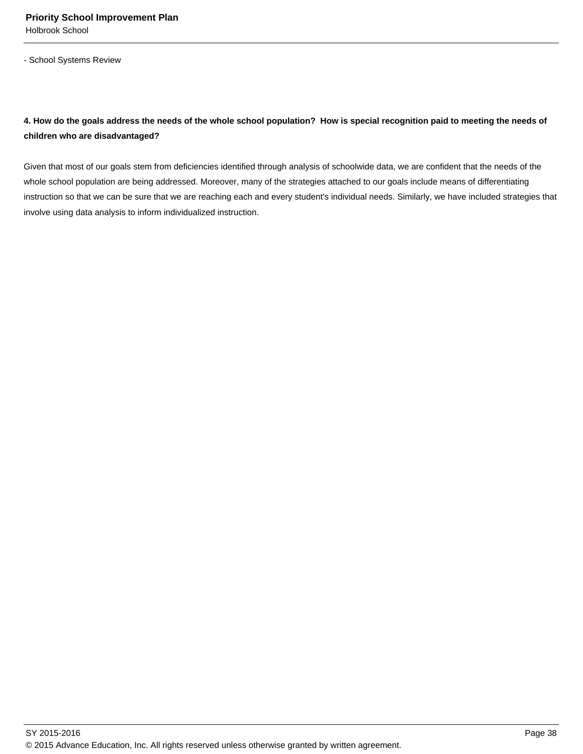- School Systems Review

**4. How do the goals address the needs of the whole school population?  How is special recognition paid to meeting the needs of children who are disadvantaged?**

Given that most of our goals stem from deficiencies identified through analysis of schoolwide data, we are confident that the needs of the whole school population are being addressed. Moreover, many of the strategies attached to our goals include means of differentiating instruction so that we can be sure that we are reaching each and every student's individual needs. Similarly, we have included strategies that involve using data analysis to inform individualized instruction.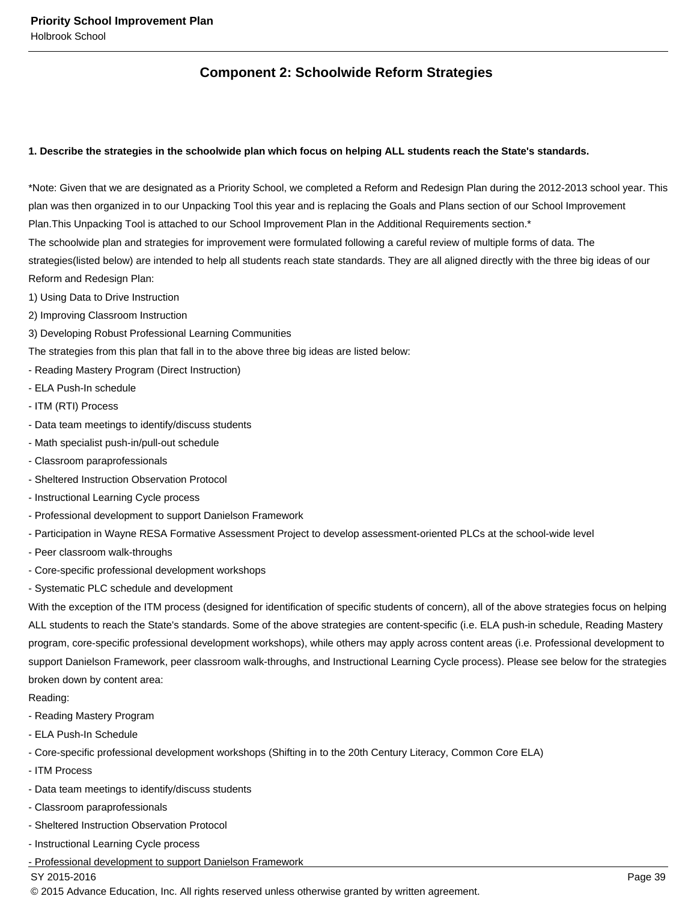## Component 2: Schoolwide Reform Strategies

**1. Describe the strategies in the schoolwide plan which focus on helping ALL students reach the State's standards.**

*Note: Given that we are designated as a Priority School, we completed a Reform and Redesign Plan during the 2012-2013 school year. This plan was then organized in to our Unpacking Tool this year and is replacing the Goals and Plans section of our School Improvement Plan.This Unpacking Tool is attached to our School Improvement Plan in the Additional Requirements section.*

The schoolwide plan and strategies for improvement were formulated following a careful review of multiple forms of data. The strategies(listed below) are intended to help all students reach state standards. They are all aligned directly with the three big ideas of our Reform and Redesign Plan:

1) Using Data to Drive Instruction
2) Improving Classroom Instruction
3) Developing Robust Professional Learning Communities

The strategies from this plan that fall in to the above three big ideas are listed below:

- Reading Mastery Program (Direct Instruction)
- ELA Push-In schedule
- ITM (RTI) Process
- Data team meetings to identify/discuss students
- Math specialist push-in/pull-out schedule
- Classroom paraprofessionals
- Sheltered Instruction Observation Protocol
- Instructional Learning Cycle process
- Professional development to support Danielson Framework
- Participation in Wayne RESA Formative Assessment Project to develop assessment-oriented PLCs at the school-wide level
- Peer classroom walk-throughs
- Core-specific professional development workshops
- Systematic PLC schedule and development

With the exception of the ITM process (designed for identification of specific students of concern), all of the above strategies focus on helping ALL students to reach the State's standards. Some of the above strategies are content-specific (i.e. ELA push-in schedule, Reading Mastery program, core-specific professional development workshops), while others may apply across content areas (i.e. Professional development to support Danielson Framework, peer classroom walk-throughs, and Instructional Learning Cycle process). Please see below for the strategies broken down by content area:

Reading:

- Reading Mastery Program
- ELA Push-In Schedule
- Core-specific professional development workshops (Shifting in to the 20th Century Literacy, Common Core ELA)
- ITM Process
- Data team meetings to identify/discuss students
- Classroom paraprofessionals
- Sheltered Instruction Observation Protocol
- Instructional Learning Cycle process
- Professional development to support Danielson Framework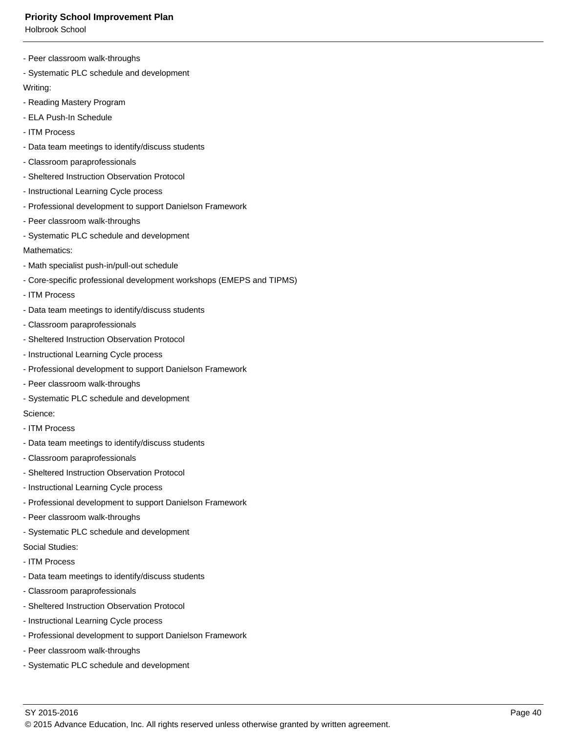- Peer classroom walk-throughs
- Systematic PLC schedule and development

Writing:

- Reading Mastery Program
- ELA Push-In Schedule
- ITM Process
- Data team meetings to identify/discuss students
- Classroom paraprofessionals
- Sheltered Instruction Observation Protocol
- Instructional Learning Cycle process
- Professional development to support Danielson Framework
- Peer classroom walk-throughs
- Systematic PLC schedule and development

Mathematics:

- Math specialist push-in/pull-out schedule
- Core-specific professional development workshops (EMEPS and TIPMS)
- ITM Process
- Data team meetings to identify/discuss students
- Classroom paraprofessionals
- Sheltered Instruction Observation Protocol
- Instructional Learning Cycle process
- Professional development to support Danielson Framework
- Peer classroom walk-throughs
- Systematic PLC schedule and development

Science:

- ITM Process
- Data team meetings to identify/discuss students
- Classroom paraprofessionals
- Sheltered Instruction Observation Protocol
- Instructional Learning Cycle process
- Professional development to support Danielson Framework
- Peer classroom walk-throughs
- Systematic PLC schedule and development

Social Studies:

- ITM Process
- Data team meetings to identify/discuss students
- Classroom paraprofessionals
- Sheltered Instruction Observation Protocol
- Instructional Learning Cycle process
- Professional development to support Danielson Framework
- Peer classroom walk-throughs
- Systematic PLC schedule and development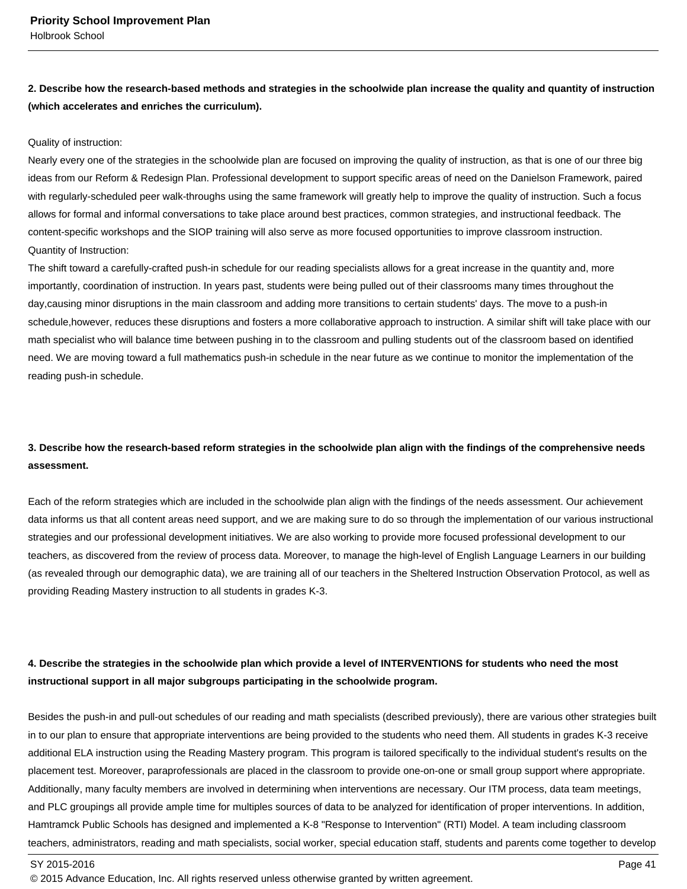**2. Describe how the research-based methods and strategies in the schoolwide plan increase the quality and quantity of instruction (which accelerates and enriches the curriculum).**

Quality of instruction:
Nearly every one of the strategies in the schoolwide plan are focused on improving the quality of instruction, as that is one of our three big ideas from our Reform & Redesign Plan. Professional development to support specific areas of need on the Danielson Framework, paired with regularly-scheduled peer walk-throughs using the same framework will greatly help to improve the quality of instruction. Such a focus allows for formal and informal conversations to take place around best practices, common strategies, and instructional feedback. The content-specific workshops and the SIOP training will also serve as more focused opportunities to improve classroom instruction.
Quantity of Instruction:
The shift toward a carefully-crafted push-in schedule for our reading specialists allows for a great increase in the quantity and, more importantly, coordination of instruction. In years past, students were being pulled out of their classrooms many times throughout the day,causing minor disruptions in the main classroom and adding more transitions to certain students' days. The move to a push-in schedule,however, reduces these disruptions and fosters a more collaborative approach to instruction. A similar shift will take place with our math specialist who will balance time between pushing in to the classroom and pulling students out of the classroom based on identified need. We are moving toward a full mathematics push-in schedule in the near future as we continue to monitor the implementation of the reading push-in schedule.

**3. Describe how the research-based reform strategies in the schoolwide plan align with the findings of the comprehensive needs assessment.**

Each of the reform strategies which are included in the schoolwide plan align with the findings of the needs assessment. Our achievement data informs us that all content areas need support, and we are making sure to do so through the implementation of our various instructional strategies and our professional development initiatives. We are also working to provide more focused professional development to our teachers, as discovered from the review of process data. Moreover, to manage the high-level of English Language Learners in our building (as revealed through our demographic data), we are training all of our teachers in the Sheltered Instruction Observation Protocol, as well as providing Reading Mastery instruction to all students in grades K-3.

**4. Describe the strategies in the schoolwide plan which provide a level of INTERVENTIONS for students who need the most instructional support in all major subgroups participating in the schoolwide program.**

Besides the push-in and pull-out schedules of our reading and math specialists (described previously), there are various other strategies built in to our plan to ensure that appropriate interventions are being provided to the students who need them. All students in grades K-3 receive additional ELA instruction using the Reading Mastery program. This program is tailored specifically to the individual student's results on the placement test. Moreover, paraprofessionals are placed in the classroom to provide one-on-one or small group support where appropriate. Additionally, many faculty members are involved in determining when interventions are necessary. Our ITM process, data team meetings, and PLC groupings all provide ample time for multiples sources of data to be analyzed for identification of proper interventions. In addition, Hamtramck Public Schools has designed and implemented a K-8 "Response to Intervention" (RTI) Model. A team including classroom teachers, administrators, reading and math specialists, social worker, special education staff, students and parents come together to develop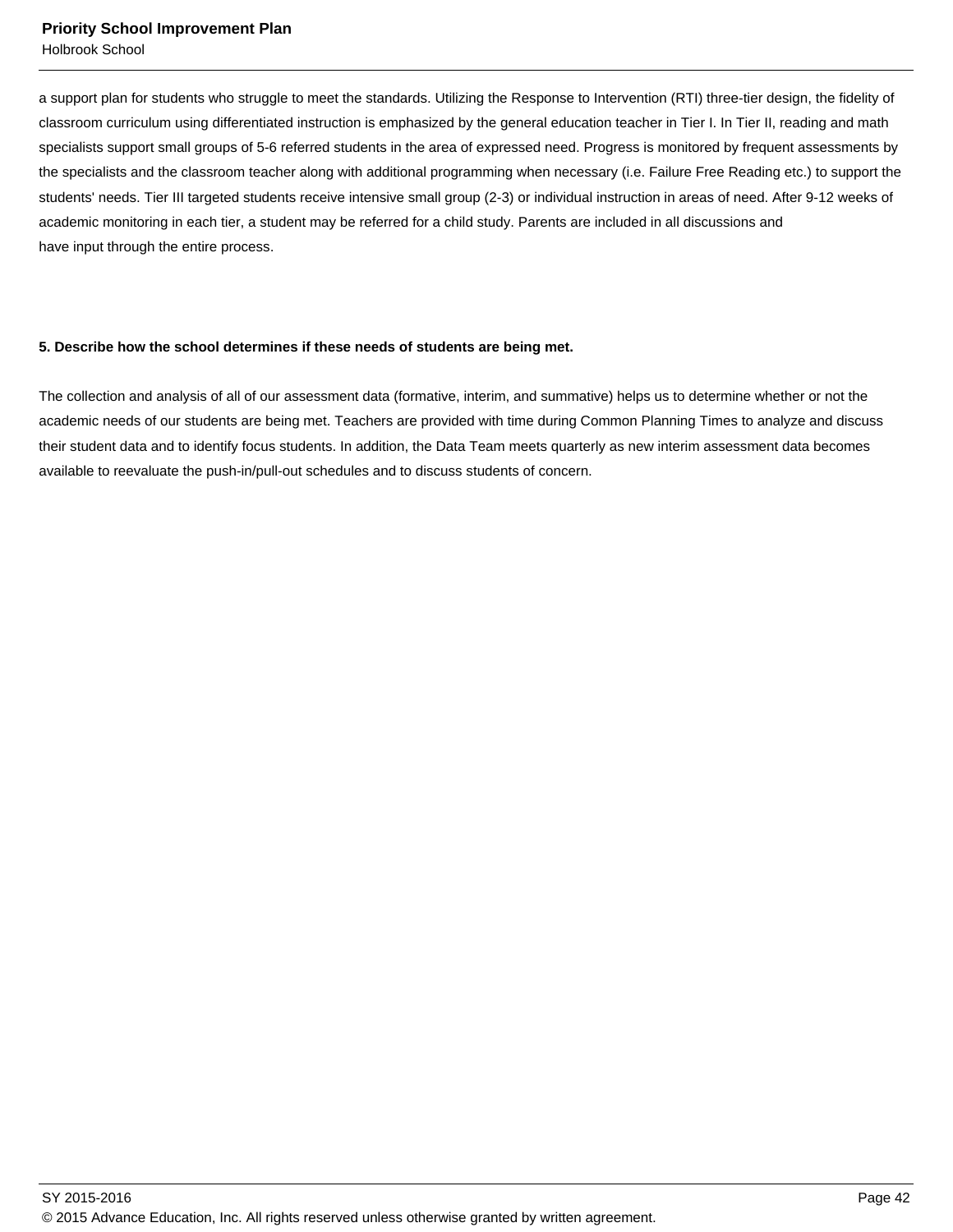a support plan for students who struggle to meet the standards. Utilizing the Response to Intervention (RTI) three-tier design, the fidelity of classroom curriculum using differentiated instruction is emphasized by the general education teacher in Tier I. In Tier II, reading and math specialists support small groups of 5-6 referred students in the area of expressed need. Progress is monitored by frequent assessments by the specialists and the classroom teacher along with additional programming when necessary (i.e. Failure Free Reading etc.) to support the students' needs. Tier III targeted students receive intensive small group (2-3) or individual instruction in areas of need. After 9-12 weeks of academic monitoring in each tier, a student may be referred for a child study. Parents are included in all discussions and have input through the entire process.

**5. Describe how the school determines if these needs of students are being met.**

The collection and analysis of all of our assessment data (formative, interim, and summative) helps us to determine whether or not the academic needs of our students are being met. Teachers are provided with time during Common Planning Times to analyze and discuss their student data and to identify focus students. In addition, the Data Team meets quarterly as new interim assessment data becomes available to reevaluate the push-in/pull-out schedules and to discuss students of concern.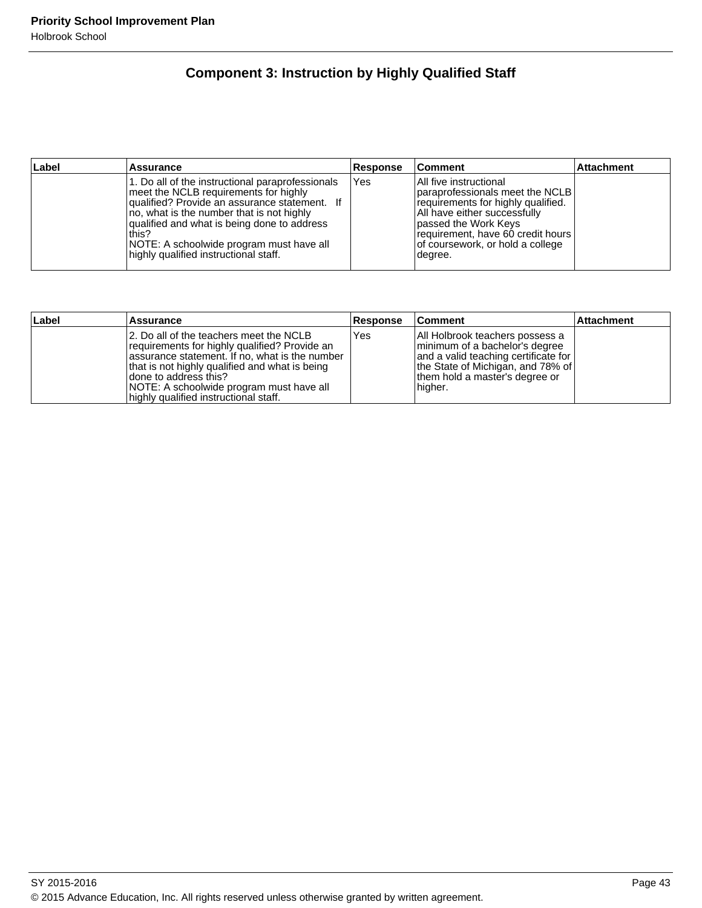## Component 3: Instruction by Highly Qualified Staff

| Label | Assurance | Response | Comment | Attachment |
|---|---|---|---|---|
| | 1. Do all of the instructional paraprofessionals meet the NCLB requirements for highly qualified? Provide an assurance statement. If no, what is the number that is not highly qualified and what is being done to address this?<br>NOTE: A schoolwide program must have all highly qualified instructional staff. | Yes | All five instructional paraprofessionals meet the NCLB requirements for highly qualified. All have either successfully passed the Work Keys requirement, have 60 credit hours of coursework, or hold a college degree. | |

| Label | Assurance | Response | Comment | Attachment |
|---|---|---|---|---|
| | 2. Do all of the teachers meet the NCLB requirements for highly qualified? Provide an assurance statement. If no, what is the number that is not highly qualified and what is being done to address this?<br>NOTE: A schoolwide program must have all highly qualified instructional staff. | Yes | All Holbrook teachers possess a minimum of a bachelor's degree and a valid teaching certificate for the State of Michigan, and 78% of them hold a master's degree or higher. | |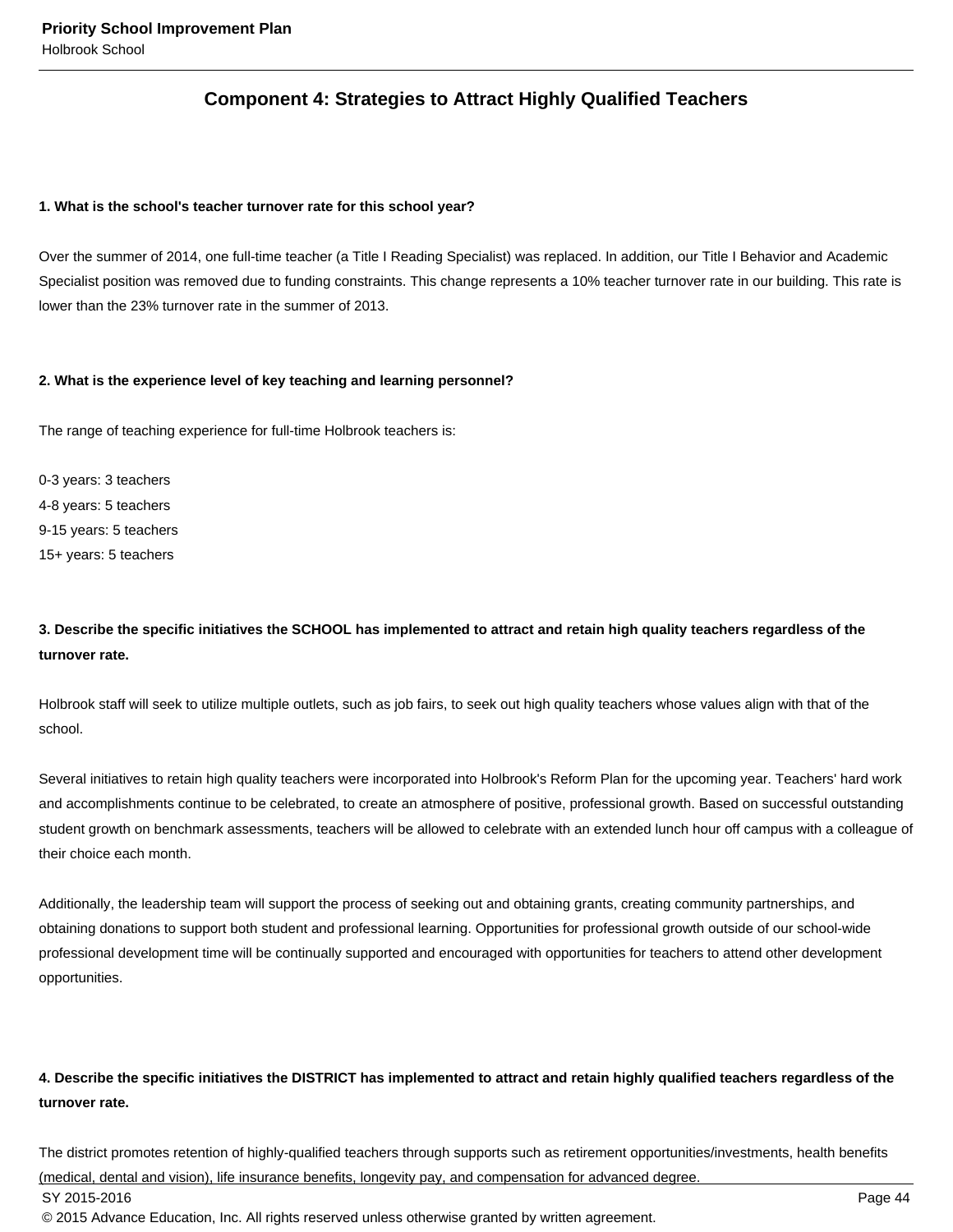## Component 4: Strategies to Attract Highly Qualified Teachers

**1. What is the school's teacher turnover rate for this school year?**

Over the summer of 2014, one full-time teacher (a Title I Reading Specialist) was replaced. In addition, our Title I Behavior and Academic Specialist position was removed due to funding constraints. This change represents a 10% teacher turnover rate in our building. This rate is lower than the 23% turnover rate in the summer of 2013.

**2. What is the experience level of key teaching and learning personnel?**

The range of teaching experience for full-time Holbrook teachers is:

0-3 years: 3 teachers
4-8 years: 5 teachers
9-15 years: 5 teachers
15+ years: 5 teachers

**3. Describe the specific initiatives the SCHOOL has implemented to attract and retain high quality teachers regardless of the turnover rate.**

Holbrook staff will seek to utilize multiple outlets, such as job fairs, to seek out high quality teachers whose values align with that of the school.

Several initiatives to retain high quality teachers were incorporated into Holbrook's Reform Plan for the upcoming year. Teachers' hard work and accomplishments continue to be celebrated, to create an atmosphere of positive, professional growth. Based on successful outstanding student growth on benchmark assessments, teachers will be allowed to celebrate with an extended lunch hour off campus with a colleague of their choice each month.

Additionally, the leadership team will support the process of seeking out and obtaining grants, creating community partnerships, and obtaining donations to support both student and professional learning. Opportunities for professional growth outside of our school-wide professional development time will be continually supported and encouraged with opportunities for teachers to attend other development opportunities.

**4. Describe the specific initiatives the DISTRICT has implemented to attract and retain highly qualified teachers regardless of the turnover rate.**

The district promotes retention of highly-qualified teachers through supports such as retirement opportunities/investments, health benefits (medical, dental and vision), life insurance benefits, longevity pay, and compensation for advanced degree.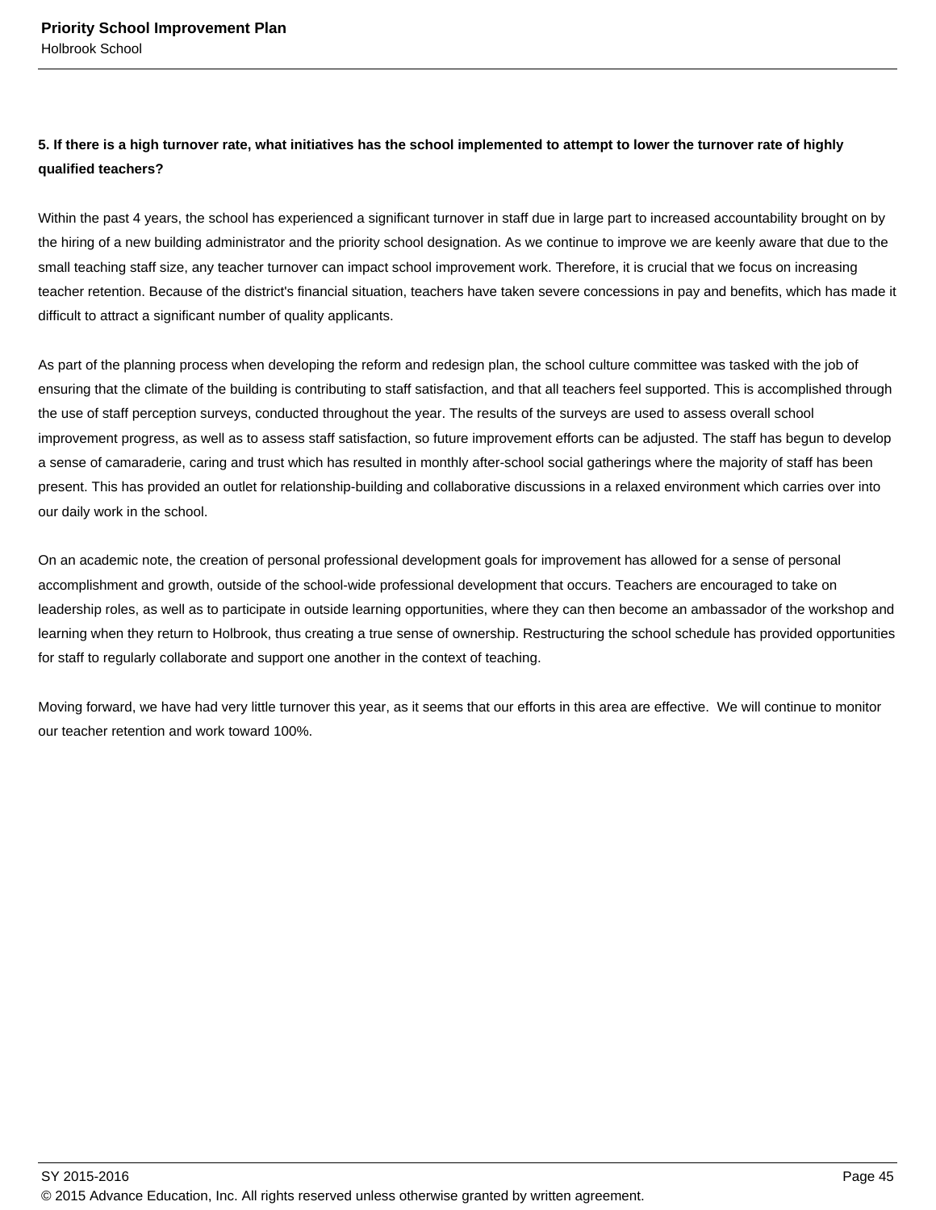**5. If there is a high turnover rate, what initiatives has the school implemented to attempt to lower the turnover rate of highly qualified teachers?**

Within the past 4 years, the school has experienced a significant turnover in staff due in large part to increased accountability brought on by the hiring of a new building administrator and the priority school designation. As we continue to improve we are keenly aware that due to the small teaching staff size, any teacher turnover can impact school improvement work. Therefore, it is crucial that we focus on increasing teacher retention. Because of the district's financial situation, teachers have taken severe concessions in pay and benefits, which has made it difficult to attract a significant number of quality applicants.

As part of the planning process when developing the reform and redesign plan, the school culture committee was tasked with the job of ensuring that the climate of the building is contributing to staff satisfaction, and that all teachers feel supported. This is accomplished through the use of staff perception surveys, conducted throughout the year. The results of the surveys are used to assess overall school improvement progress, as well as to assess staff satisfaction, so future improvement efforts can be adjusted. The staff has begun to develop a sense of camaraderie, caring and trust which has resulted in monthly after-school social gatherings where the majority of staff has been present. This has provided an outlet for relationship-building and collaborative discussions in a relaxed environment which carries over into our daily work in the school.

On an academic note, the creation of personal professional development goals for improvement has allowed for a sense of personal accomplishment and growth, outside of the school-wide professional development that occurs. Teachers are encouraged to take on leadership roles, as well as to participate in outside learning opportunities, where they can then become an ambassador of the workshop and learning when they return to Holbrook, thus creating a true sense of ownership. Restructuring the school schedule has provided opportunities for staff to regularly collaborate and support one another in the context of teaching.

Moving forward, we have had very little turnover this year, as it seems that our efforts in this area are effective. We will continue to monitor our teacher retention and work toward 100%.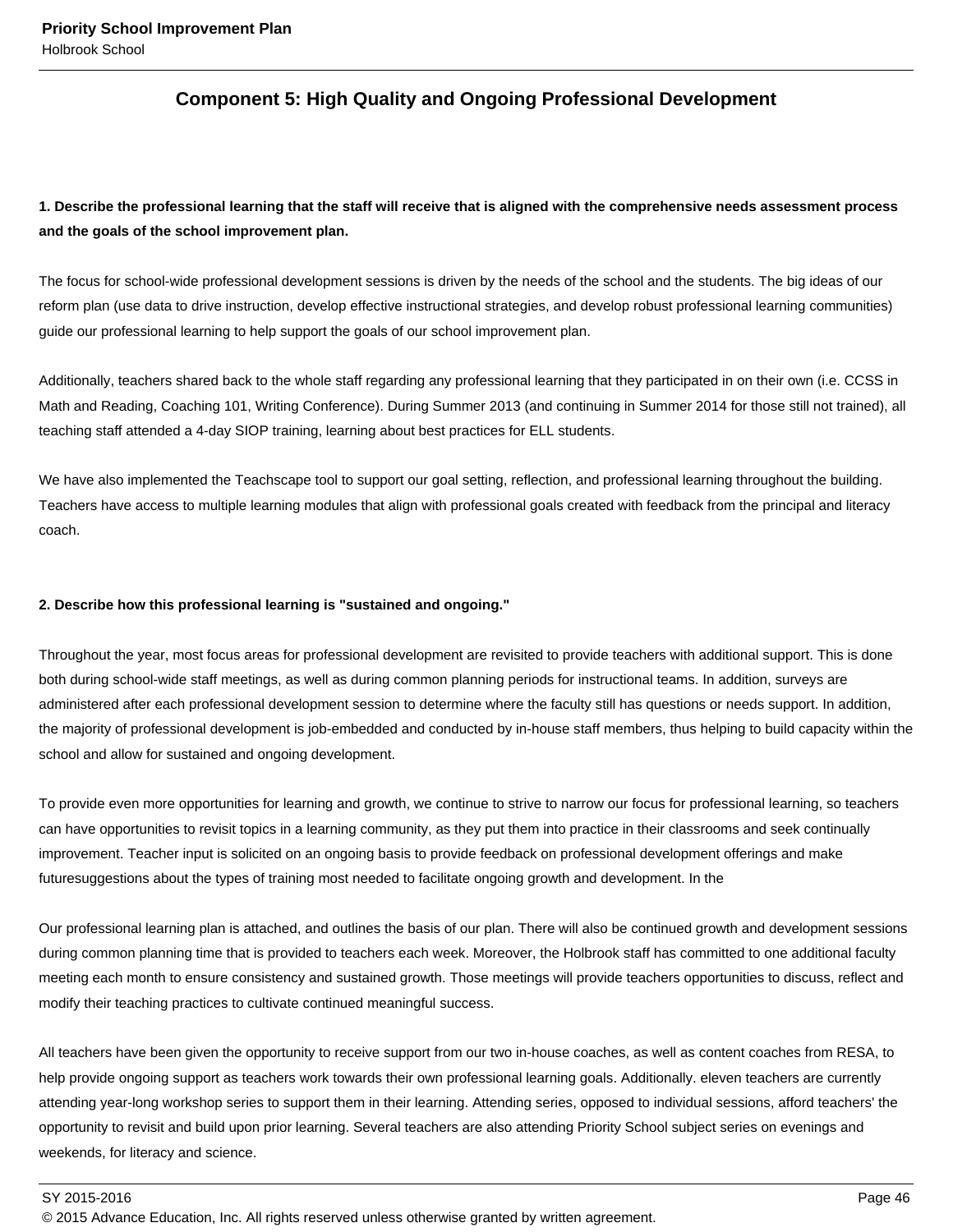## Component 5: High Quality and Ongoing Professional Development

**1. Describe the professional learning that the staff will receive that is aligned with the comprehensive needs assessment process and the goals of the school improvement plan.**

The focus for school-wide professional development sessions is driven by the needs of the school and the students. The big ideas of our reform plan (use data to drive instruction, develop effective instructional strategies, and develop robust professional learning communities) guide our professional learning to help support the goals of our school improvement plan.

Additionally, teachers shared back to the whole staff regarding any professional learning that they participated in on their own (i.e. CCSS in Math and Reading, Coaching 101, Writing Conference). During Summer 2013 (and continuing in Summer 2014 for those still not trained), all teaching staff attended a 4-day SIOP training, learning about best practices for ELL students.

We have also implemented the Teachscape tool to support our goal setting, reflection, and professional learning throughout the building. Teachers have access to multiple learning modules that align with professional goals created with feedback from the principal and literacy coach.

**2. Describe how this professional learning is "sustained and ongoing."**

Throughout the year, most focus areas for professional development are revisited to provide teachers with additional support. This is done both during school-wide staff meetings, as well as during common planning periods for instructional teams. In addition, surveys are administered after each professional development session to determine where the faculty still has questions or needs support. In addition, the majority of professional development is job-embedded and conducted by in-house staff members, thus helping to build capacity within the school and allow for sustained and ongoing development.

To provide even more opportunities for learning and growth, we continue to strive to narrow our focus for professional learning, so teachers can have opportunities to revisit topics in a learning community, as they put them into practice in their classrooms and seek continually improvement. Teacher input is solicited on an ongoing basis to provide feedback on professional development offerings and make futuresuggestions about the types of training most needed to facilitate ongoing growth and development. In the

Our professional learning plan is attached, and outlines the basis of our plan. There will also be continued growth and development sessions during common planning time that is provided to teachers each week. Moreover, the Holbrook staff has committed to one additional faculty meeting each month to ensure consistency and sustained growth. Those meetings will provide teachers opportunities to discuss, reflect and modify their teaching practices to cultivate continued meaningful success.

All teachers have been given the opportunity to receive support from our two in-house coaches, as well as content coaches from RESA, to help provide ongoing support as teachers work towards their own professional learning goals. Additionally. eleven teachers are currently attending year-long workshop series to support them in their learning. Attending series, opposed to individual sessions, afford teachers' the opportunity to revisit and build upon prior learning. Several teachers are also attending Priority School subject series on evenings and weekends, for literacy and science.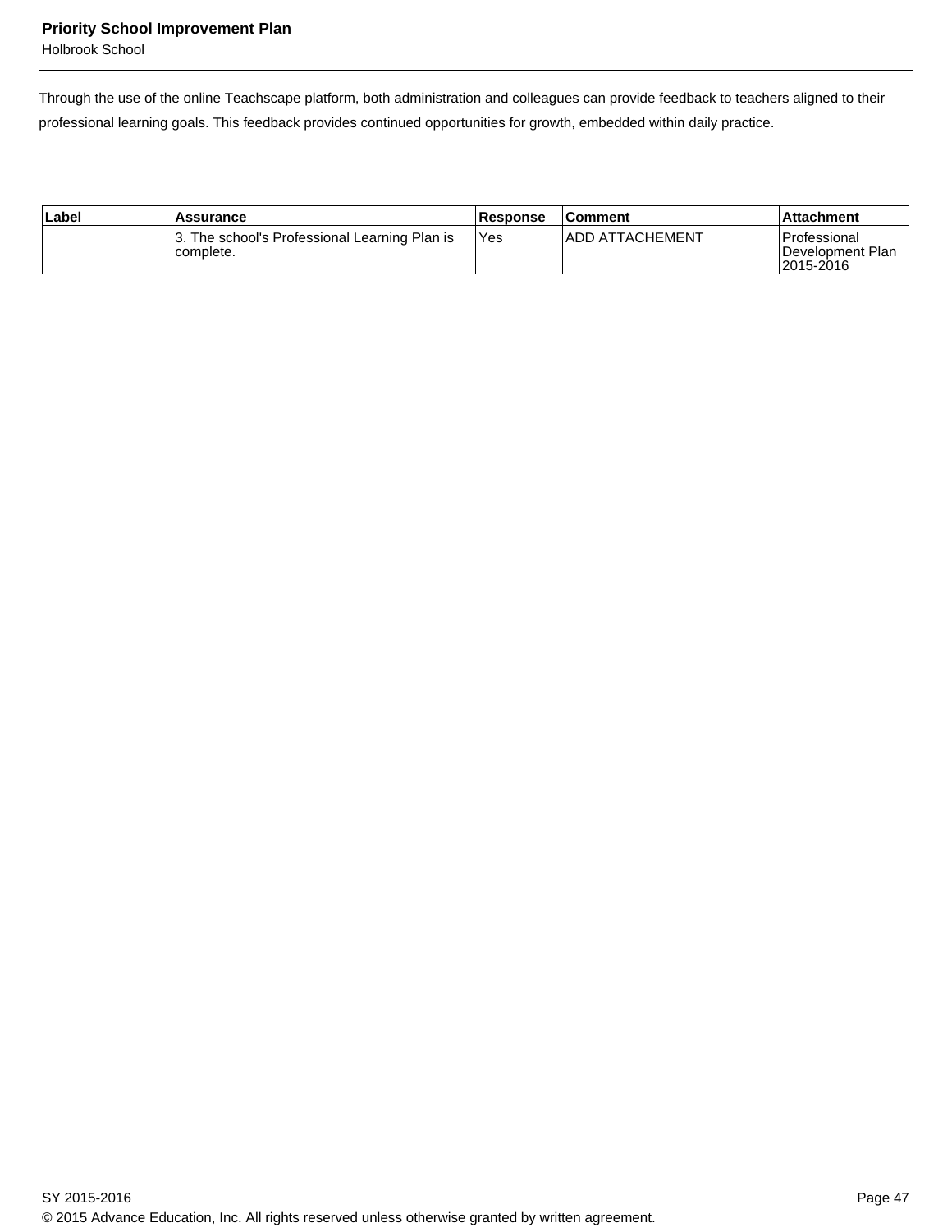Through the use of the online Teachscape platform, both administration and colleagues can provide feedback to teachers aligned to their professional learning goals. This feedback provides continued opportunities for growth, embedded within daily practice.

| Label | Assurance | Response | Comment | Attachment |
| --- | --- | --- | --- | --- |
| | 3. The school's Professional Learning Plan is complete. | Yes | ADD ATTACHEMENT | Professional Development Plan 2015-2016 |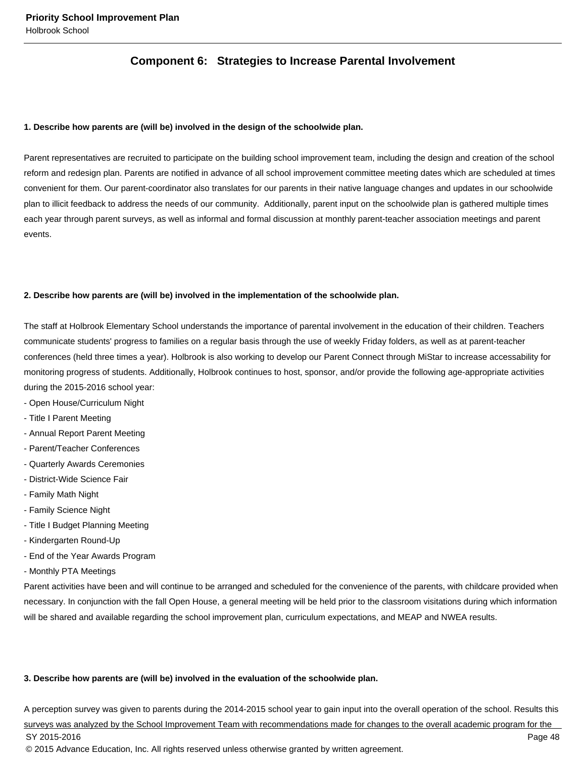## Component 6: Strategies to Increase Parental Involvement

**1. Describe how parents are (will be) involved in the design of the schoolwide plan.**

Parent representatives are recruited to participate on the building school improvement team, including the design and creation of the school reform and redesign plan. Parents are notified in advance of all school improvement committee meeting dates which are scheduled at times convenient for them. Our parent-coordinator also translates for our parents in their native language changes and updates in our schoolwide plan to illicit feedback to address the needs of our community. Additionally, parent input on the schoolwide plan is gathered multiple times each year through parent surveys, as well as informal and formal discussion at monthly parent-teacher association meetings and parent events.

**2. Describe how parents are (will be) involved in the implementation of the schoolwide plan.**

The staff at Holbrook Elementary School understands the importance of parental involvement in the education of their children. Teachers communicate students' progress to families on a regular basis through the use of weekly Friday folders, as well as at parent-teacher conferences (held three times a year). Holbrook is also working to develop our Parent Connect through MiStar to increase accessability for monitoring progress of students. Additionally, Holbrook continues to host, sponsor, and/or provide the following age-appropriate activities during the 2015-2016 school year:

- Open House/Curriculum Night
- Title I Parent Meeting
- Annual Report Parent Meeting
- Parent/Teacher Conferences
- Quarterly Awards Ceremonies
- District-Wide Science Fair
- Family Math Night
- Family Science Night
- Title I Budget Planning Meeting
- Kindergarten Round-Up
- End of the Year Awards Program
- Monthly PTA Meetings

Parent activities have been and will continue to be arranged and scheduled for the convenience of the parents, with childcare provided when necessary. In conjunction with the fall Open House, a general meeting will be held prior to the classroom visitations during which information will be shared and available regarding the school improvement plan, curriculum expectations, and MEAP and NWEA results.

**3. Describe how parents are (will be) involved in the evaluation of the schoolwide plan.**

A perception survey was given to parents during the 2014-2015 school year to gain input into the overall operation of the school. Results this surveys was analyzed by the School Improvement Team with recommendations made for changes to the overall academic program for the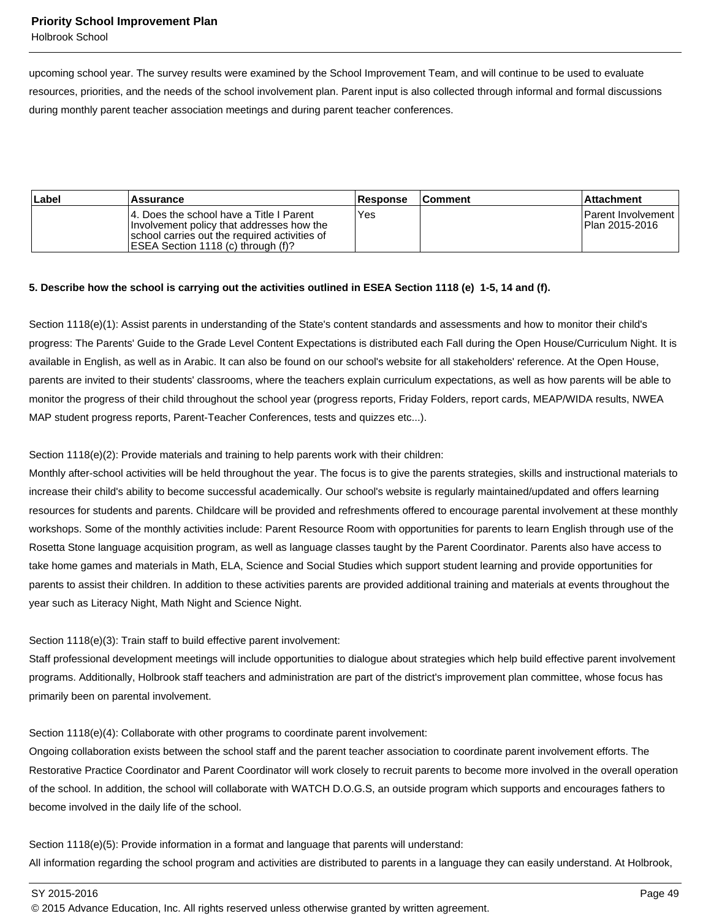upcoming school year. The survey results were examined by the School Improvement Team, and will continue to be used to evaluate resources, priorities, and the needs of the school involvement plan. Parent input is also collected through informal and formal discussions during monthly parent teacher association meetings and during parent teacher conferences.

| Label | Assurance | Response | Comment | Attachment |
|---|---|---|---|---|
| | 4. Does the school have a Title I Parent Involvement policy that addresses how the school carries out the required activities of ESEA Section 1118 (c) through (f)? | Yes | | Parent Involvement Plan 2015-2016 |

**5. Describe how the school is carrying out the activities outlined in ESEA Section 1118 (e) 1-5, 14 and (f).**

Section 1118(e)(1): Assist parents in understanding of the State's content standards and assessments and how to monitor their child's progress: The Parents' Guide to the Grade Level Content Expectations is distributed each Fall during the Open House/Curriculum Night. It is available in English, as well as in Arabic. It can also be found on our school's website for all stakeholders' reference. At the Open House, parents are invited to their students' classrooms, where the teachers explain curriculum expectations, as well as how parents will be able to monitor the progress of their child throughout the school year (progress reports, Friday Folders, report cards, MEAP/WIDA results, NWEA MAP student progress reports, Parent-Teacher Conferences, tests and quizzes etc...).

Section 1118(e)(2): Provide materials and training to help parents work with their children:
Monthly after-school activities will be held throughout the year. The focus is to give the parents strategies, skills and instructional materials to increase their child's ability to become successful academically. Our school's website is regularly maintained/updated and offers learning resources for students and parents. Childcare will be provided and refreshments offered to encourage parental involvement at these monthly workshops. Some of the monthly activities include: Parent Resource Room with opportunities for parents to learn English through use of the Rosetta Stone language acquisition program, as well as language classes taught by the Parent Coordinator. Parents also have access to take home games and materials in Math, ELA, Science and Social Studies which support student learning and provide opportunities for parents to assist their children. In addition to these activities parents are provided additional training and materials at events throughout the year such as Literacy Night, Math Night and Science Night.

Section 1118(e)(3): Train staff to build effective parent involvement:
Staff professional development meetings will include opportunities to dialogue about strategies which help build effective parent involvement programs. Additionally, Holbrook staff teachers and administration are part of the district's improvement plan committee, whose focus has primarily been on parental involvement.

Section 1118(e)(4): Collaborate with other programs to coordinate parent involvement:
Ongoing collaboration exists between the school staff and the parent teacher association to coordinate parent involvement efforts. The Restorative Practice Coordinator and Parent Coordinator will work closely to recruit parents to become more involved in the overall operation of the school. In addition, the school will collaborate with WATCH D.O.G.S, an outside program which supports and encourages fathers to become involved in the daily life of the school.

Section 1118(e)(5): Provide information in a format and language that parents will understand:
All information regarding the school program and activities are distributed to parents in a language they can easily understand. At Holbrook,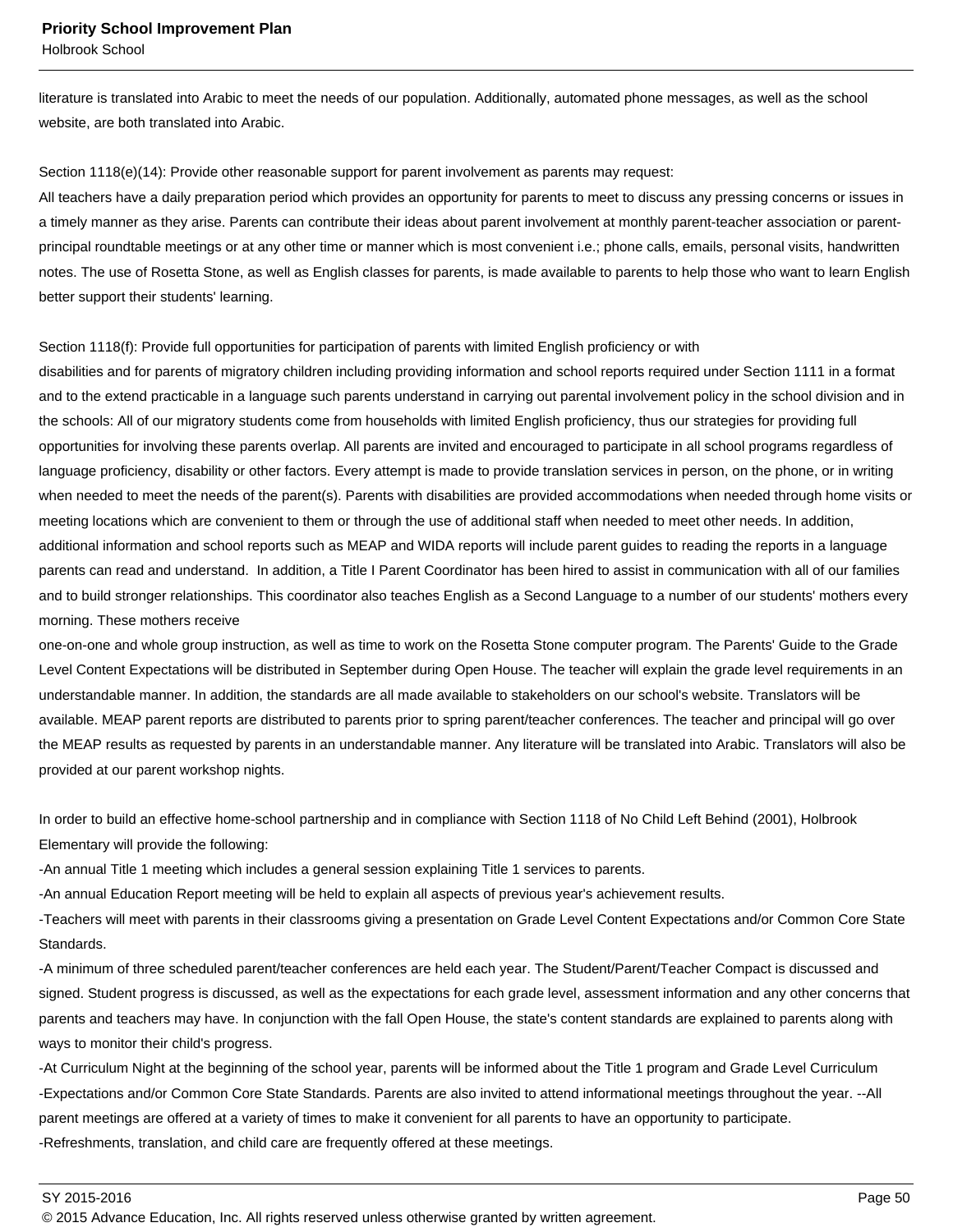literature is translated into Arabic to meet the needs of our population. Additionally, automated phone messages, as well as the school website, are both translated into Arabic.

Section 1118(e)(14): Provide other reasonable support for parent involvement as parents may request:
All teachers have a daily preparation period which provides an opportunity for parents to meet to discuss any pressing concerns or issues in a timely manner as they arise. Parents can contribute their ideas about parent involvement at monthly parent-teacher association or parent-principal roundtable meetings or at any other time or manner which is most convenient i.e.; phone calls, emails, personal visits, handwritten notes. The use of Rosetta Stone, as well as English classes for parents, is made available to parents to help those who want to learn English better support their students' learning.

Section 1118(f): Provide full opportunities for participation of parents with limited English proficiency or with
disabilities and for parents of migratory children including providing information and school reports required under Section 1111 in a format and to the extend practicable in a language such parents understand in carrying out parental involvement policy in the school division and in the schools: All of our migratory students come from households with limited English proficiency, thus our strategies for providing full opportunities for involving these parents overlap. All parents are invited and encouraged to participate in all school programs regardless of language proficiency, disability or other factors. Every attempt is made to provide translation services in person, on the phone, or in writing when needed to meet the needs of the parent(s). Parents with disabilities are provided accommodations when needed through home visits or meeting locations which are convenient to them or through the use of additional staff when needed to meet other needs. In addition, additional information and school reports such as MEAP and WIDA reports will include parent guides to reading the reports in a language parents can read and understand. In addition, a Title I Parent Coordinator has been hired to assist in communication with all of our families and to build stronger relationships. This coordinator also teaches English as a Second Language to a number of our students' mothers every morning. These mothers receive
one-on-one and whole group instruction, as well as time to work on the Rosetta Stone computer program. The Parents' Guide to the Grade Level Content Expectations will be distributed in September during Open House. The teacher will explain the grade level requirements in an understandable manner. In addition, the standards are all made available to stakeholders on our school's website. Translators will be available. MEAP parent reports are distributed to parents prior to spring parent/teacher conferences. The teacher and principal will go over the MEAP results as requested by parents in an understandable manner. Any literature will be translated into Arabic. Translators will also be provided at our parent workshop nights.

In order to build an effective home-school partnership and in compliance with Section 1118 of No Child Left Behind (2001), Holbrook Elementary will provide the following:
-An annual Title 1 meeting which includes a general session explaining Title 1 services to parents.
-An annual Education Report meeting will be held to explain all aspects of previous year's achievement results.
-Teachers will meet with parents in their classrooms giving a presentation on Grade Level Content Expectations and/or Common Core State Standards.
-A minimum of three scheduled parent/teacher conferences are held each year. The Student/Parent/Teacher Compact is discussed and signed. Student progress is discussed, as well as the expectations for each grade level, assessment information and any other concerns that parents and teachers may have. In conjunction with the fall Open House, the state's content standards are explained to parents along with ways to monitor their child's progress.
-At Curriculum Night at the beginning of the school year, parents will be informed about the Title 1 program and Grade Level Curriculum
-Expectations and/or Common Core State Standards. Parents are also invited to attend informational meetings throughout the year. --All parent meetings are offered at a variety of times to make it convenient for all parents to have an opportunity to participate.
-Refreshments, translation, and child care are frequently offered at these meetings.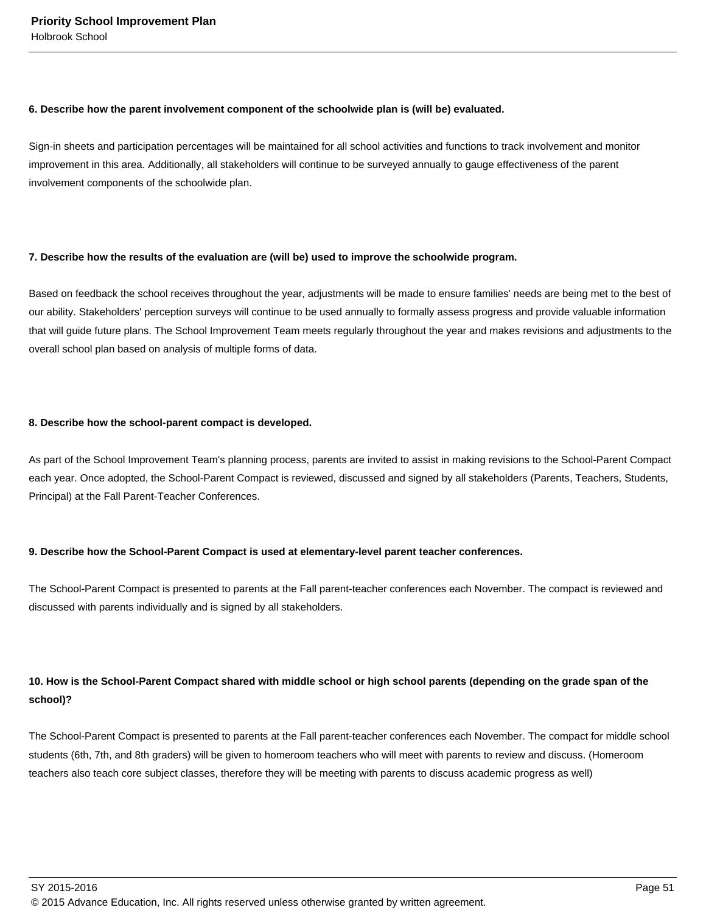**6. Describe how the parent involvement component of the schoolwide plan is (will be) evaluated.**

Sign-in sheets and participation percentages will be maintained for all school activities and functions to track involvement and monitor improvement in this area. Additionally, all stakeholders will continue to be surveyed annually to gauge effectiveness of the parent involvement components of the schoolwide plan.

**7. Describe how the results of the evaluation are (will be) used to improve the schoolwide program.**

Based on feedback the school receives throughout the year, adjustments will be made to ensure families' needs are being met to the best of our ability. Stakeholders' perception surveys will continue to be used annually to formally assess progress and provide valuable information that will guide future plans. The School Improvement Team meets regularly throughout the year and makes revisions and adjustments to the overall school plan based on analysis of multiple forms of data.

**8. Describe how the school-parent compact is developed.**

As part of the School Improvement Team's planning process, parents are invited to assist in making revisions to the School-Parent Compact each year. Once adopted, the School-Parent Compact is reviewed, discussed and signed by all stakeholders (Parents, Teachers, Students, Principal) at the Fall Parent-Teacher Conferences.

**9. Describe how the School-Parent Compact is used at elementary-level parent teacher conferences.**

The School-Parent Compact is presented to parents at the Fall parent-teacher conferences each November. The compact is reviewed and discussed with parents individually and is signed by all stakeholders.

**10. How is the School-Parent Compact shared with middle school or high school parents (depending on the grade span of the school)?**

The School-Parent Compact is presented to parents at the Fall parent-teacher conferences each November. The compact for middle school students (6th, 7th, and 8th graders) will be given to homeroom teachers who will meet with parents to review and discuss. (Homeroom teachers also teach core subject classes, therefore they will be meeting with parents to discuss academic progress as well)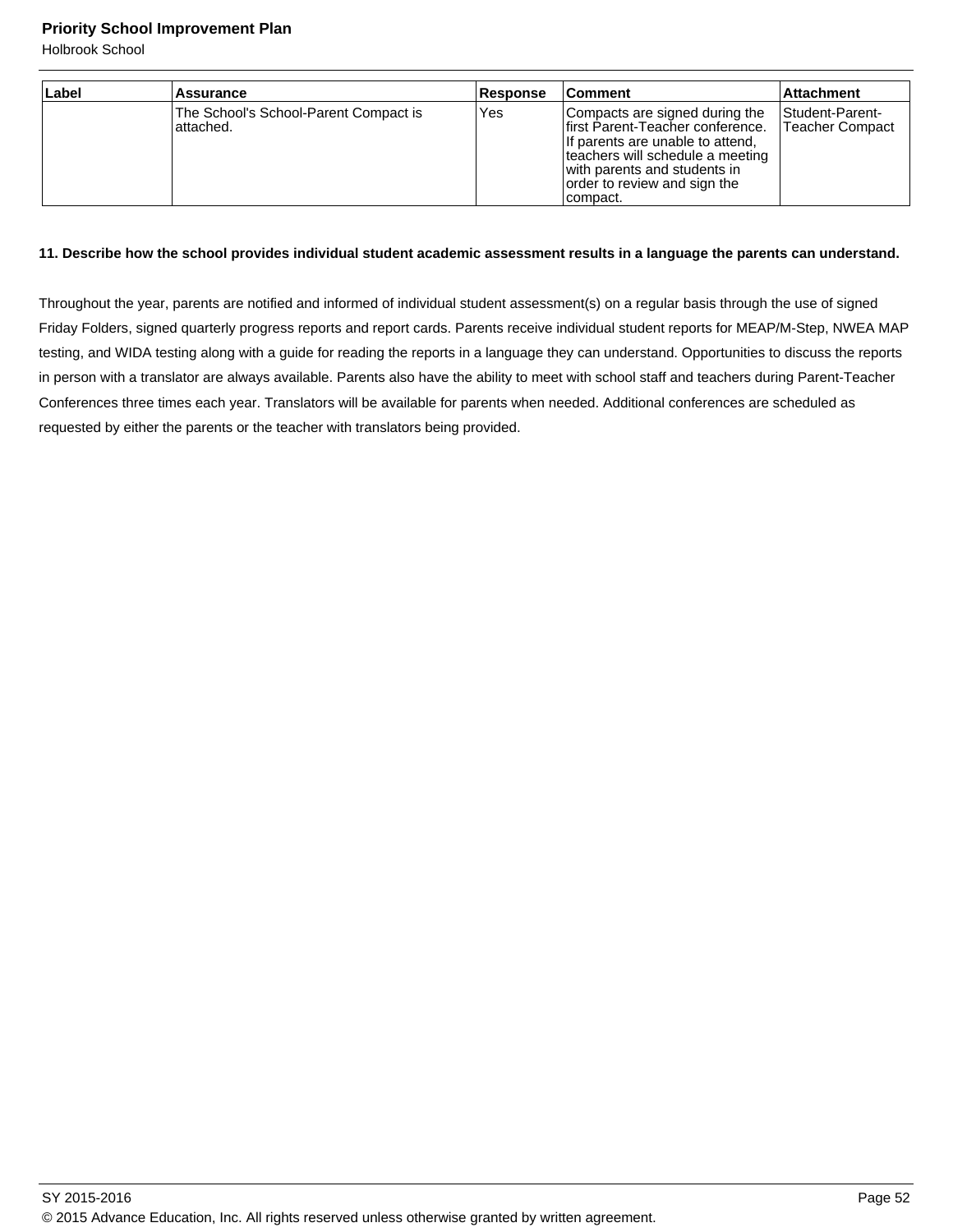| Label | Assurance | Response | Comment | Attachment |
|---|---|---|---|---|
| | The School's School-Parent Compact is attached. | Yes | Compacts are signed during the first Parent-Teacher conference. If parents are unable to attend, teachers will schedule a meeting with parents and students in order to review and sign the compact. | Student-Parent-Teacher Compact |

**11. Describe how the school provides individual student academic assessment results in a language the parents can understand.**

Throughout the year, parents are notified and informed of individual student assessment(s) on a regular basis through the use of signed Friday Folders, signed quarterly progress reports and report cards. Parents receive individual student reports for MEAP/M-Step, NWEA MAP testing, and WIDA testing along with a guide for reading the reports in a language they can understand. Opportunities to discuss the reports in person with a translator are always available. Parents also have the ability to meet with school staff and teachers during Parent-Teacher Conferences three times each year. Translators will be available for parents when needed. Additional conferences are scheduled as requested by either the parents or the teacher with translators being provided.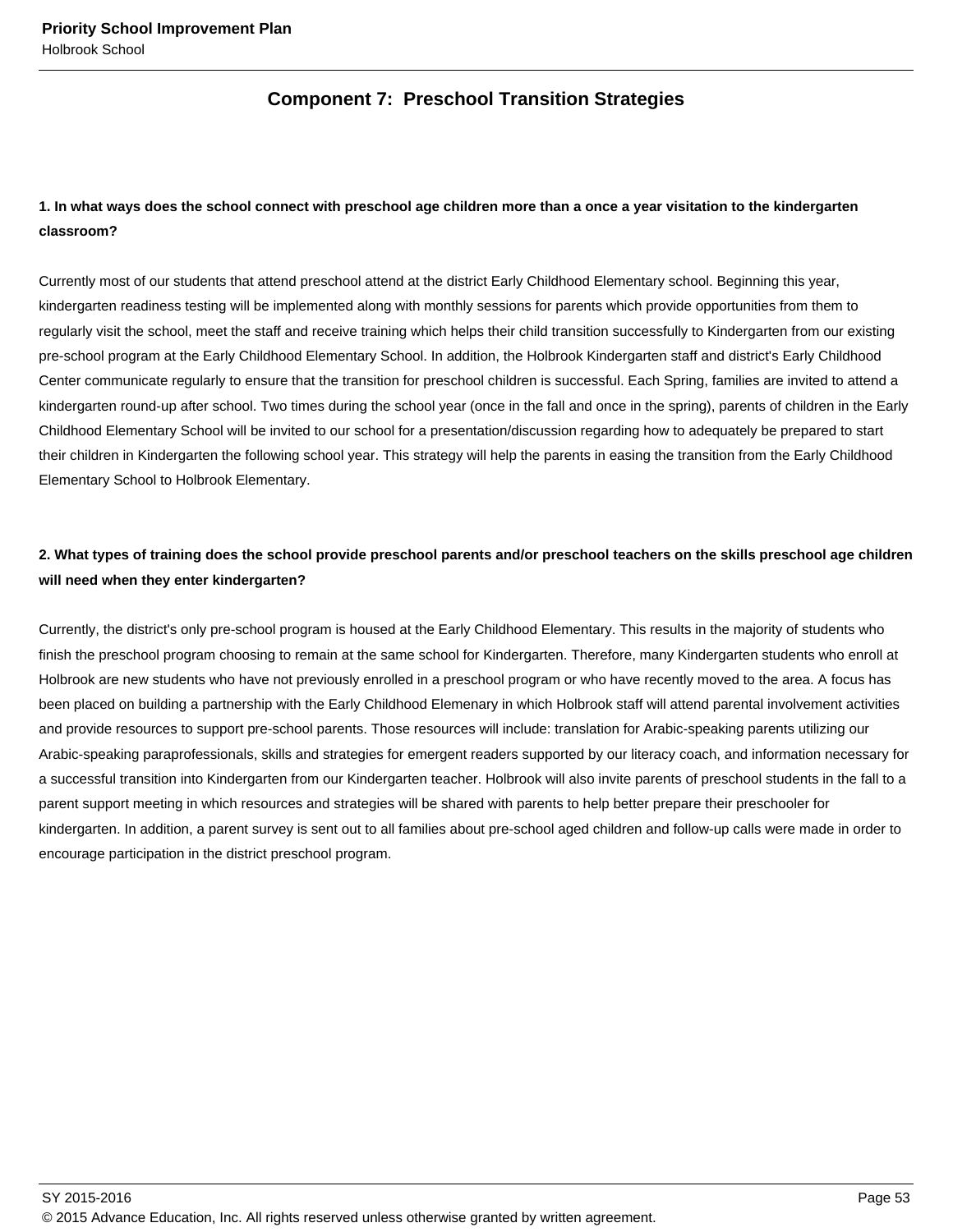## Component 7: Preschool Transition Strategies

**1. In what ways does the school connect with preschool age children more than a once a year visitation to the kindergarten classroom?**

Currently most of our students that attend preschool attend at the district Early Childhood Elementary school. Beginning this year, kindergarten readiness testing will be implemented along with monthly sessions for parents which provide opportunities from them to regularly visit the school, meet the staff and receive training which helps their child transition successfully to Kindergarten from our existing pre-school program at the Early Childhood Elementary School. In addition, the Holbrook Kindergarten staff and district's Early Childhood Center communicate regularly to ensure that the transition for preschool children is successful. Each Spring, families are invited to attend a kindergarten round-up after school. Two times during the school year (once in the fall and once in the spring), parents of children in the Early Childhood Elementary School will be invited to our school for a presentation/discussion regarding how to adequately be prepared to start their children in Kindergarten the following school year. This strategy will help the parents in easing the transition from the Early Childhood Elementary School to Holbrook Elementary.

**2. What types of training does the school provide preschool parents and/or preschool teachers on the skills preschool age children will need when they enter kindergarten?**

Currently, the district's only pre-school program is housed at the Early Childhood Elementary. This results in the majority of students who finish the preschool program choosing to remain at the same school for Kindergarten. Therefore, many Kindergarten students who enroll at Holbrook are new students who have not previously enrolled in a preschool program or who have recently moved to the area. A focus has been placed on building a partnership with the Early Childhood Elemenary in which Holbrook staff will attend parental involvement activities and provide resources to support pre-school parents. Those resources will include: translation for Arabic-speaking parents utilizing our Arabic-speaking paraprofessionals, skills and strategies for emergent readers supported by our literacy coach, and information necessary for a successful transition into Kindergarten from our Kindergarten teacher. Holbrook will also invite parents of preschool students in the fall to a parent support meeting in which resources and strategies will be shared with parents to help better prepare their preschooler for kindergarten. In addition, a parent survey is sent out to all families about pre-school aged children and follow-up calls were made in order to encourage participation in the district preschool program.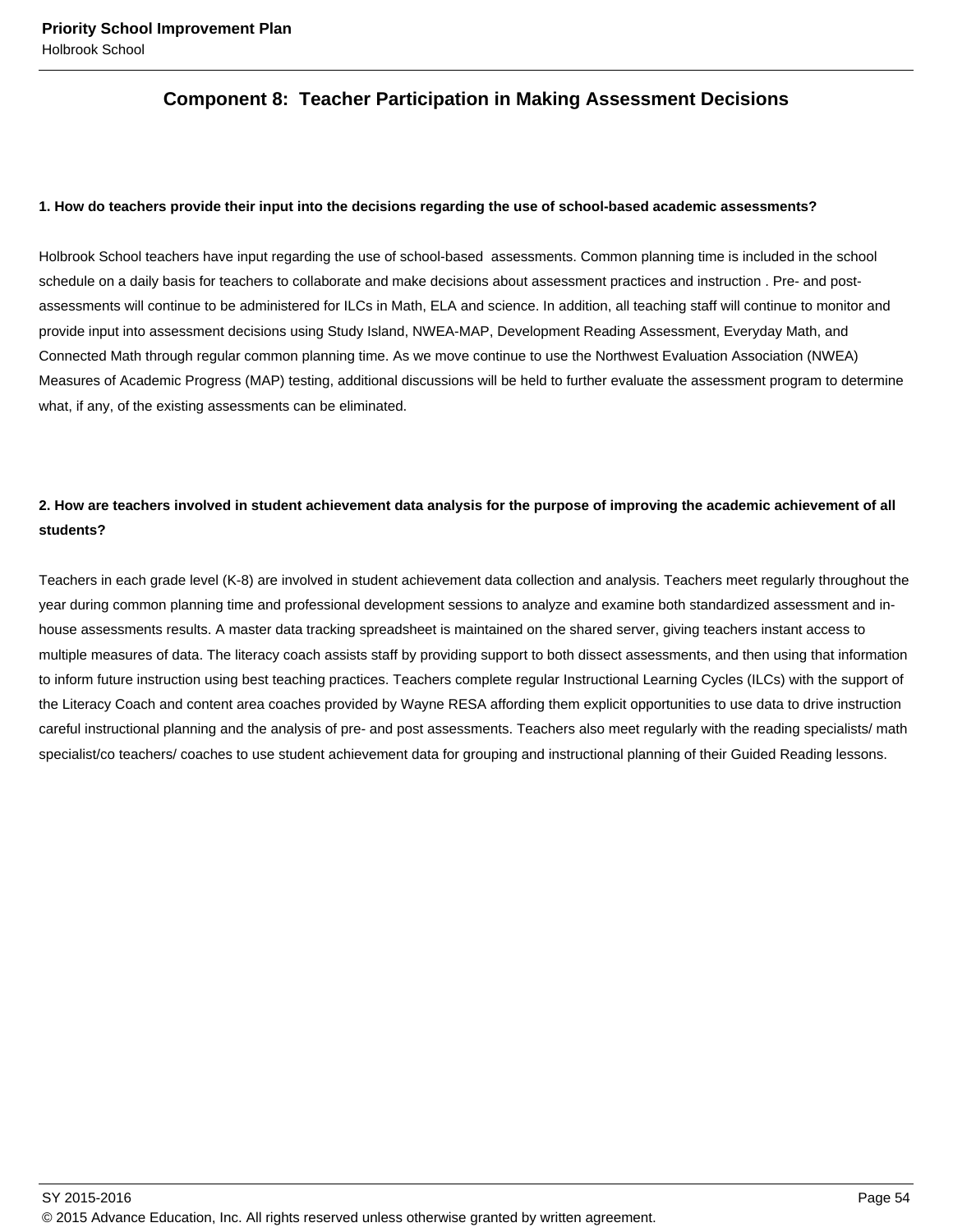## Component 8: Teacher Participation in Making Assessment Decisions

**1. How do teachers provide their input into the decisions regarding the use of school-based academic assessments?**

Holbrook School teachers have input regarding the use of school-based assessments. Common planning time is included in the school schedule on a daily basis for teachers to collaborate and make decisions about assessment practices and instruction . Pre- and post-assessments will continue to be administered for ILCs in Math, ELA and science. In addition, all teaching staff will continue to monitor and provide input into assessment decisions using Study Island, NWEA-MAP, Development Reading Assessment, Everyday Math, and Connected Math through regular common planning time. As we move continue to use the Northwest Evaluation Association (NWEA) Measures of Academic Progress (MAP) testing, additional discussions will be held to further evaluate the assessment program to determine what, if any, of the existing assessments can be eliminated.

**2. How are teachers involved in student achievement data analysis for the purpose of improving the academic achievement of all students?**

Teachers in each grade level (K-8) are involved in student achievement data collection and analysis. Teachers meet regularly throughout the year during common planning time and professional development sessions to analyze and examine both standardized assessment and in-house assessments results. A master data tracking spreadsheet is maintained on the shared server, giving teachers instant access to multiple measures of data. The literacy coach assists staff by providing support to both dissect assessments, and then using that information to inform future instruction using best teaching practices. Teachers complete regular Instructional Learning Cycles (ILCs) with the support of the Literacy Coach and content area coaches provided by Wayne RESA affording them explicit opportunities to use data to drive instruction careful instructional planning and the analysis of pre- and post assessments. Teachers also meet regularly with the reading specialists/ math specialist/co teachers/ coaches to use student achievement data for grouping and instructional planning of their Guided Reading lessons.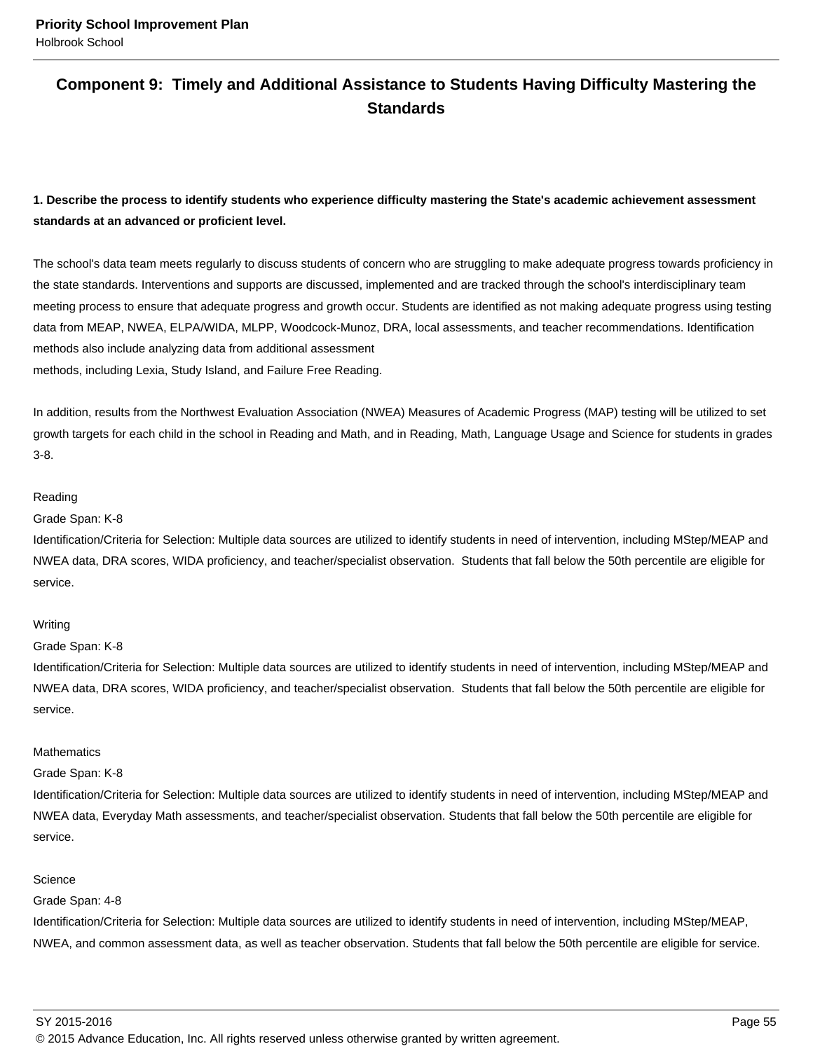## Component 9: Timely and Additional Assistance to Students Having Difficulty Mastering the Standards

**1. Describe the process to identify students who experience difficulty mastering the State's academic achievement assessment standards at an advanced or proficient level.**

The school's data team meets regularly to discuss students of concern who are struggling to make adequate progress towards proficiency in the state standards. Interventions and supports are discussed, implemented and are tracked through the school's interdisciplinary team meeting process to ensure that adequate progress and growth occur. Students are identified as not making adequate progress using testing data from MEAP, NWEA, ELPA/WIDA, MLPP, Woodcock-Munoz, DRA, local assessments, and teacher recommendations. Identification methods also include analyzing data from additional assessment methods, including Lexia, Study Island, and Failure Free Reading.

In addition, results from the Northwest Evaluation Association (NWEA) Measures of Academic Progress (MAP) testing will be utilized to set growth targets for each child in the school in Reading and Math, and in Reading, Math, Language Usage and Science for students in grades 3-8.

Reading
Grade Span: K-8
Identification/Criteria for Selection: Multiple data sources are utilized to identify students in need of intervention, including MStep/MEAP and NWEA data, DRA scores, WIDA proficiency, and teacher/specialist observation. Students that fall below the 50th percentile are eligible for service.

Writing
Grade Span: K-8
Identification/Criteria for Selection: Multiple data sources are utilized to identify students in need of intervention, including MStep/MEAP and NWEA data, DRA scores, WIDA proficiency, and teacher/specialist observation. Students that fall below the 50th percentile are eligible for service.

Mathematics
Grade Span: K-8
Identification/Criteria for Selection: Multiple data sources are utilized to identify students in need of intervention, including MStep/MEAP and NWEA data, Everyday Math assessments, and teacher/specialist observation. Students that fall below the 50th percentile are eligible for service.

Science
Grade Span: 4-8
Identification/Criteria for Selection: Multiple data sources are utilized to identify students in need of intervention, including MStep/MEAP, NWEA, and common assessment data, as well as teacher observation. Students that fall below the 50th percentile are eligible for service.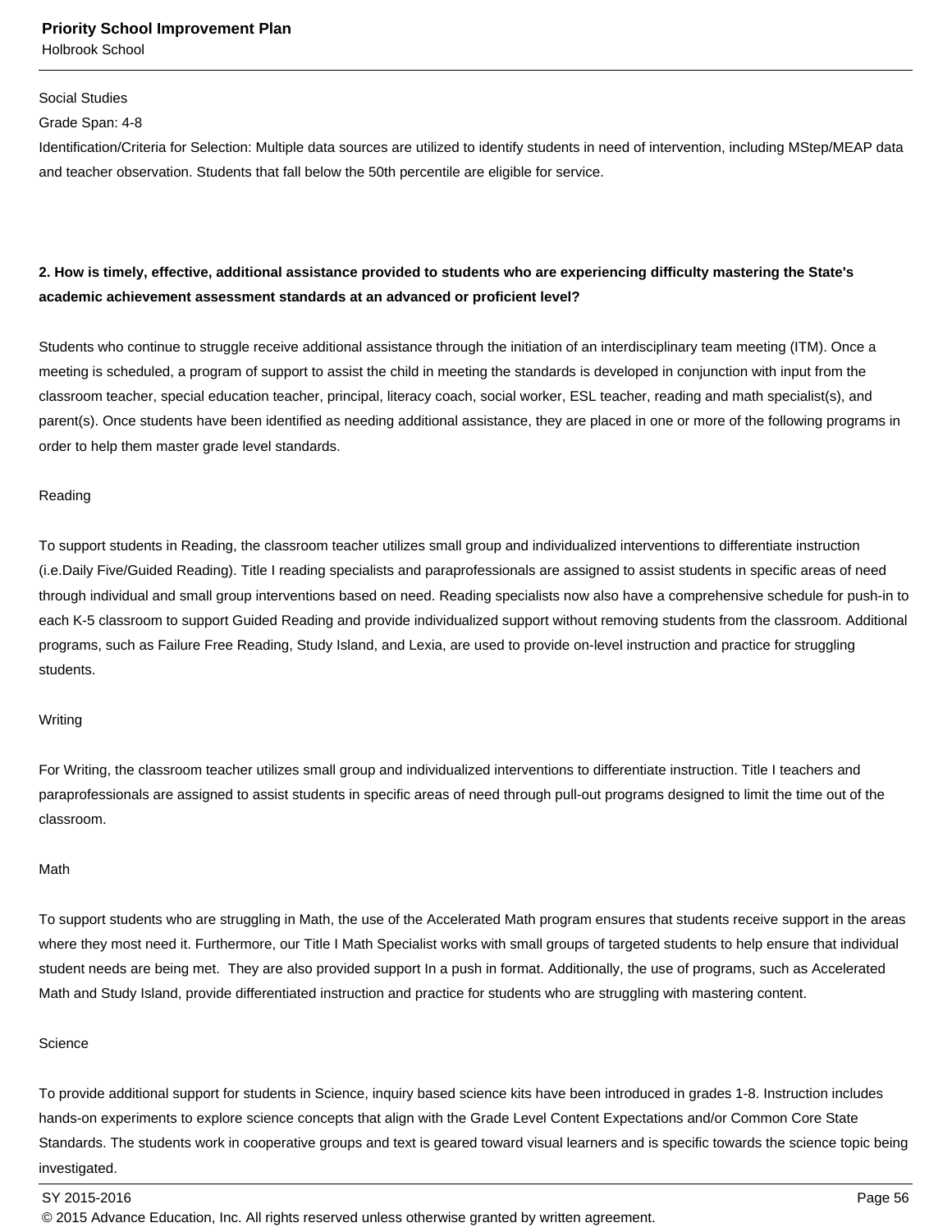Social Studies

Grade Span: 4-8

Identification/Criteria for Selection: Multiple data sources are utilized to identify students in need of intervention, including MStep/MEAP data and teacher observation. Students that fall below the 50th percentile are eligible for service.

**2. How is timely, effective, additional assistance provided to students who are experiencing difficulty mastering the State's academic achievement assessment standards at an advanced or proficient level?**

Students who continue to struggle receive additional assistance through the initiation of an interdisciplinary team meeting (ITM). Once a meeting is scheduled, a program of support to assist the child in meeting the standards is developed in conjunction with input from the classroom teacher, special education teacher, principal, literacy coach, social worker, ESL teacher, reading and math specialist(s), and parent(s). Once students have been identified as needing additional assistance, they are placed in one or more of the following programs in order to help them master grade level standards.

Reading

To support students in Reading, the classroom teacher utilizes small group and individualized interventions to differentiate instruction (i.e.Daily Five/Guided Reading). Title I reading specialists and paraprofessionals are assigned to assist students in specific areas of need through individual and small group interventions based on need. Reading specialists now also have a comprehensive schedule for push-in to each K-5 classroom to support Guided Reading and provide individualized support without removing students from the classroom. Additional programs, such as Failure Free Reading, Study Island, and Lexia, are used to provide on-level instruction and practice for struggling students.

Writing

For Writing, the classroom teacher utilizes small group and individualized interventions to differentiate instruction. Title I teachers and paraprofessionals are assigned to assist students in specific areas of need through pull-out programs designed to limit the time out of the classroom.

Math

To support students who are struggling in Math, the use of the Accelerated Math program ensures that students receive support in the areas where they most need it. Furthermore, our Title I Math Specialist works with small groups of targeted students to help ensure that individual student needs are being met.  They are also provided support In a push in format. Additionally, the use of programs, such as Accelerated Math and Study Island, provide differentiated instruction and practice for students who are struggling with mastering content.

Science

To provide additional support for students in Science, inquiry based science kits have been introduced in grades 1-8. Instruction includes hands-on experiments to explore science concepts that align with the Grade Level Content Expectations and/or Common Core State Standards. The students work in cooperative groups and text is geared toward visual learners and is specific towards the science topic being investigated.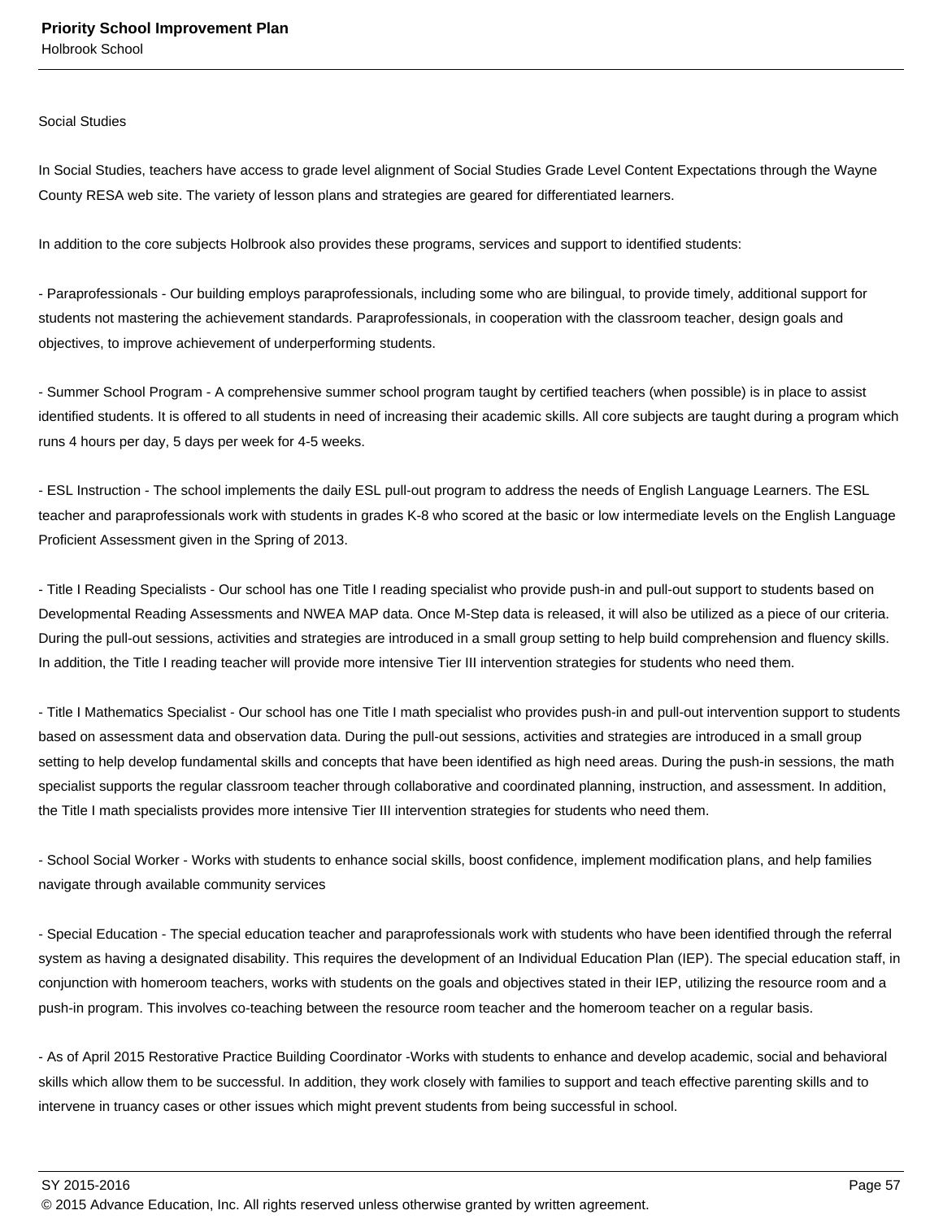Social Studies

In Social Studies, teachers have access to grade level alignment of Social Studies Grade Level Content Expectations through the Wayne County RESA web site. The variety of lesson plans and strategies are geared for differentiated learners.

In addition to the core subjects Holbrook also provides these programs, services and support to identified students:

- Paraprofessionals - Our building employs paraprofessionals, including some who are bilingual, to provide timely, additional support for students not mastering the achievement standards. Paraprofessionals, in cooperation with the classroom teacher, design goals and objectives, to improve achievement of underperforming students.

- Summer School Program - A comprehensive summer school program taught by certified teachers (when possible) is in place to assist identified students. It is offered to all students in need of increasing their academic skills. All core subjects are taught during a program which runs 4 hours per day, 5 days per week for 4-5 weeks.

- ESL Instruction - The school implements the daily ESL pull-out program to address the needs of English Language Learners. The ESL teacher and paraprofessionals work with students in grades K-8 who scored at the basic or low intermediate levels on the English Language Proficient Assessment given in the Spring of 2013.

- Title I Reading Specialists - Our school has one Title I reading specialist who provide push-in and pull-out support to students based on Developmental Reading Assessments and NWEA MAP data. Once M-Step data is released, it will also be utilized as a piece of our criteria. During the pull-out sessions, activities and strategies are introduced in a small group setting to help build comprehension and fluency skills. In addition, the Title I reading teacher will provide more intensive Tier III intervention strategies for students who need them.

- Title I Mathematics Specialist - Our school has one Title I math specialist who provides push-in and pull-out intervention support to students based on assessment data and observation data. During the pull-out sessions, activities and strategies are introduced in a small group setting to help develop fundamental skills and concepts that have been identified as high need areas. During the push-in sessions, the math specialist supports the regular classroom teacher through collaborative and coordinated planning, instruction, and assessment. In addition, the Title I math specialists provides more intensive Tier III intervention strategies for students who need them.

- School Social Worker - Works with students to enhance social skills, boost confidence, implement modification plans, and help families navigate through available community services

- Special Education - The special education teacher and paraprofessionals work with students who have been identified through the referral system as having a designated disability. This requires the development of an Individual Education Plan (IEP). The special education staff, in conjunction with homeroom teachers, works with students on the goals and objectives stated in their IEP, utilizing the resource room and a push-in program. This involves co-teaching between the resource room teacher and the homeroom teacher on a regular basis.

- As of April 2015 Restorative Practice Building Coordinator -Works with students to enhance and develop academic, social and behavioral skills which allow them to be successful. In addition, they work closely with families to support and teach effective parenting skills and to intervene in truancy cases or other issues which might prevent students from being successful in school.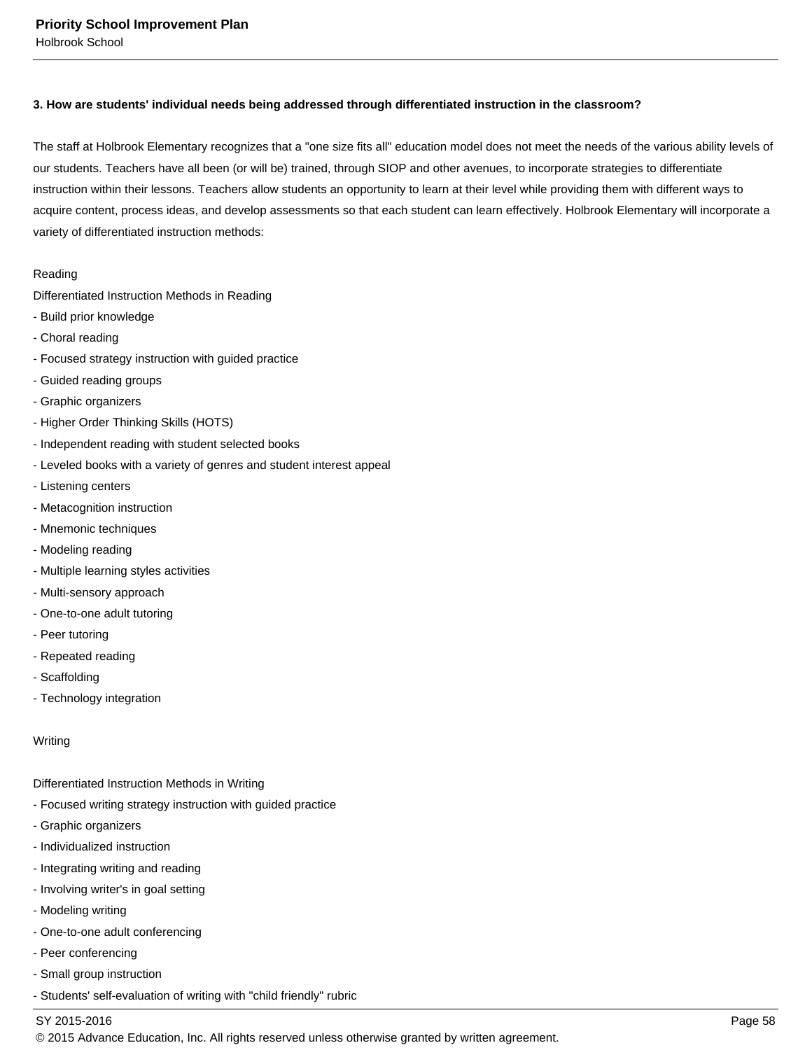**3. How are students' individual needs being addressed through differentiated instruction in the classroom?**

The staff at Holbrook Elementary recognizes that a "one size fits all" education model does not meet the needs of the various ability levels of our students. Teachers have all been (or will be) trained, through SIOP and other avenues, to incorporate strategies to differentiate instruction within their lessons. Teachers allow students an opportunity to learn at their level while providing them with different ways to acquire content, process ideas, and develop assessments so that each student can learn effectively. Holbrook Elementary will incorporate a variety of differentiated instruction methods:

Reading

Differentiated Instruction Methods in Reading

- Build prior knowledge
- Choral reading
- Focused strategy instruction with guided practice
- Guided reading groups
- Graphic organizers
- Higher Order Thinking Skills (HOTS)
- Independent reading with student selected books
- Leveled books with a variety of genres and student interest appeal
- Listening centers
- Metacognition instruction
- Mnemonic techniques
- Modeling reading
- Multiple learning styles activities
- Multi-sensory approach
- One-to-one adult tutoring
- Peer tutoring
- Repeated reading
- Scaffolding
- Technology integration

Writing

Differentiated Instruction Methods in Writing

- Focused writing strategy instruction with guided practice
- Graphic organizers
- Individualized instruction
- Integrating writing and reading
- Involving writer's in goal setting
- Modeling writing
- One-to-one adult conferencing
- Peer conferencing
- Small group instruction
- Students' self-evaluation of writing with "child friendly" rubric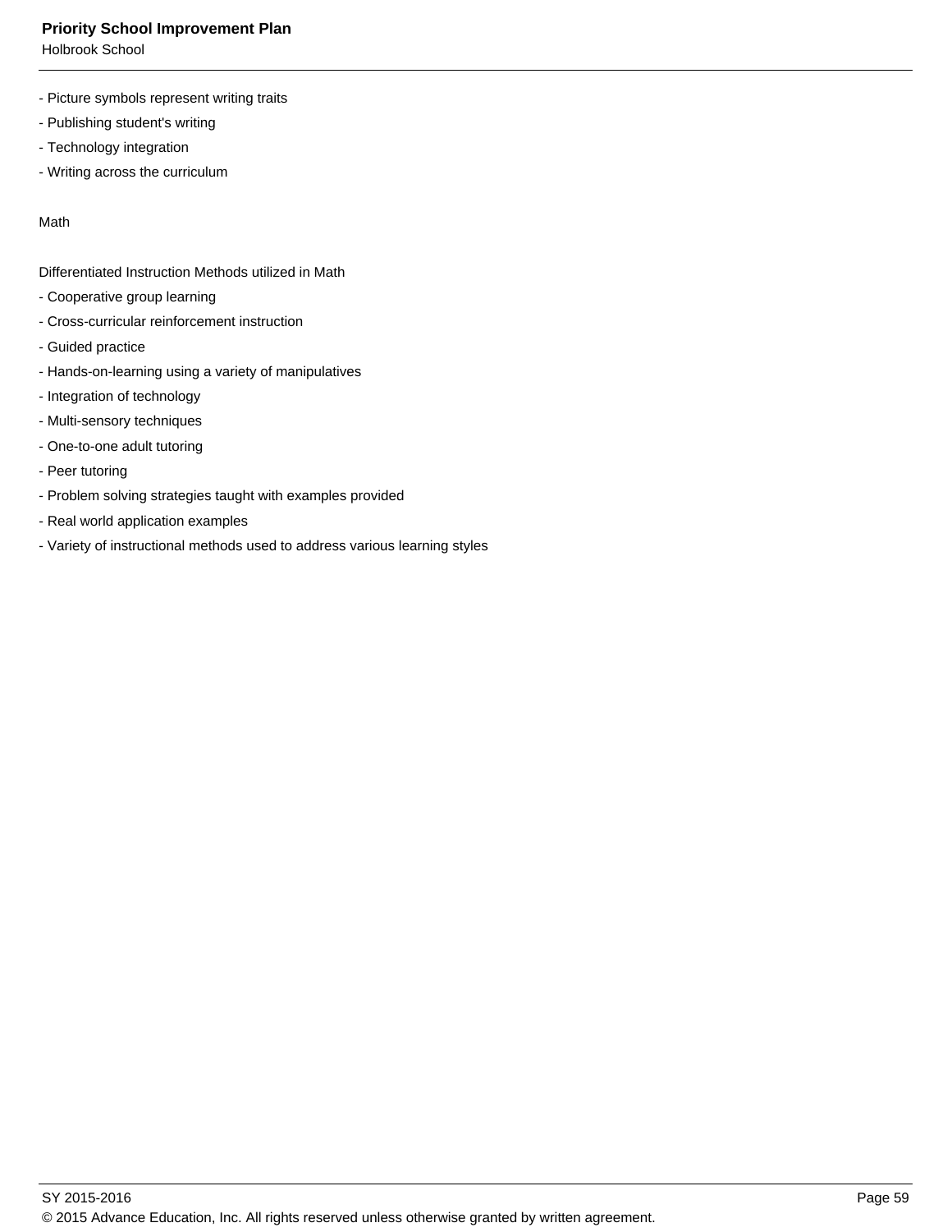- Picture symbols represent writing traits
- Publishing student's writing
- Technology integration
- Writing across the curriculum

Math

Differentiated Instruction Methods utilized in Math

- Cooperative group learning
- Cross-curricular reinforcement instruction
- Guided practice
- Hands-on-learning using a variety of manipulatives
- Integration of technology
- Multi-sensory techniques
- One-to-one adult tutoring
- Peer tutoring
- Problem solving strategies taught with examples provided
- Real world application examples
- Variety of instructional methods used to address various learning styles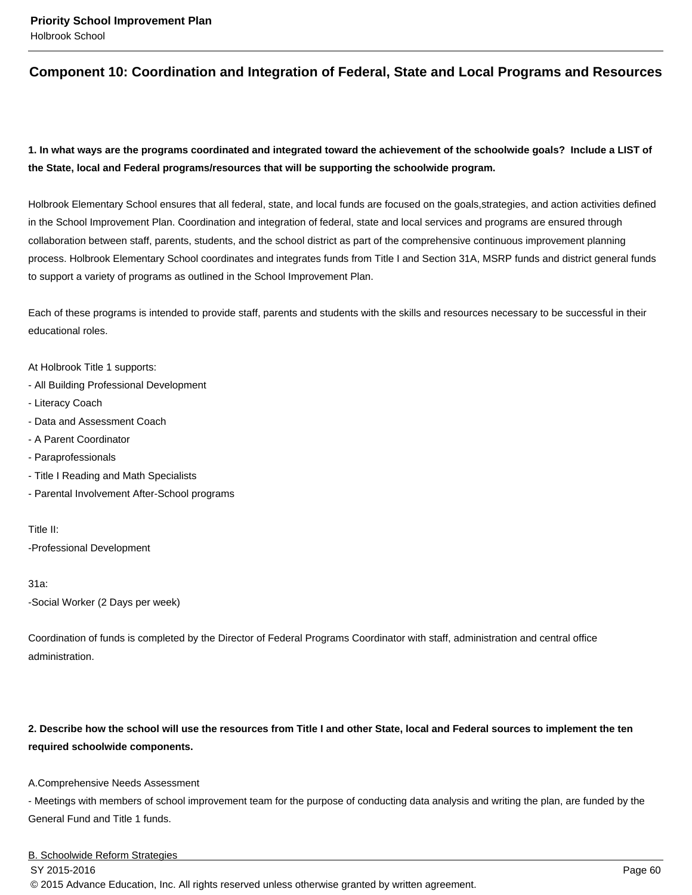## Component 10: Coordination and Integration of Federal, State and Local Programs and Resources

**1. In what ways are the programs coordinated and integrated toward the achievement of the schoolwide goals? Include a LIST of the State, local and Federal programs/resources that will be supporting the schoolwide program.**

Holbrook Elementary School ensures that all federal, state, and local funds are focused on the goals,strategies, and action activities defined in the School Improvement Plan. Coordination and integration of federal, state and local services and programs are ensured through collaboration between staff, parents, students, and the school district as part of the comprehensive continuous improvement planning process. Holbrook Elementary School coordinates and integrates funds from Title I and Section 31A, MSRP funds and district general funds to support a variety of programs as outlined in the School Improvement Plan.

Each of these programs is intended to provide staff, parents and students with the skills and resources necessary to be successful in their educational roles.

At Holbrook Title 1 supports:
- All Building Professional Development
- Literacy Coach
- Data and Assessment Coach
- A Parent Coordinator
- Paraprofessionals
- Title I Reading and Math Specialists
- Parental Involvement After-School programs

Title II:
-Professional Development

31a:
-Social Worker (2 Days per week)

Coordination of funds is completed by the Director of Federal Programs Coordinator with staff, administration and central office administration.

**2. Describe how the school will use the resources from Title I and other State, local and Federal sources to implement the ten required schoolwide components.**

A.Comprehensive Needs Assessment
- Meetings with members of school improvement team for the purpose of conducting data analysis and writing the plan, are funded by the General Fund and Title 1 funds.

B. Schoolwide Reform Strategies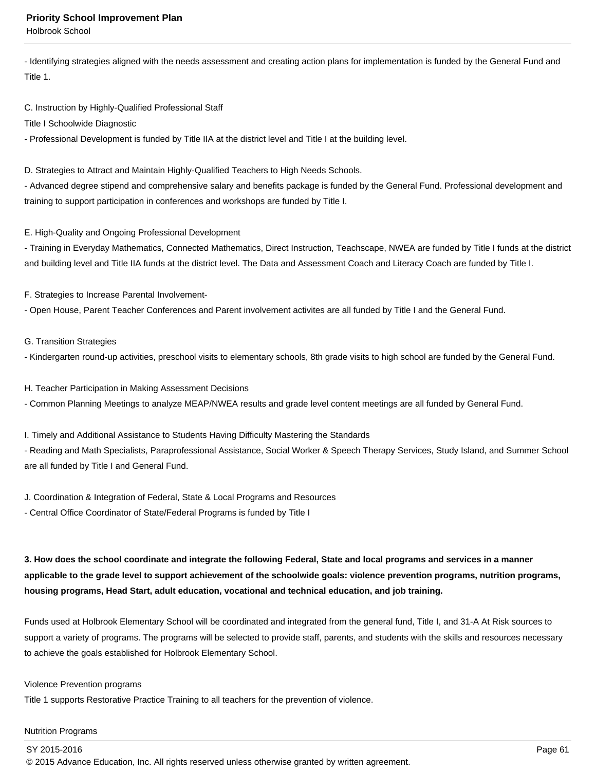- Identifying strategies aligned with the needs assessment and creating action plans for implementation is funded by the General Fund and Title 1.

C. Instruction by Highly-Qualified Professional Staff
Title I Schoolwide Diagnostic
- Professional Development is funded by Title IIA at the district level and Title I at the building level.

D. Strategies to Attract and Maintain Highly-Qualified Teachers to High Needs Schools.
- Advanced degree stipend and comprehensive salary and benefits package is funded by the General Fund. Professional development and training to support participation in conferences and workshops are funded by Title I.

E. High-Quality and Ongoing Professional Development
- Training in Everyday Mathematics, Connected Mathematics, Direct Instruction, Teachscape, NWEA are funded by Title I funds at the district and building level and Title IIA funds at the district level. The Data and Assessment Coach and Literacy Coach are funded by Title I.

F. Strategies to Increase Parental Involvement-
- Open House, Parent Teacher Conferences and Parent involvement activites are all funded by Title I and the General Fund.

G. Transition Strategies
- Kindergarten round-up activities, preschool visits to elementary schools, 8th grade visits to high school are funded by the General Fund.

H. Teacher Participation in Making Assessment Decisions
- Common Planning Meetings to analyze MEAP/NWEA results and grade level content meetings are all funded by General Fund.

I. Timely and Additional Assistance to Students Having Difficulty Mastering the Standards
- Reading and Math Specialists, Paraprofessional Assistance, Social Worker & Speech Therapy Services, Study Island, and Summer School are all funded by Title I and General Fund.

J. Coordination & Integration of Federal, State & Local Programs and Resources
- Central Office Coordinator of State/Federal Programs is funded by Title I

**3. How does the school coordinate and integrate the following Federal, State and local programs and services in a manner applicable to the grade level to support achievement of the schoolwide goals: violence prevention programs, nutrition programs, housing programs, Head Start, adult education, vocational and technical education, and job training.**

Funds used at Holbrook Elementary School will be coordinated and integrated from the general fund, Title I, and 31-A At Risk sources to support a variety of programs. The programs will be selected to provide staff, parents, and students with the skills and resources necessary to achieve the goals established for Holbrook Elementary School.

Violence Prevention programs
Title 1 supports Restorative Practice Training to all teachers for the prevention of violence.

Nutrition Programs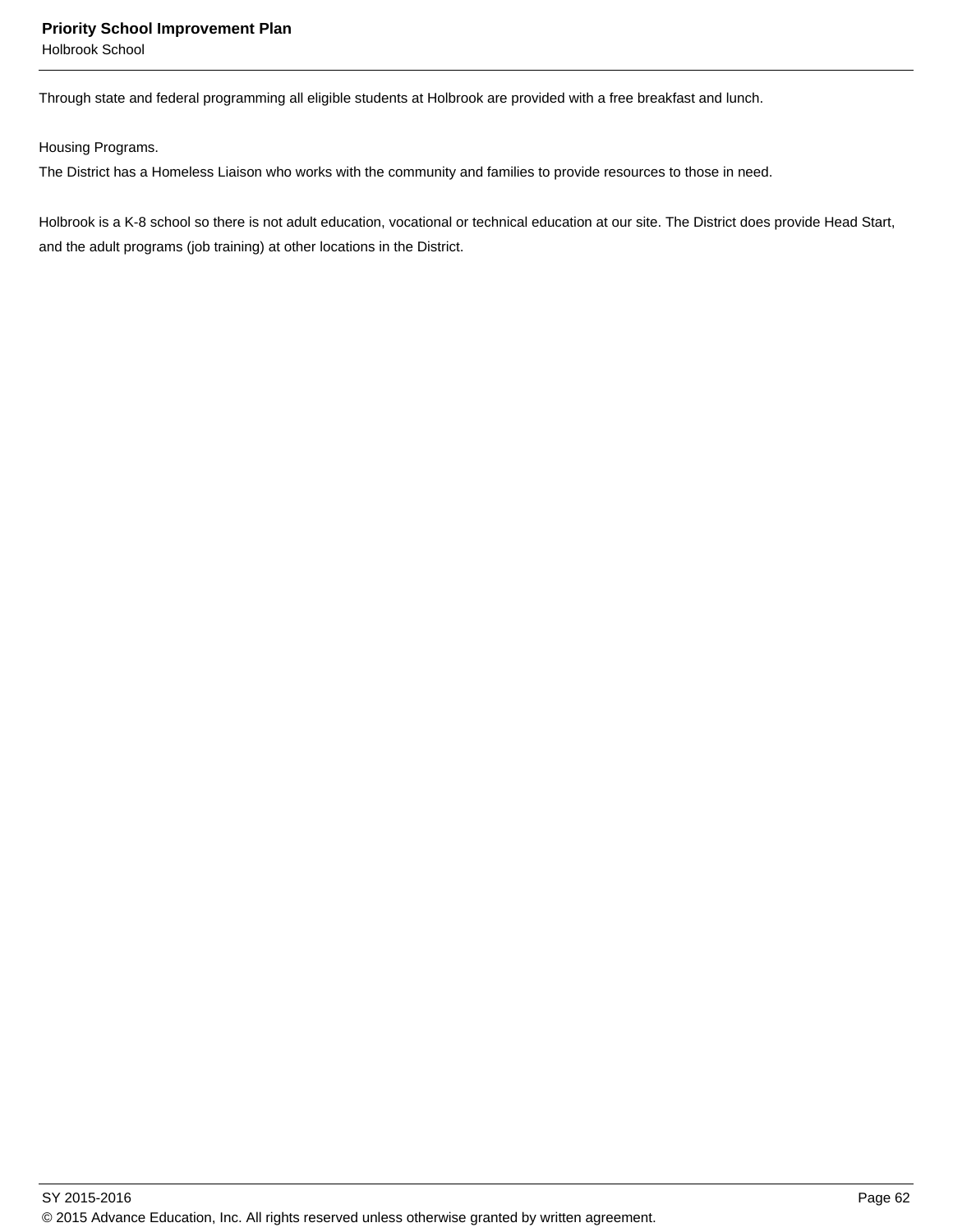Through state and federal programming all eligible students at Holbrook are provided with a free breakfast and lunch.

Housing Programs.
The District has a Homeless Liaison who works with the community and families to provide resources to those in need.

Holbrook is a K-8 school so there is not adult education, vocational or technical education at our site. The District does provide Head Start, and the adult programs (job training) at other locations in the District.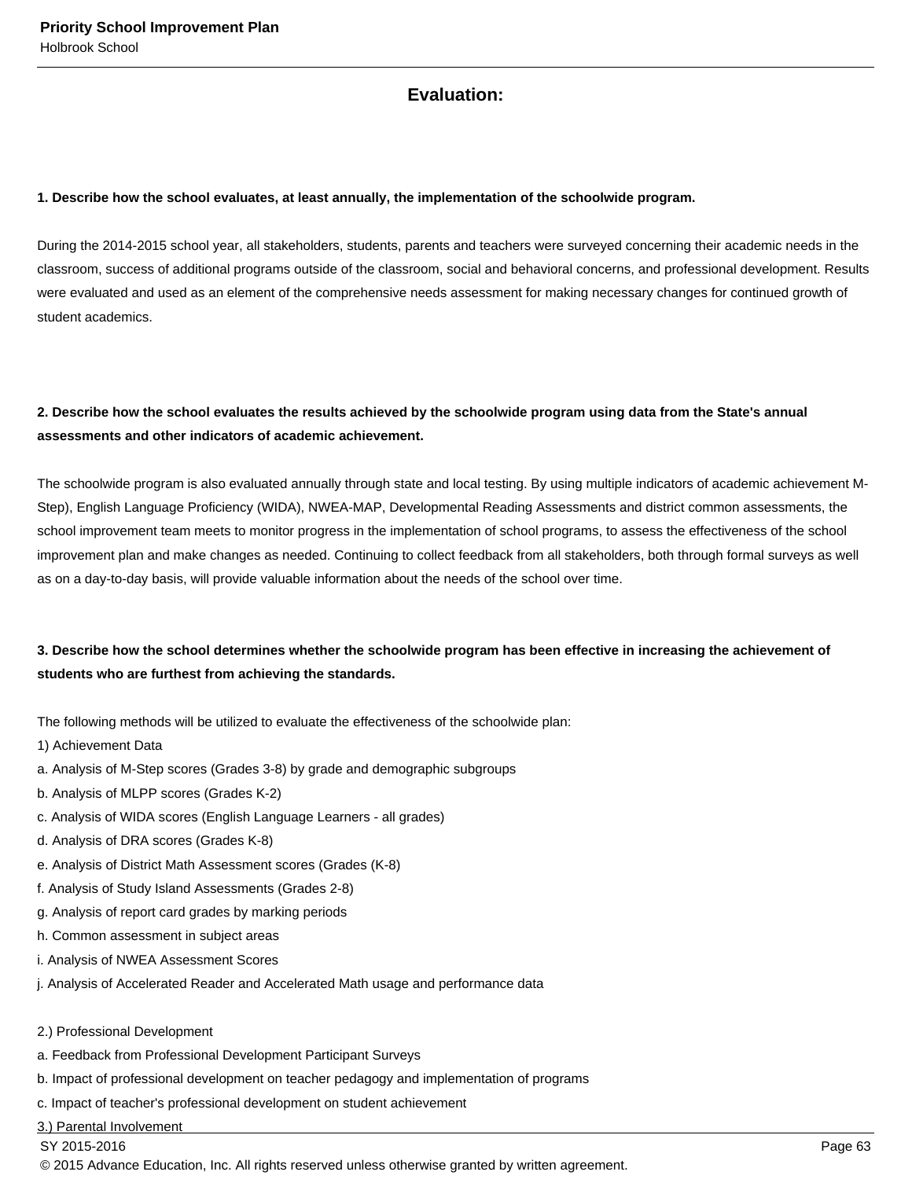## Evaluation:

**1. Describe how the school evaluates, at least annually, the implementation of the schoolwide program.**

During the 2014-2015 school year, all stakeholders, students, parents and teachers were surveyed concerning their academic needs in the classroom, success of additional programs outside of the classroom, social and behavioral concerns, and professional development. Results were evaluated and used as an element of the comprehensive needs assessment for making necessary changes for continued growth of student academics.

**2. Describe how the school evaluates the results achieved by the schoolwide program using data from the State's annual assessments and other indicators of academic achievement.**

The schoolwide program is also evaluated annually through state and local testing. By using multiple indicators of academic achievement M-Step), English Language Proficiency (WIDA), NWEA-MAP, Developmental Reading Assessments and district common assessments, the school improvement team meets to monitor progress in the implementation of school programs, to assess the effectiveness of the school improvement plan and make changes as needed. Continuing to collect feedback from all stakeholders, both through formal surveys as well as on a day-to-day basis, will provide valuable information about the needs of the school over time.

**3. Describe how the school determines whether the schoolwide program has been effective in increasing the achievement of students who are furthest from achieving the standards.**

The following methods will be utilized to evaluate the effectiveness of the schoolwide plan:
1) Achievement Data
a. Analysis of M-Step scores (Grades 3-8) by grade and demographic subgroups
b. Analysis of MLPP scores (Grades K-2)
c. Analysis of WIDA scores (English Language Learners - all grades)
d. Analysis of DRA scores (Grades K-8)
e. Analysis of District Math Assessment scores (Grades (K-8)
f. Analysis of Study Island Assessments (Grades 2-8)
g. Analysis of report card grades by marking periods
h. Common assessment in subject areas
i. Analysis of NWEA Assessment Scores
j. Analysis of Accelerated Reader and Accelerated Math usage and performance data

2.) Professional Development
a. Feedback from Professional Development Participant Surveys
b. Impact of professional development on teacher pedagogy and implementation of programs
c. Impact of teacher's professional development on student achievement
3.) Parental Involvement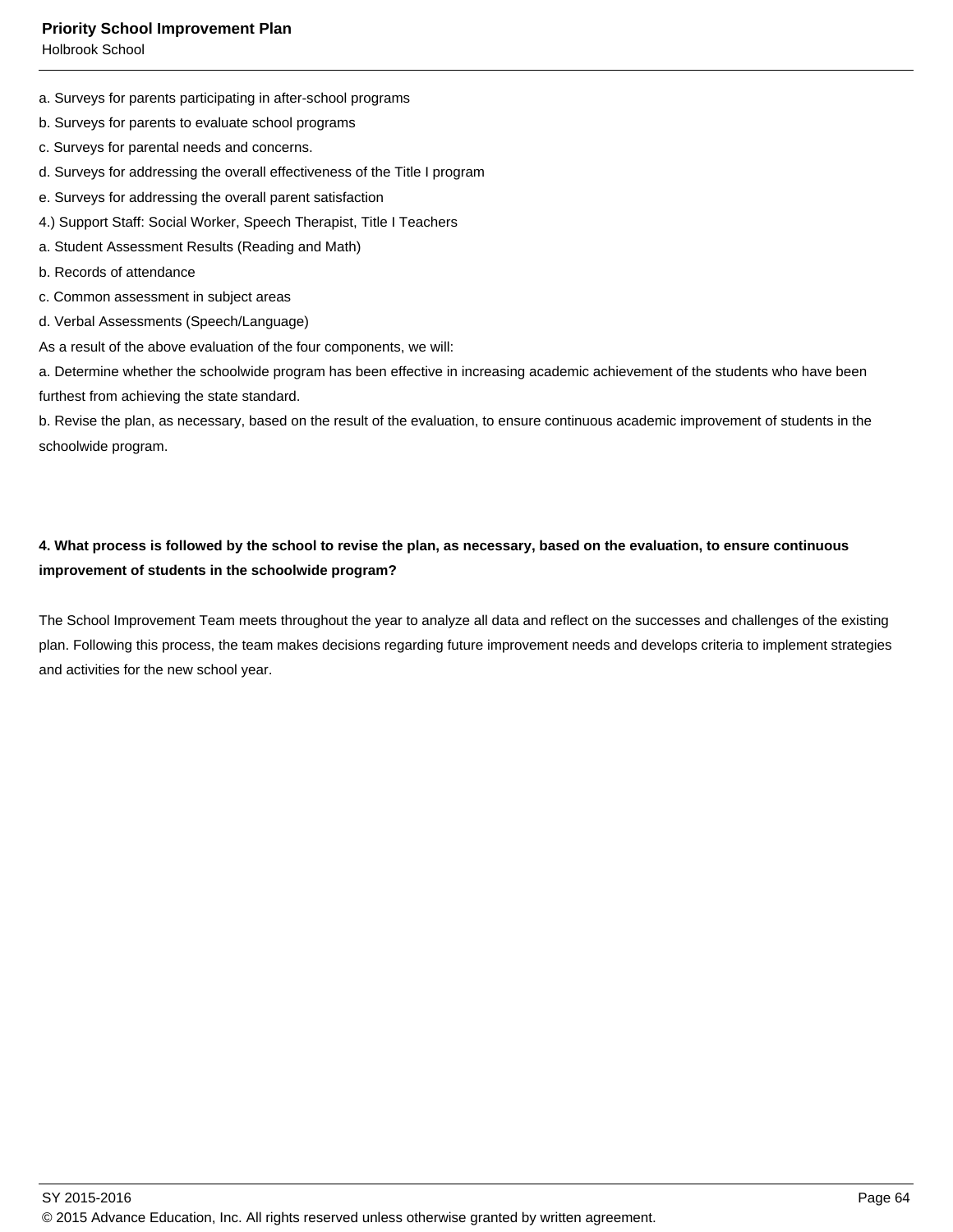a. Surveys for parents participating in after-school programs

b. Surveys for parents to evaluate school programs

c. Surveys for parental needs and concerns.

d. Surveys for addressing the overall effectiveness of the Title I program

e. Surveys for addressing the overall parent satisfaction

4.) Support Staff: Social Worker, Speech Therapist, Title I Teachers

a. Student Assessment Results (Reading and Math)

b. Records of attendance

c. Common assessment in subject areas

d. Verbal Assessments (Speech/Language)

As a result of the above evaluation of the four components, we will:

a. Determine whether the schoolwide program has been effective in increasing academic achievement of the students who have been furthest from achieving the state standard.

b. Revise the plan, as necessary, based on the result of the evaluation, to ensure continuous academic improvement of students in the schoolwide program.

**4. What process is followed by the school to revise the plan, as necessary, based on the evaluation, to ensure continuous improvement of students in the schoolwide program?**

The School Improvement Team meets throughout the year to analyze all data and reflect on the successes and challenges of the existing plan. Following this process, the team makes decisions regarding future improvement needs and develops criteria to implement strategies and activities for the new school year.